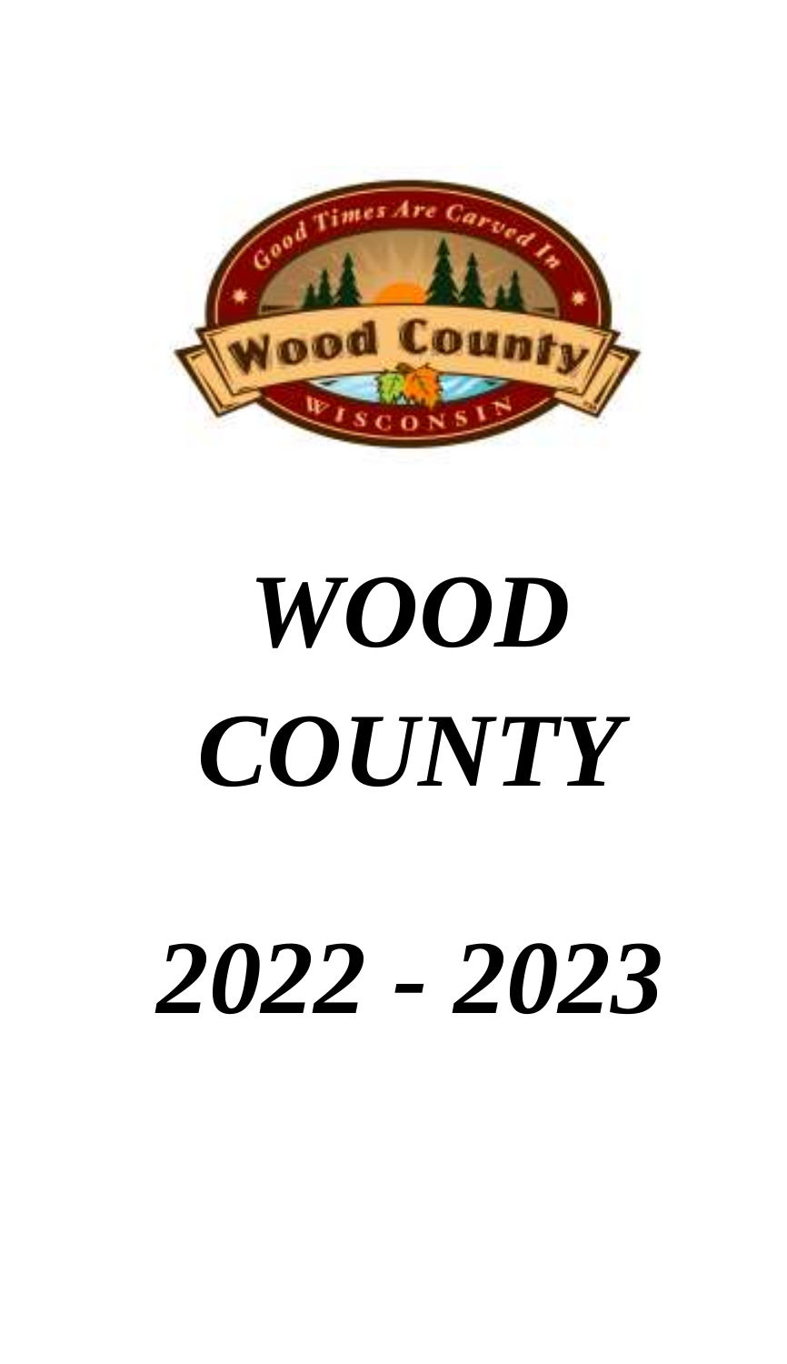# *WOOD COUNTY*

# *2022 - 2023*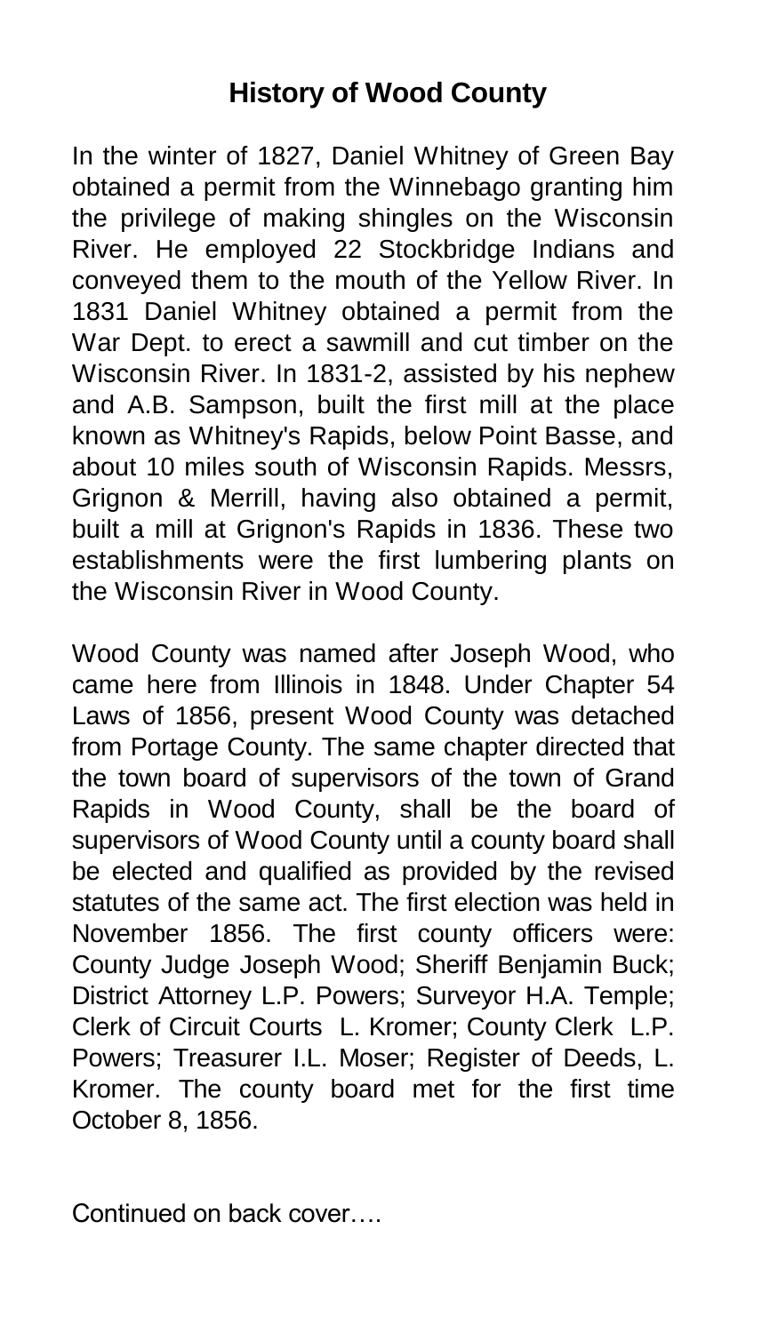## History of Wood County

In the winter of 1827, Daniel Whitney of Green Bay obtained a permit from the Winnebago granting him the privilege of making shingles on the Wisconsin River. He employed 22 Stockbridge Indians and conveyed them to the mouth of the Yellow River. In 1831 Daniel Whitney obtained a permit from the War Dept. to erect a sawmill and cut timber on the Wisconsin River. In 1831-2, assisted by his nephew and A.B. Sampson, built the first mill at the place known as Whitney's Rapids, below Point Basse, and about 10 miles south of Wisconsin Rapids. Messrs, Grignon & Merrill, having also obtained a permit, built a mill at Grignon's Rapids in 1836. These two establishments were the first lumbering plants on the Wisconsin River in Wood County.

Wood County was named after Joseph Wood, who came here from Illinois in 1848. Under Chapter 54 Laws of 1856, present Wood County was detached from Portage County. The same chapter directed that the town board of supervisors of the town of Grand Rapids in Wood County, shall be the board of supervisors of Wood County until a county board shall be elected and qualified as provided by the revised statutes of the same act. The first election was held in November 1856. The first county officers were: County Judge Joseph Wood; Sheriff Benjamin Buck; District Attorney L.P. Powers; Surveyor H.A. Temple; Clerk of Circuit Courts L. Kromer; County Clerk L.P. Powers; Treasurer I.L. Moser; Register of Deeds, L. Kromer. The county board met for the first time October 8, 1856.

Continued on back cover….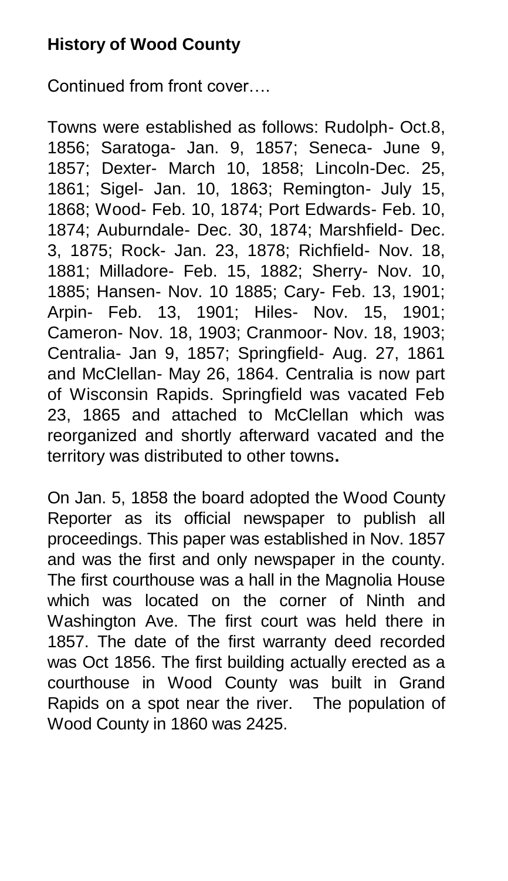## **History of Wood County**

Continued from front cover….

Towns were established as follows: Rudolph- Oct.8, 1856; Saratoga- Jan. 9, 1857; Seneca- June 9, 1857; Dexter- March 10, 1858; Lincoln-Dec. 25, 1861; Sigel- Jan. 10, 1863; Remington- July 15, 1868; Wood- Feb. 10, 1874; Port Edwards- Feb. 10, 1874; Auburndale- Dec. 30, 1874; Marshfield- Dec. 3, 1875; Rock- Jan. 23, 1878; Richfield- Nov. 18, 1881; Milladore- Feb. 15, 1882; Sherry- Nov. 10, 1885; Hansen- Nov. 10 1885; Cary- Feb. 13, 1901; Arpin- Feb. 13, 1901; Hiles- Nov. 15, 1901; Cameron- Nov. 18, 1903; Cranmoor- Nov. 18, 1903; Centralia- Jan 9, 1857; Springfield- Aug. 27, 1861 and McClellan- May 26, 1864. Centralia is now part of Wisconsin Rapids. Springfield was vacated Feb 23, 1865 and attached to McClellan which was reorganized and shortly afterward vacated and the territory was distributed to other towns**.**

On Jan. 5, 1858 the board adopted the Wood County Reporter as its official newspaper to publish all proceedings. This paper was established in Nov. 1857 and was the first and only newspaper in the county. The first courthouse was a hall in the Magnolia House which was located on the corner of Ninth and Washington Ave. The first court was held there in 1857. The date of the first warranty deed recorded was Oct 1856. The first building actually erected as a courthouse in Wood County was built in Grand Rapids on a spot near the river. The population of Wood County in 1860 was 2425.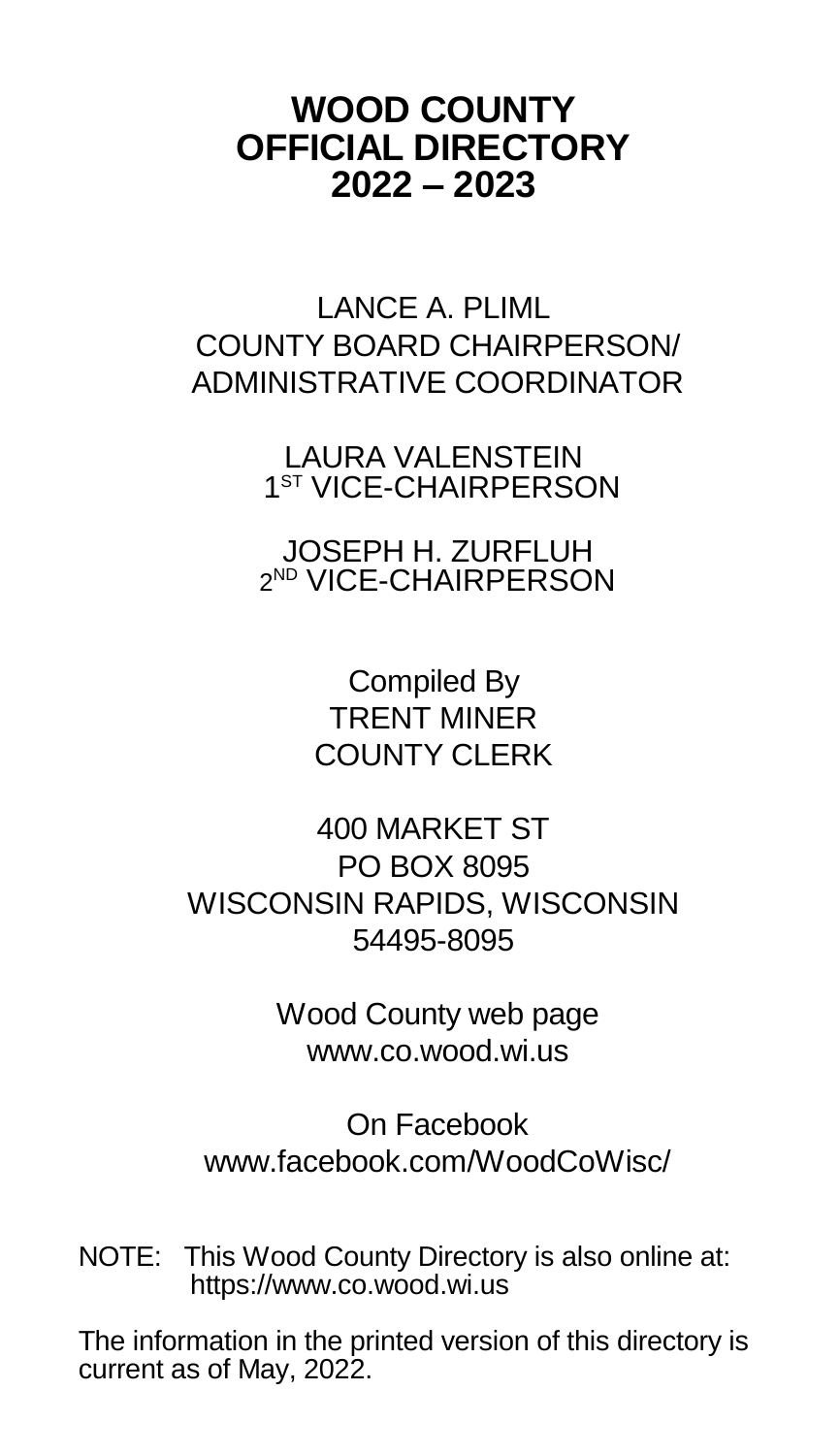# WOOD COUNTY
# OFFICIAL DIRECTORY
# 2022 – 2023

LANCE A. PLIML
COUNTY BOARD CHAIRPERSON/
ADMINISTRATIVE COORDINATOR

LAURA VALENSTEIN
1ST VICE-CHAIRPERSON

JOSEPH H. ZURFLUH
2ND VICE-CHAIRPERSON

Compiled By
TRENT MINER
COUNTY CLERK

400 MARKET ST
PO BOX 8095
WISCONSIN RAPIDS, WISCONSIN
54495-8095

Wood County web page
www.co.wood.wi.us

On Facebook
www.facebook.com/WoodCoWisc/

NOTE: This Wood County Directory is also online at: https://www.co.wood.wi.us

The information in the printed version of this directory is current as of May, 2022.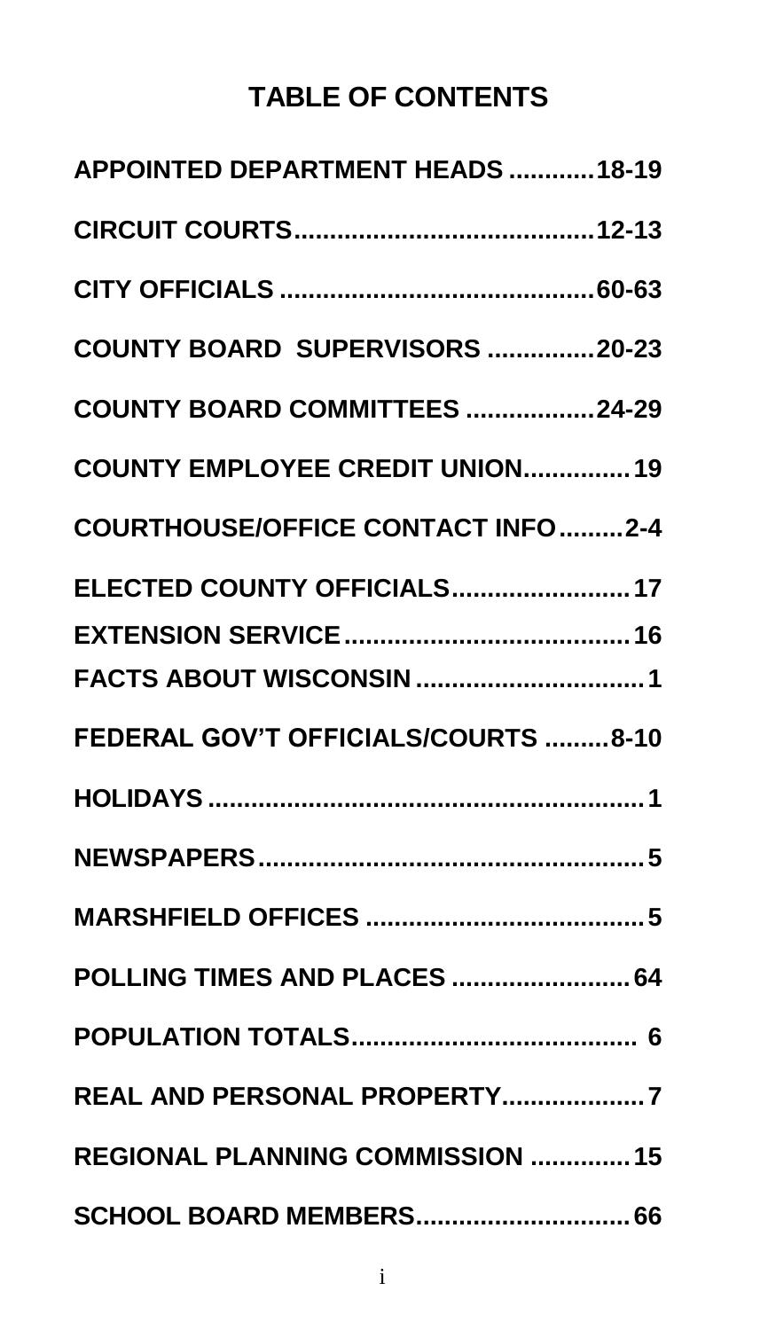# TABLE OF CONTENTS

APPOINTED DEPARTMENT HEADS ............18-19

CIRCUIT COURTS..........................................12-13

CITY OFFICIALS ............................................60-63

COUNTY BOARD SUPERVISORS ...............20-23

COUNTY BOARD COMMITTEES ..................24-29

COUNTY EMPLOYEE CREDIT UNION...............19

COURTHOUSE/OFFICE CONTACT INFO.........2-4

ELECTED COUNTY OFFICIALS.........................17

EXTENSION SERVICE........................................16

FACTS ABOUT WISCONSIN ................................1

FEDERAL GOV'T OFFICIALS/COURTS .........8-10

HOLIDAYS .............................................................1

NEWSPAPERS......................................................5

MARSHFIELD OFFICES .......................................5

POLLING TIMES AND PLACES .........................64

POPULATION TOTALS........................................ 6

REAL AND PERSONAL PROPERTY....................7

REGIONAL PLANNING COMMISSION ..............15

SCHOOL BOARD MEMBERS..............................66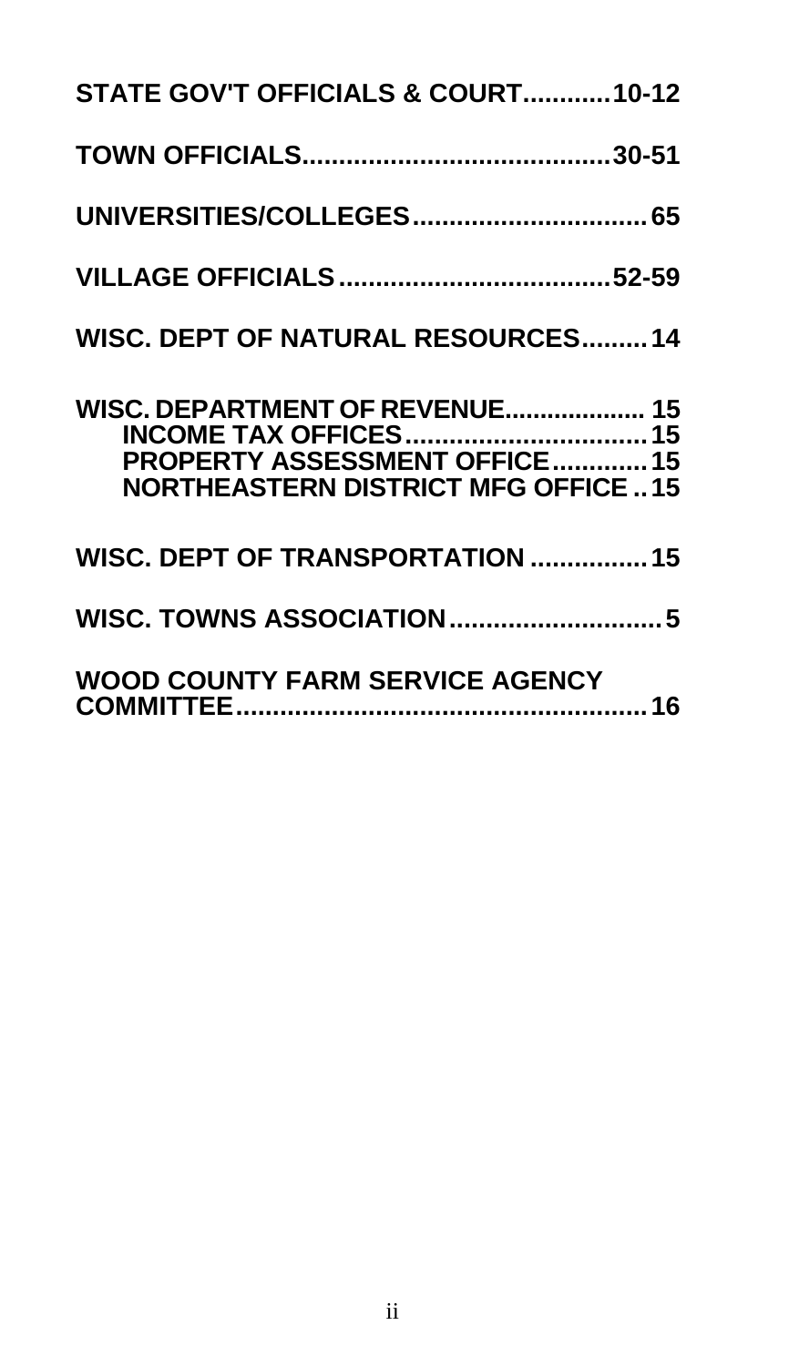**STATE GOV'T OFFICIALS & COURT............10-12**

**TOWN OFFICIALS..........................................30-51**

**UNIVERSITIES/COLLEGES................................65**

**VILLAGE OFFICIALS.....................................52-59**

**WISC. DEPT OF NATURAL RESOURCES.........14**

**WISC. DEPARTMENT OF REVENUE.................... 15**
**INCOME TAX OFFICES................................15**
**PROPERTY ASSESSMENT OFFICE.............15**
**NORTHEASTERN DISTRICT MFG OFFICE ..15**

**WISC. DEPT OF TRANSPORTATION ................15**

**WISC. TOWNS ASSOCIATION.............................5**

**WOOD COUNTY FARM SERVICE AGENCY COMMITTEE........................................................16**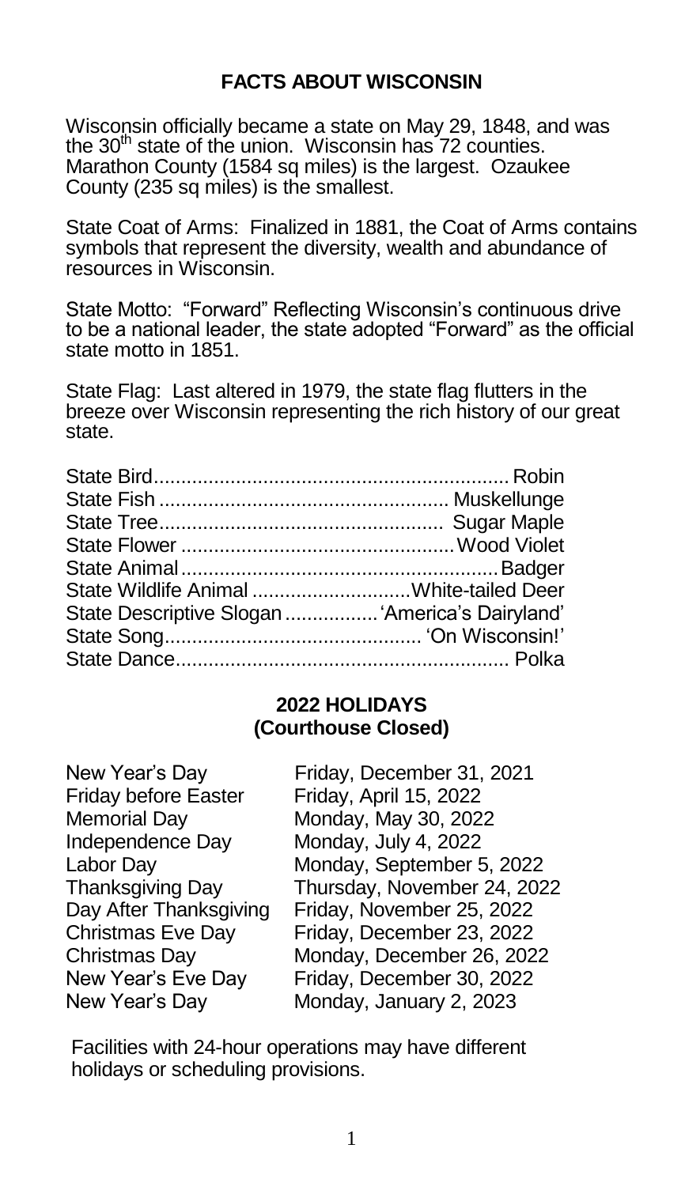## FACTS ABOUT WISCONSIN

Wisconsin officially became a state on May 29, 1848, and was the 30th state of the union. Wisconsin has 72 counties. Marathon County (1584 sq miles) is the largest. Ozaukee County (235 sq miles) is the smallest.

State Coat of Arms: Finalized in 1881, the Coat of Arms contains symbols that represent the diversity, wealth and abundance of resources in Wisconsin.

State Motto: "Forward" Reflecting Wisconsin's continuous drive to be a national leader, the state adopted "Forward" as the official state motto in 1851.

State Flag: Last altered in 1979, the state flag flutters in the breeze over Wisconsin representing the rich history of our great state.

| | |
|---|---|
| State Bird | Robin |
| State Fish | Muskellunge |
| State Tree | Sugar Maple |
| State Flower | Wood Violet |
| State Animal | Badger |
| State Wildlife Animal | White-tailed Deer |
| State Descriptive Slogan | 'America's Dairyland' |
| State Song | 'On Wisconsin!' |
| State Dance | Polka |

## 2022 HOLIDAYS
## (Courthouse Closed)

| | |
|---|---|
| New Year's Day | Friday, December 31, 2021 |
| Friday before Easter | Friday, April 15, 2022 |
| Memorial Day | Monday, May 30, 2022 |
| Independence Day | Monday, July 4, 2022 |
| Labor Day | Monday, September 5, 2022 |
| Thanksgiving Day | Thursday, November 24, 2022 |
| Day After Thanksgiving | Friday, November 25, 2022 |
| Christmas Eve Day | Friday, December 23, 2022 |
| Christmas Day | Monday, December 26, 2022 |
| New Year's Eve Day | Friday, December 30, 2022 |
| New Year's Day | Monday, January 2, 2023 |

Facilities with 24-hour operations may have different holidays or scheduling provisions.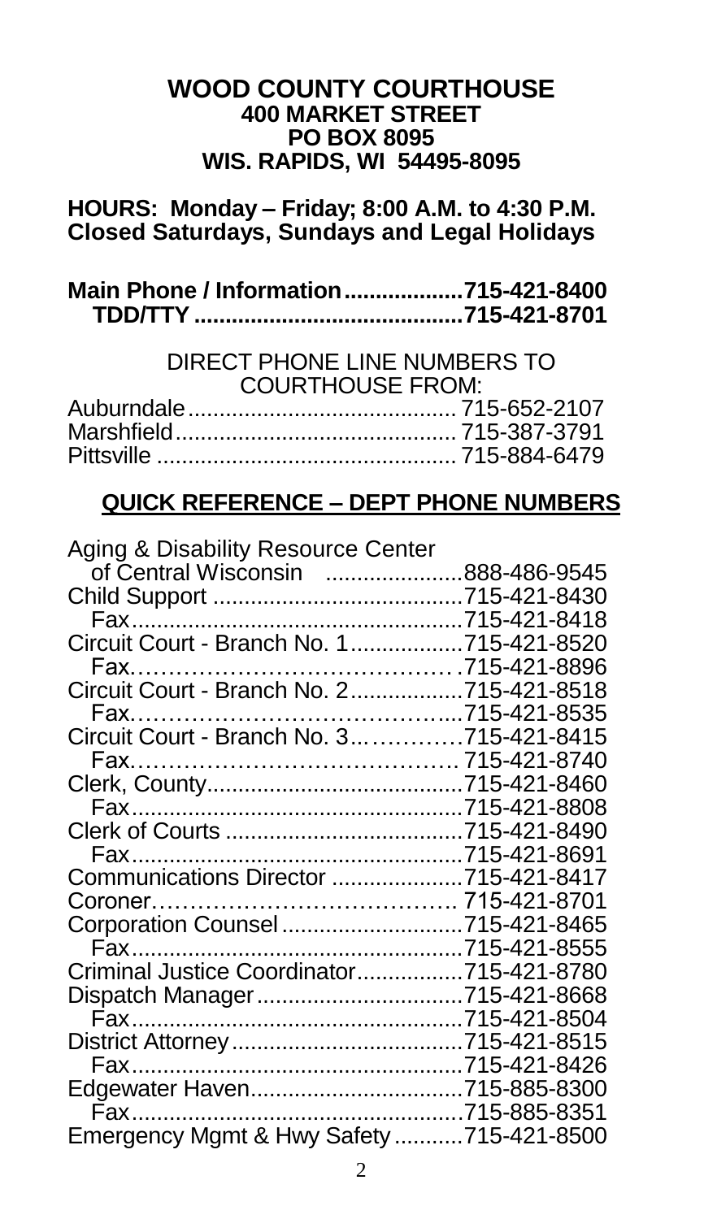**WOOD COUNTY COURTHOUSE**
**400 MARKET STREET**
**PO BOX 8095**
**WIS. RAPIDS, WI 54495-8095**

**HOURS: Monday – Friday; 8:00 A.M. to 4:30 P.M.**
**Closed Saturdays, Sundays and Legal Holidays**

**Main Phone / Information....................715-421-8400**
**TDD/TTY ............................................715-421-8701**

DIRECT PHONE LINE NUMBERS TO COURTHOUSE FROM:

Auburndale.......................................... 715-652-2107
Marshfield............................................ 715-387-3791
Pittsville ............................................... 715-884-6479

## QUICK REFERENCE – DEPT PHONE NUMBERS

Aging & Disability Resource Center
of Central Wisconsin ......................888-486-9545
Child Support ........................................715-421-8430
Fax.....................................................715-421-8418
Circuit Court - Branch No. 1..................715-421-8520
Fax…………………………………….715-421-8896
Circuit Court - Branch No. 2..................715-421-8518
Fax……………………………………...715-421-8535
Circuit Court - Branch No. 3...…………715-421-8415
Fax…………………………………… 715-421-8740
Clerk, County.........................................715-421-8460
Fax.....................................................715-421-8808
Clerk of Courts ......................................715-421-8490
Fax.....................................................715-421-8691
Communications Director .....................715-421-8417
Coroner………………………………… 715-421-8701
Corporation Counsel.............................715-421-8465
Fax.....................................................715-421-8555
Criminal Justice Coordinator.................715-421-8780
Dispatch Manager.................................715-421-8668
Fax.....................................................715-421-8504
District Attorney.....................................715-421-8515
Fax.....................................................715-421-8426
Edgewater Haven..................................715-885-8300
Fax.....................................................715-885-8351
Emergency Mgmt & Hwy Safety...........715-421-8500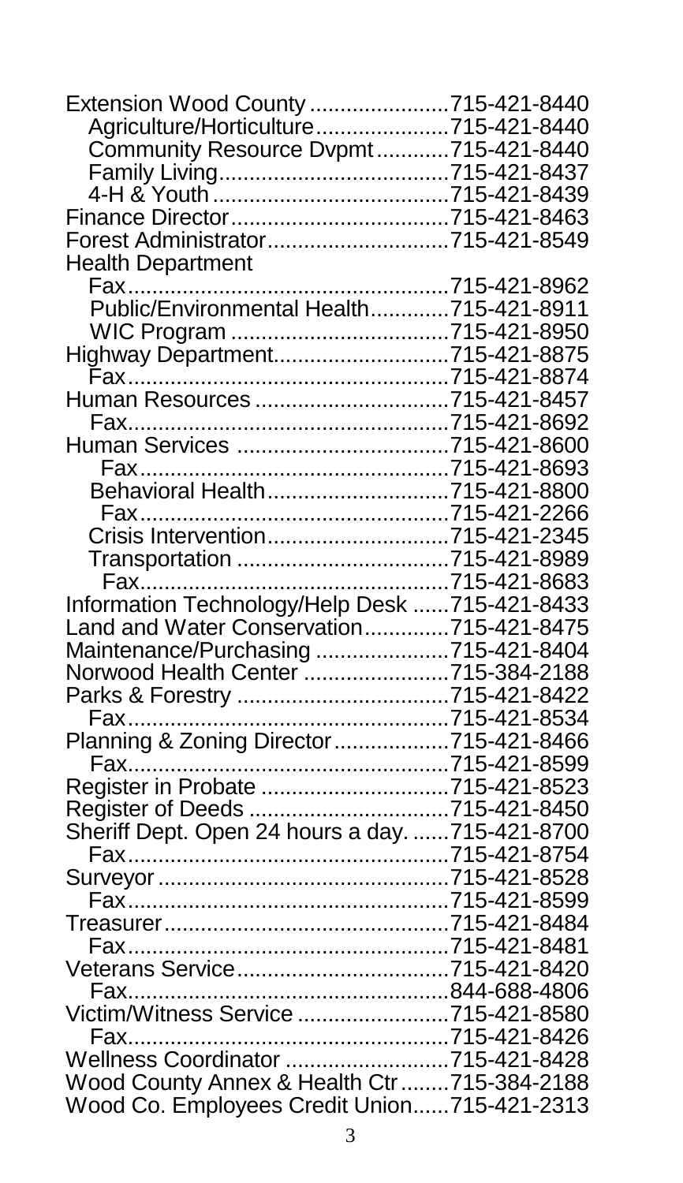| | |
|---|---|
| Extension Wood County | 715-421-8440 |
| Agriculture/Horticulture | 715-421-8440 |
| Community Resource Dvpmt | 715-421-8440 |
| Family Living | 715-421-8437 |
| 4-H & Youth | 715-421-8439 |
| Finance Director | 715-421-8463 |
| Forest Administrator | 715-421-8549 |
| Health Department | |
| Fax | 715-421-8962 |
| Public/Environmental Health | 715-421-8911 |
| WIC Program | 715-421-8950 |
| Highway Department | 715-421-8875 |
| Fax | 715-421-8874 |
| Human Resources | 715-421-8457 |
| Fax | 715-421-8692 |
| Human Services | 715-421-8600 |
| Fax | 715-421-8693 |
| Behavioral Health | 715-421-8800 |
| Fax | 715-421-2266 |
| Crisis Intervention | 715-421-2345 |
| Transportation | 715-421-8989 |
| Fax | 715-421-8683 |
| Information Technology/Help Desk | 715-421-8433 |
| Land and Water Conservation | 715-421-8475 |
| Maintenance/Purchasing | 715-421-8404 |
| Norwood Health Center | 715-384-2188 |
| Parks & Forestry | 715-421-8422 |
| Fax | 715-421-8534 |
| Planning & Zoning Director | 715-421-8466 |
| Fax | 715-421-8599 |
| Register in Probate | 715-421-8523 |
| Register of Deeds | 715-421-8450 |
| Sheriff Dept. Open 24 hours a day. | 715-421-8700 |
| Fax | 715-421-8754 |
| Surveyor | 715-421-8528 |
| Fax | 715-421-8599 |
| Treasurer | 715-421-8484 |
| Fax | 715-421-8481 |
| Veterans Service | 715-421-8420 |
| Fax | 844-688-4806 |
| Victim/Witness Service | 715-421-8580 |
| Fax | 715-421-8426 |
| Wellness Coordinator | 715-421-8428 |
| Wood County Annex & Health Ctr | 715-384-2188 |
| Wood Co. Employees Credit Union | 715-421-2313 |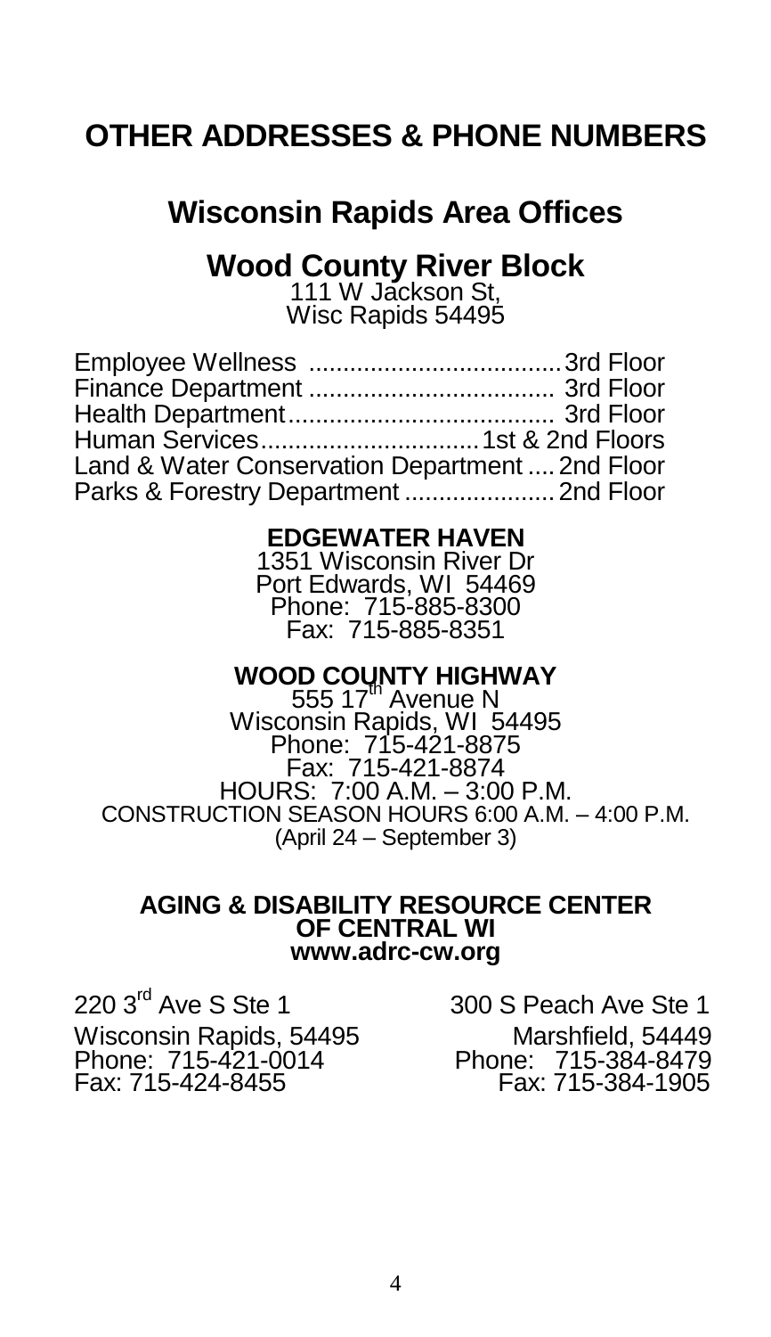# OTHER ADDRESSES & PHONE NUMBERS

## Wisconsin Rapids Area Offices

### Wood County River Block

111 W Jackson St,
Wisc Rapids 54495

| | |
|---|---|
| Employee Wellness | 3rd Floor |
| Finance Department | 3rd Floor |
| Health Department | 3rd Floor |
| Human Services | 1st & 2nd Floors |
| Land & Water Conservation Department | 2nd Floor |
| Parks & Forestry Department | 2nd Floor |

**EDGEWATER HAVEN**
1351 Wisconsin River Dr
Port Edwards, WI 54469
Phone: 715-885-8300
Fax: 715-885-8351

**WOOD COUNTY HIGHWAY**
555 17th Avenue N
Wisconsin Rapids, WI 54495
Phone: 715-421-8875
Fax: 715-421-8874
HOURS: 7:00 A.M. – 3:00 P.M.
CONSTRUCTION SEASON HOURS 6:00 A.M. – 4:00 P.M.
(April 24 – September 3)

**AGING & DISABILITY RESOURCE CENTER OF CENTRAL WI**
**www.adrc-cw.org**

220 3rd Ave S Ste 1
Wisconsin Rapids, 54495
Phone: 715-421-0014
Fax: 715-424-8455

300 S Peach Ave Ste 1
Marshfield, 54449
Phone: 715-384-8479
Fax: 715-384-1905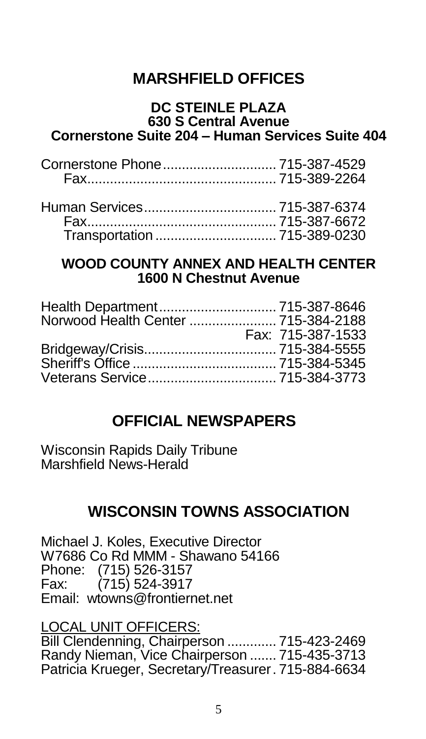# MARSHFIELD OFFICES

**DC STEINLE PLAZA**
**630 S Central Avenue**
**Cornerstone Suite 204 – Human Services Suite 404**

Cornerstone Phone............................. 715-387-4529
  Fax................................................. 715-389-2264

Human Services.................................. 715-387-6374
  Fax................................................. 715-387-6672
  Transportation ................................ 715-389-0230

**WOOD COUNTY ANNEX AND HEALTH CENTER**
**1600 N Chestnut Avenue**

Health Department............................... 715-387-8646
Norwood Health Center ....................... 715-384-2188
                                                        Fax: 715-387-1533
Bridgeway/Crisis.................................. 715-384-5555
Sheriff's Office ..................................... 715-384-5345
Veterans Service.................................. 715-384-3773

# OFFICIAL NEWSPAPERS

Wisconsin Rapids Daily Tribune
Marshfield News-Herald

# WISCONSIN TOWNS ASSOCIATION

Michael J. Koles, Executive Director
W7686 Co Rd MMM - Shawano 54166
Phone: (715) 526-3157
Fax: (715) 524-3917
Email: wtowns@frontiernet.net

LOCAL UNIT OFFICERS:
Bill Clendenning, Chairperson ............. 715-423-2469
Randy Nieman, Vice Chairperson ....... 715-435-3713
Patricia Krueger, Secretary/Treasurer. 715-884-6634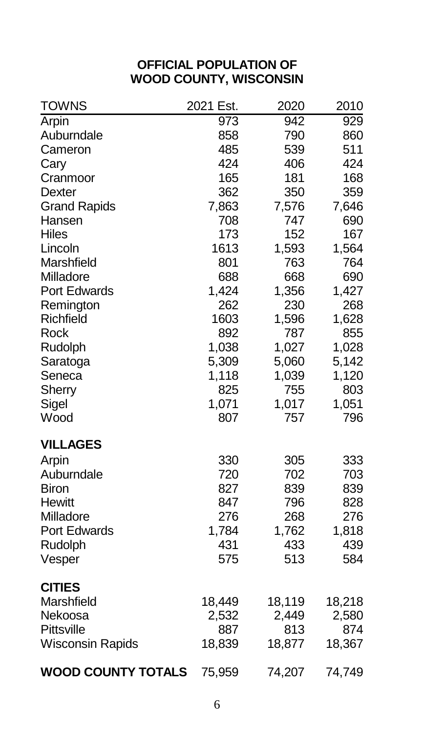# OFFICIAL POPULATION OF WOOD COUNTY, WISCONSIN

| TOWNS | 2021 Est. | 2020 | 2010 |
|---|---|---|---|
| Arpin | 973 | 942 | 929 |
| Auburndale | 858 | 790 | 860 |
| Cameron | 485 | 539 | 511 |
| Cary | 424 | 406 | 424 |
| Cranmoor | 165 | 181 | 168 |
| Dexter | 362 | 350 | 359 |
| Grand Rapids | 7,863 | 7,576 | 7,646 |
| Hansen | 708 | 747 | 690 |
| Hiles | 173 | 152 | 167 |
| Lincoln | 1613 | 1,593 | 1,564 |
| Marshfield | 801 | 763 | 764 |
| Milladore | 688 | 668 | 690 |
| Port Edwards | 1,424 | 1,356 | 1,427 |
| Remington | 262 | 230 | 268 |
| Richfield | 1603 | 1,596 | 1,628 |
| Rock | 892 | 787 | 855 |
| Rudolph | 1,038 | 1,027 | 1,028 |
| Saratoga | 5,309 | 5,060 | 5,142 |
| Seneca | 1,118 | 1,039 | 1,120 |
| Sherry | 825 | 755 | 803 |
| Sigel | 1,071 | 1,017 | 1,051 |
| Wood | 807 | 757 | 796 |
| **VILLAGES** | | | |
| Arpin | 330 | 305 | 333 |
| Auburndale | 720 | 702 | 703 |
| Biron | 827 | 839 | 839 |
| Hewitt | 847 | 796 | 828 |
| Milladore | 276 | 268 | 276 |
| Port Edwards | 1,784 | 1,762 | 1,818 |
| Rudolph | 431 | 433 | 439 |
| Vesper | 575 | 513 | 584 |
| **CITIES** | | | |
| Marshfield | 18,449 | 18,119 | 18,218 |
| Nekoosa | 2,532 | 2,449 | 2,580 |
| Pittsville | 887 | 813 | 874 |
| Wisconsin Rapids | 18,839 | 18,877 | 18,367 |
| **WOOD COUNTY TOTALS** | 75,959 | 74,207 | 74,749 |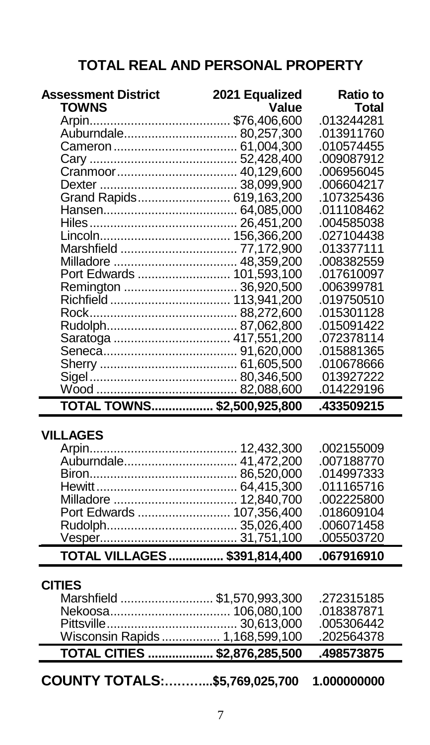# TOTAL REAL AND PERSONAL PROPERTY

| Assessment District | 2021 Equalized Value | Ratio to Total |
|---|---|---|
| **TOWNS** | | |
| Arpin | $76,406,600 | .013244281 |
| Auburndale | 80,257,300 | .013911760 |
| Cameron | 61,004,300 | .010574455 |
| Cary | 52,428,400 | .009087912 |
| Cranmoor | 40,129,600 | .006956045 |
| Dexter | 38,099,900 | .006604217 |
| Grand Rapids | 619,163,200 | .107325436 |
| Hansen | 64,085,000 | .011108462 |
| Hiles | 26,451,200 | .004585038 |
| Lincoln | 156,366,200 | .027104438 |
| Marshfield | 77,172,900 | .013377111 |
| Milladore | 48,359,200 | .008382559 |
| Port Edwards | 101,593,100 | .017610097 |
| Remington | 36,920,500 | .006399781 |
| Richfield | 113,941,200 | .019750510 |
| Rock | 88,272,600 | .015301128 |
| Rudolph | 87,062,800 | .015091422 |
| Saratoga | 417,551,200 | .072378114 |
| Seneca | 91,620,000 | .015881365 |
| Sherry | 61,605,500 | .010678666 |
| Sigel | 80,346,500 | 013927222 |
| Wood | 82,088,600 | .014229196 |
| **TOTAL TOWNS** | **$2,500,925,800** | **.433509215** |
| **VILLAGES** | | |
| Arpin | 12,432,300 | .002155009 |
| Auburndale | 41,472,200 | .007188770 |
| Biron | 86,520,000 | .014997333 |
| Hewitt | 64,415,300 | .011165716 |
| Milladore | 12,840,700 | .002225800 |
| Port Edwards | 107,356,400 | .018609104 |
| Rudolph | 35,026,400 | .006071458 |
| Vesper | 31,751,100 | .005503720 |
| **TOTAL VILLAGES** | **$391,814,400** | **.067916910** |
| **CITIES** | | |
| Marshfield | $1,570,993,300 | .272315185 |
| Nekoosa | 106,080,100 | .018387871 |
| Pittsville | 30,613,000 | .005306442 |
| Wisconsin Rapids | 1,168,599,100 | .202564378 |
| **TOTAL CITIES** | **$2,876,285,500** | **.498573875** |
| **COUNTY TOTALS:** | **$5,769,025,700** | **1.000000000** |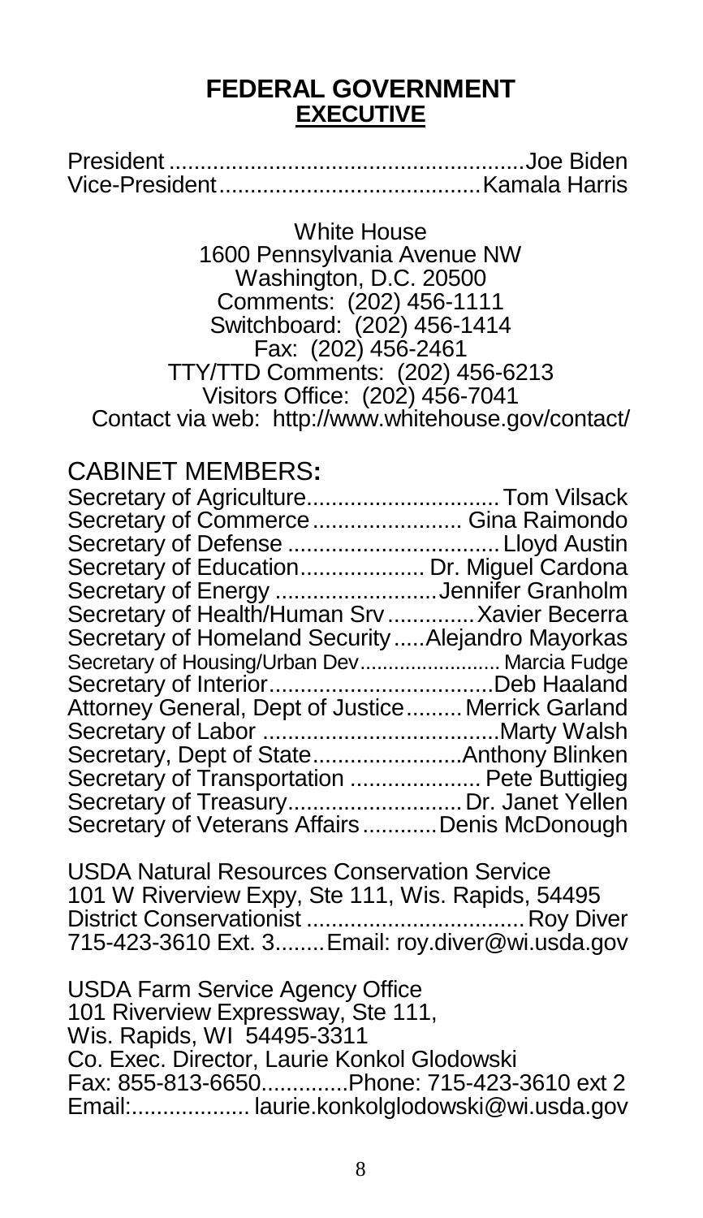# FEDERAL GOVERNMENT

## EXECUTIVE

President ........................................................Joe Biden
Vice-President.........................................Kamala Harris

White House
1600 Pennsylvania Avenue NW
Washington, D.C. 20500
Comments: (202) 456-1111
Switchboard: (202) 456-1414
Fax: (202) 456-2461
TTY/TTD Comments: (202) 456-6213
Visitors Office: (202) 456-7041
Contact via web: http://www.whitehouse.gov/contact/

## CABINET MEMBERS:

Secretary of Agriculture...............................Tom Vilsack
Secretary of Commerce........................ Gina Raimondo
Secretary of Defense ..................................Lloyd Austin
Secretary of Education.................... Dr. Miguel Cardona
Secretary of Energy ..........................Jennifer Granholm
Secretary of Health/Human Srv ..............Xavier Becerra
Secretary of Homeland Security.....Alejandro Mayorkas
Secretary of Housing/Urban Dev......................... Marcia Fudge
Secretary of Interior....................................Deb Haaland
Attorney General, Dept of Justice.........Merrick Garland
Secretary of Labor ......................................Marty Walsh
Secretary, Dept of State........................Anthony Blinken
Secretary of Transportation ..................... Pete Buttigieg
Secretary of Treasury.............................Dr. Janet Yellen
Secretary of Veterans Affairs............Denis McDonough

USDA Natural Resources Conservation Service
101 W Riverview Expy, Ste 111, Wis. Rapids, 54495
District Conservationist ...................................Roy Diver
715-423-3610 Ext. 3........Email: roy.diver@wi.usda.gov

USDA Farm Service Agency Office
101 Riverview Expressway, Ste 111,
Wis. Rapids, WI 54495-3311
Co. Exec. Director, Laurie Konkol Glodowski
Fax: 855-813-6650..............Phone: 715-423-3610 ext 2
Email:................... laurie.konkolglodowski@wi.usda.gov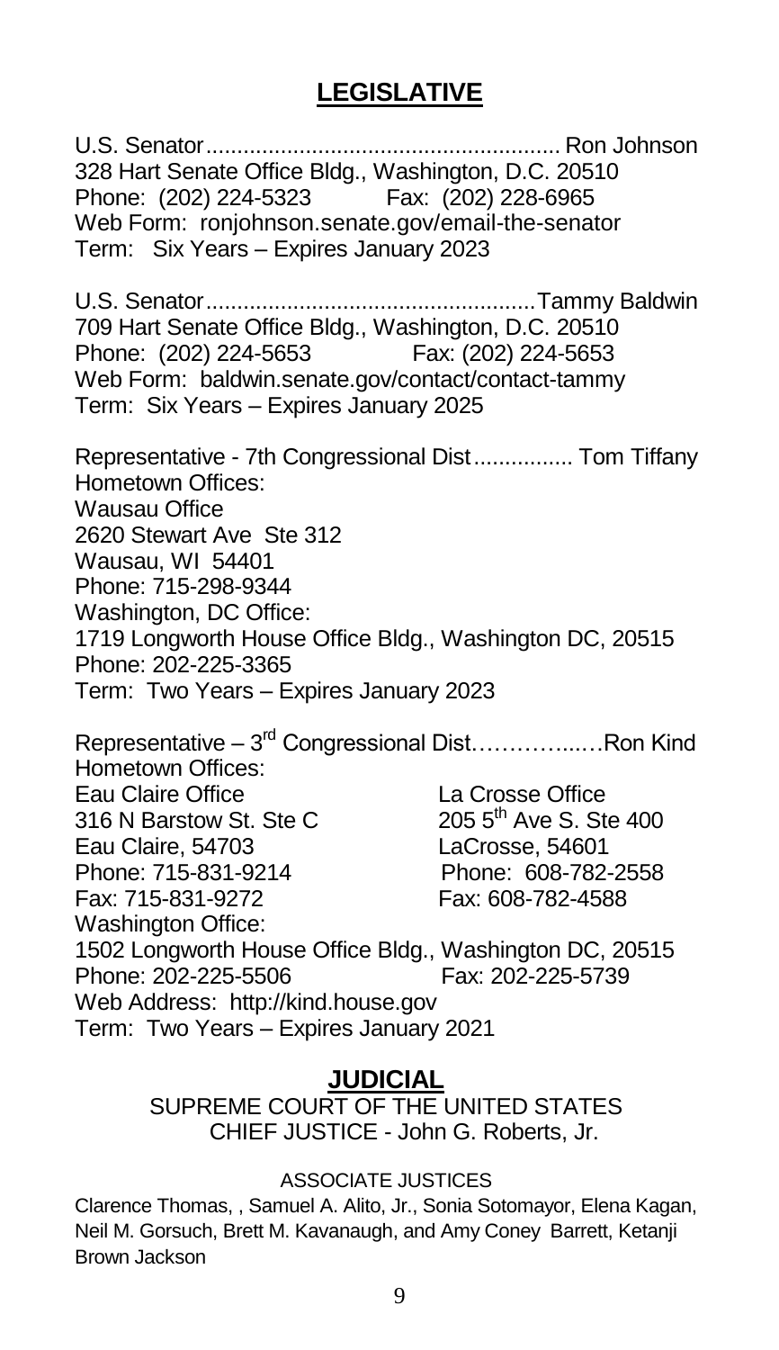## LEGISLATIVE

U.S. Senator........................................................ Ron Johnson
328 Hart Senate Office Bldg., Washington, D.C. 20510
Phone: (202) 224-5323 Fax: (202) 228-6965
Web Form: ronjohnson.senate.gov/email-the-senator
Term: Six Years – Expires January 2023

U.S. Senator....................................................Tammy Baldwin
709 Hart Senate Office Bldg., Washington, D.C. 20510
Phone: (202) 224-5653 Fax: (202) 224-5653
Web Form: baldwin.senate.gov/contact/contact-tammy
Term: Six Years – Expires January 2025

Representative - 7th Congressional Dist................ Tom Tiffany
Hometown Offices:
Wausau Office
2620 Stewart Ave Ste 312
Wausau, WI 54401
Phone: 715-298-9344
Washington, DC Office:
1719 Longworth House Office Bldg., Washington DC, 20515
Phone: 202-225-3365
Term: Two Years – Expires January 2023

Representative – 3rd Congressional Dist…………...…Ron Kind
Hometown Offices:

Eau Claire Office
316 N Barstow St. Ste C
Eau Claire, 54703
Phone: 715-831-9214
Fax: 715-831-9272

La Crosse Office
205 5th Ave S. Ste 400
LaCrosse, 54601
Phone: 608-782-2558
Fax: 608-782-4588

Washington Office:
1502 Longworth House Office Bldg., Washington DC, 20515
Phone: 202-225-5506 Fax: 202-225-5739
Web Address: http://kind.house.gov
Term: Two Years – Expires January 2021

## JUDICIAL

SUPREME COURT OF THE UNITED STATES
CHIEF JUSTICE - John G. Roberts, Jr.

ASSOCIATE JUSTICES

Clarence Thomas, , Samuel A. Alito, Jr., Sonia Sotomayor, Elena Kagan, Neil M. Gorsuch, Brett M. Kavanaugh, and Amy Coney Barrett, Ketanji Brown Jackson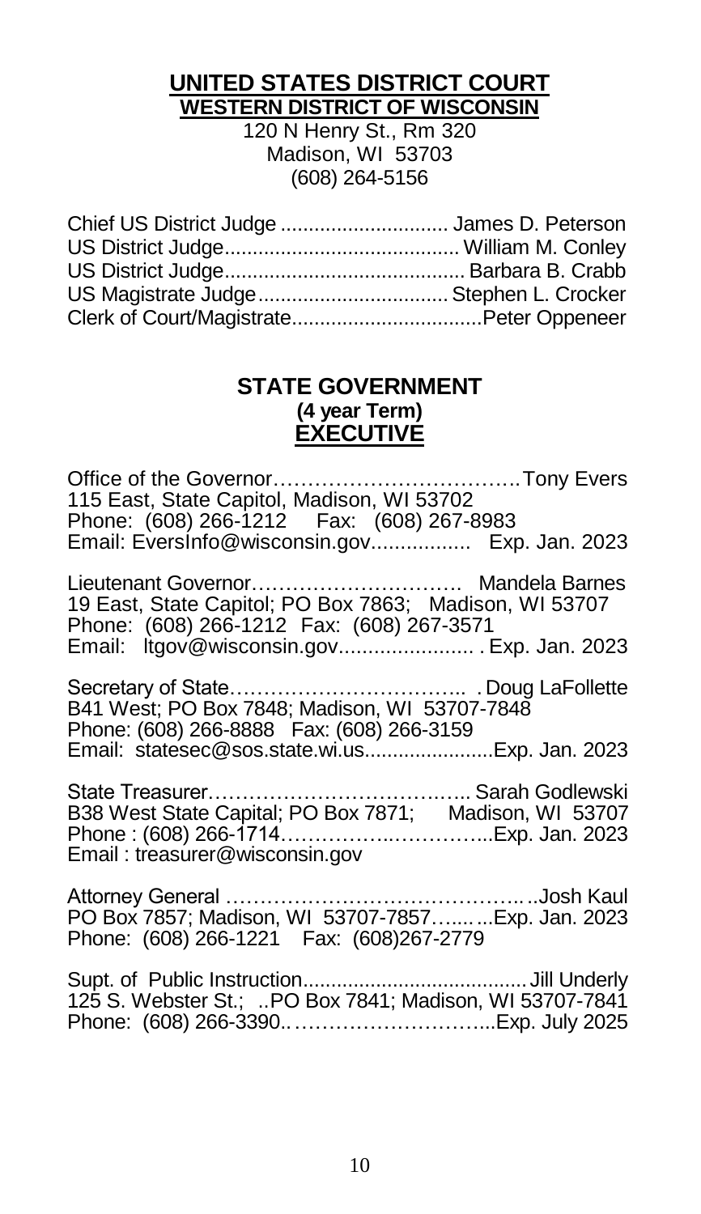## UNITED STATES DISTRICT COURT
### WESTERN DISTRICT OF WISCONSIN

120 N Henry St., Rm 320
Madison, WI 53703
(608) 264-5156

Chief US District Judge .............................. James D. Peterson
US District Judge.......................................... William M. Conley
US District Judge.......................................... Barbara B. Crabb
US Magistrate Judge.................................. Stephen L. Crocker
Clerk of Court/Magistrate..................................Peter Oppeneer

## STATE GOVERNMENT
### (4 year Term)
### EXECUTIVE

Office of the Governor……………………………..Tony Evers
115 East, State Capitol, Madison, WI 53702
Phone: (608) 266-1212 Fax: (608) 267-8983
Email: EversInfo@wisconsin.gov................. Exp. Jan. 2023

Lieutenant Governor…………………………. Mandela Barnes
19 East, State Capitol; PO Box 7863; Madison, WI 53707
Phone: (608) 266-1212 Fax: (608) 267-3571
Email: ltgov@wisconsin.gov....................... . Exp. Jan. 2023

Secretary of State…………………………….. . Doug LaFollette
B41 West; PO Box 7848; Madison, WI 53707-7848
Phone: (608) 266-8888 Fax: (608) 266-3159
Email: statesec@sos.state.wi.us.......................Exp. Jan. 2023

State Treasurer……………………………….. Sarah Godlewski
B38 West State Capital; PO Box 7871; Madison, WI 53707
Phone : (608) 266-1714……………..…………..Exp. Jan. 2023
Email : treasurer@wisconsin.gov

Attorney General …………………………………….. ..Josh Kaul
PO Box 7857; Madison, WI 53707-7857…... ...Exp. Jan. 2023
Phone: (608) 266-1221 Fax: (608)267-2779

Supt. of Public Instruction........................................ Jill Underly
125 S. Webster St.; ..PO Box 7841; Madison, WI 53707-7841
Phone: (608) 266-3390..………………………...Exp. July 2025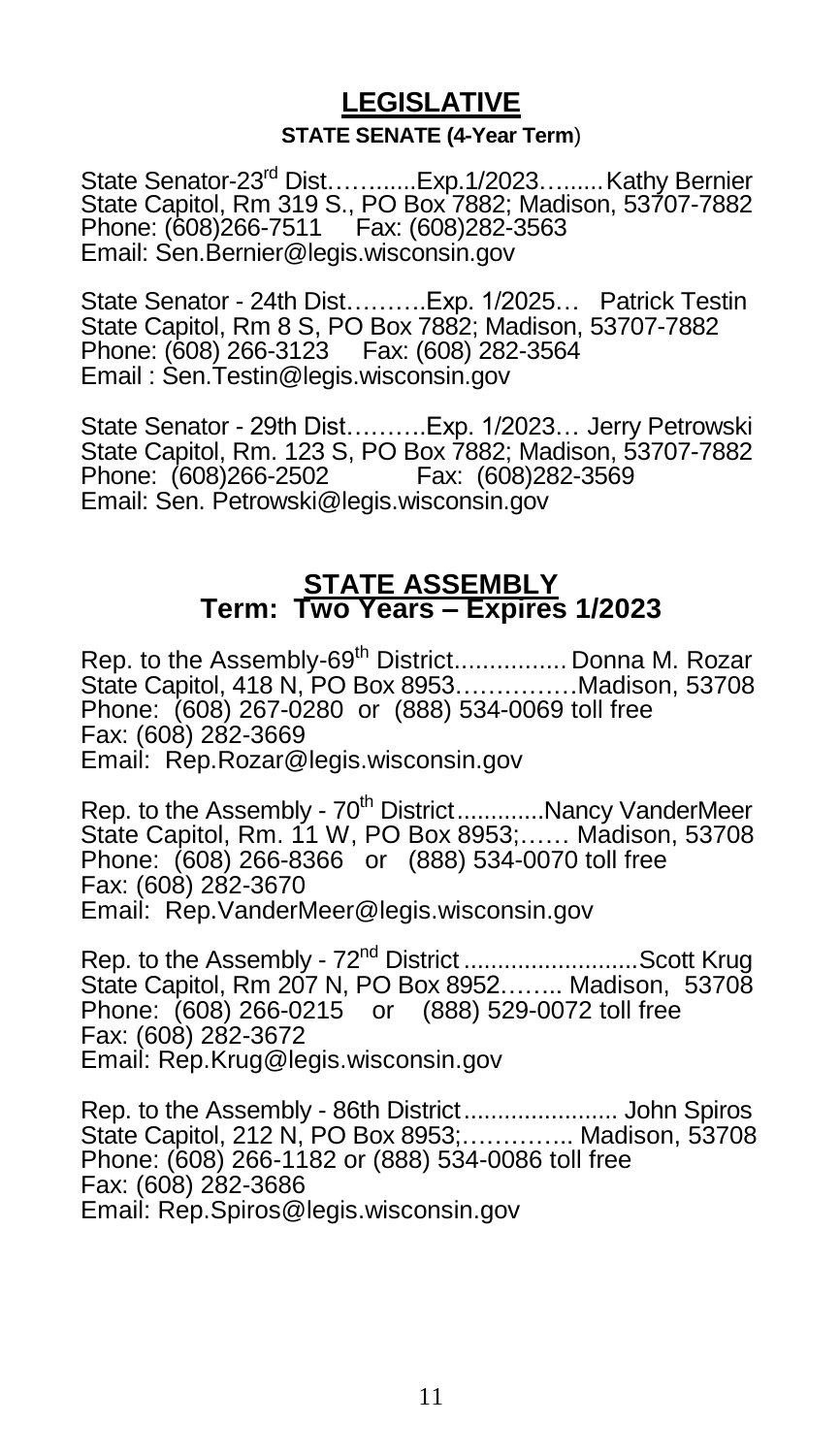## LEGISLATIVE

### STATE SENATE (4-Year Term)

State Senator-23rd Dist……......Exp.1/2023….......Kathy Bernier
State Capitol, Rm 319 S., PO Box 7882; Madison, 53707-7882
Phone: (608)266-7511 Fax: (608)282-3563
Email: Sen.Bernier@legis.wisconsin.gov

State Senator - 24th Dist……….Exp. 1/2025… Patrick Testin
State Capitol, Rm 8 S, PO Box 7882; Madison, 53707-7882
Phone: (608) 266-3123 Fax: (608) 282-3564
Email : Sen.Testin@legis.wisconsin.gov

State Senator - 29th Dist……….Exp. 1/2023… Jerry Petrowski
State Capitol, Rm. 123 S, PO Box 7882; Madison, 53707-7882
Phone: (608)266-2502 Fax: (608)282-3569
Email: Sen. Petrowski@legis.wisconsin.gov

### STATE ASSEMBLY
### Term: Two Years – Expires 1/2023

Rep. to the Assembly-69th District................ Donna M. Rozar
State Capitol, 418 N, PO Box 8953……………Madison, 53708
Phone: (608) 267-0280 or (888) 534-0069 toll free
Fax: (608) 282-3669
Email: Rep.Rozar@legis.wisconsin.gov

Rep. to the Assembly - 70th District.............Nancy VanderMeer
State Capitol, Rm. 11 W, PO Box 8953;…… Madison, 53708
Phone: (608) 266-8366 or (888) 534-0070 toll free
Fax: (608) 282-3670
Email: Rep.VanderMeer@legis.wisconsin.gov

Rep. to the Assembly - 72nd District ..........................Scott Krug
State Capitol, Rm 207 N, PO Box 8952…….. Madison, 53708
Phone: (608) 266-0215 or (888) 529-0072 toll free
Fax: (608) 282-3672
Email: Rep.Krug@legis.wisconsin.gov

Rep. to the Assembly - 86th District....................... John Spiros
State Capitol, 212 N, PO Box 8953;………….. Madison, 53708
Phone: (608) 266-1182 or (888) 534-0086 toll free
Fax: (608) 282-3686
Email: Rep.Spiros@legis.wisconsin.gov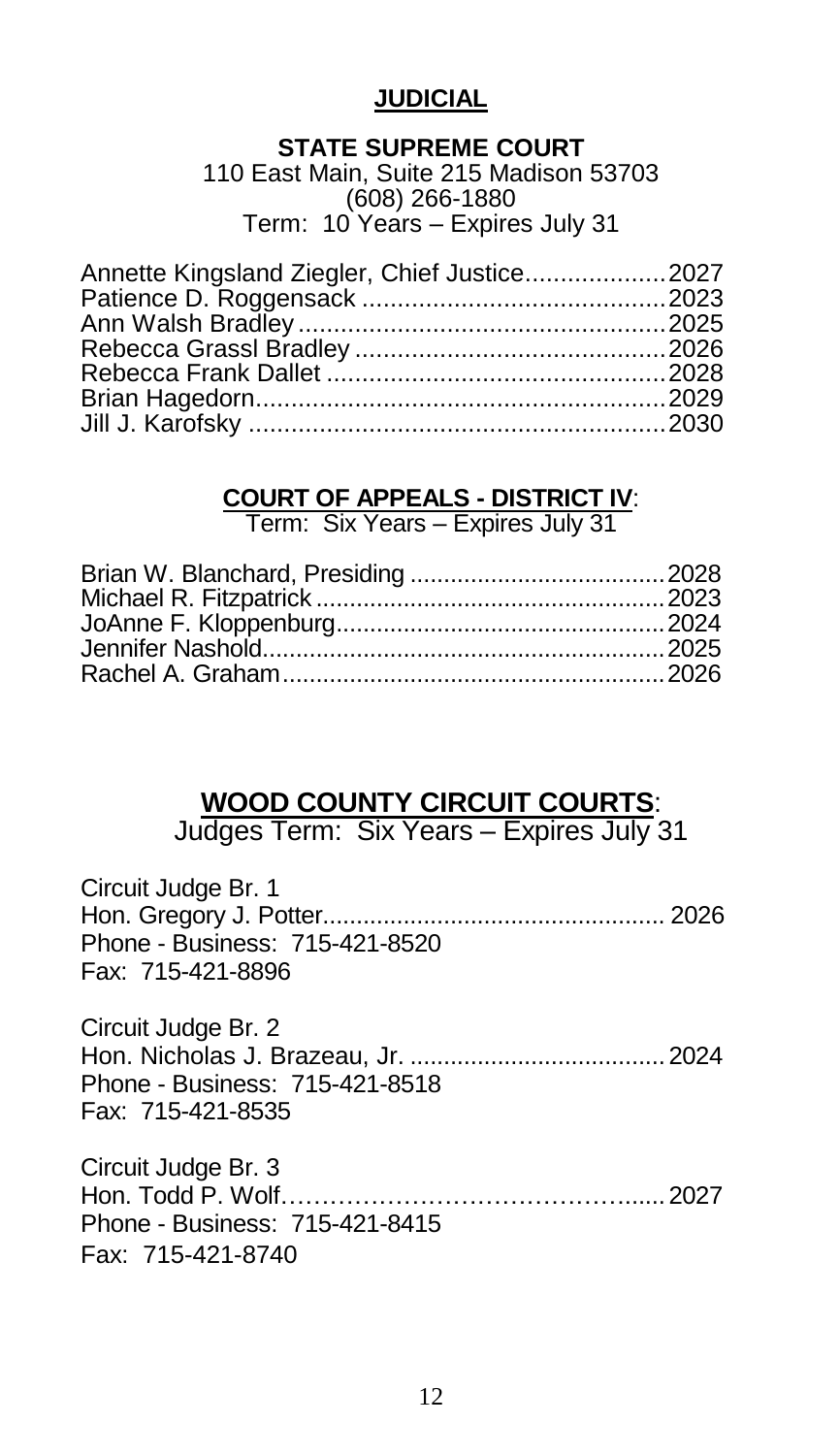# JUDICIAL

## STATE SUPREME COURT

110 East Main, Suite 215 Madison 53703
(608) 266-1880
Term: 10 Years – Expires July 31

| | |
|---|---|
| Annette Kingsland Ziegler, Chief Justice | 2027 |
| Patience D. Roggensack | 2023 |
| Ann Walsh Bradley | 2025 |
| Rebecca Grassl Bradley | 2026 |
| Rebecca Frank Dallet | 2028 |
| Brian Hagedorn | 2029 |
| Jill J. Karofsky | 2030 |

## COURT OF APPEALS - DISTRICT IV:

Term: Six Years – Expires July 31

| | |
|---|---|
| Brian W. Blanchard, Presiding | 2028 |
| Michael R. Fitzpatrick | 2023 |
| JoAnne F. Kloppenburg | 2024 |
| Jennifer Nashold | 2025 |
| Rachel A. Graham | 2026 |

## WOOD COUNTY CIRCUIT COURTS:

Judges Term: Six Years – Expires July 31

Circuit Judge Br. 1
Hon. Gregory J. Potter .... 2026
Phone - Business: 715-421-8520
Fax: 715-421-8896

Circuit Judge Br. 2
Hon. Nicholas J. Brazeau, Jr. .... 2024
Phone - Business: 715-421-8518
Fax: 715-421-8535

Circuit Judge Br. 3
Hon. Todd P. Wolf .... 2027
Phone - Business: 715-421-8415
Fax: 715-421-8740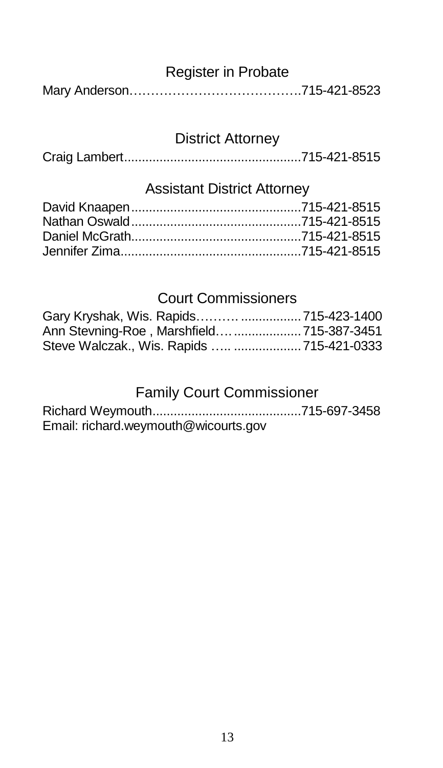## Register in Probate

Mary Anderson………………………………….715-421-8523

## District Attorney

Craig Lambert.................................................715-421-8515

## Assistant District Attorney

David Knaapen...............................................715-421-8515
Nathan Oswald...............................................715-421-8515
Daniel McGrath...............................................715-421-8515
Jennifer Zima..................................................715-421-8515

## Court Commissioners

Gary Kryshak, Wis. Rapids………................715-423-1400
Ann Stevning-Roe , Marshfield…..................715-387-3451
Steve Walczak., Wis. Rapids …....................715-421-0333

## Family Court Commissioner

Richard Weymouth..........................................715-697-3458
Email: richard.weymouth@wicourts.gov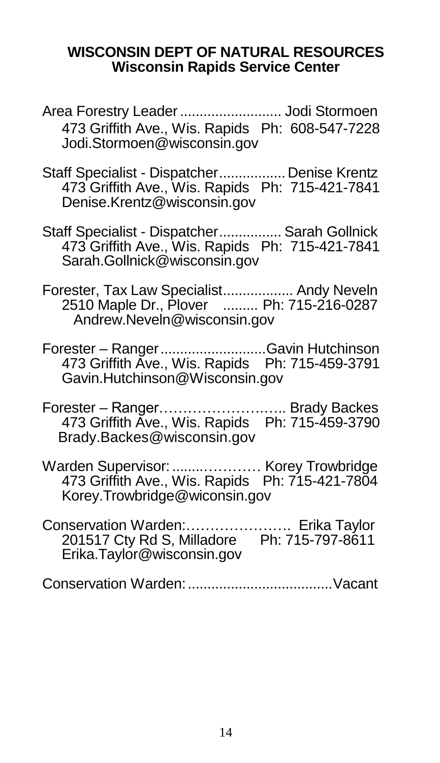## WISCONSIN DEPT OF NATURAL RESOURCES
### Wisconsin Rapids Service Center

Area Forestry Leader .......................... Jodi Stormoen
473 Griffith Ave., Wis. Rapids Ph: 608-547-7228
Jodi.Stormoen@wisconsin.gov

Staff Specialist - Dispatcher................. Denise Krentz
473 Griffith Ave., Wis. Rapids Ph: 715-421-7841
Denise.Krentz@wisconsin.gov

Staff Specialist - Dispatcher................ Sarah Gollnick
473 Griffith Ave., Wis. Rapids Ph: 715-421-7841
Sarah.Gollnick@wisconsin.gov

Forester, Tax Law Specialist.................. Andy Neveln
2510 Maple Dr., Plover ......... Ph: 715-216-0287
Andrew.Neveln@wisconsin.gov

Forester – Ranger...........................Gavin Hutchinson
473 Griffith Ave., Wis. Rapids Ph: 715-459-3791
Gavin.Hutchinson@Wisconsin.gov

Forester – Ranger…………………….. Brady Backes
473 Griffith Ave., Wis. Rapids Ph: 715-459-3790
Brady.Backes@wisconsin.gov

Warden Supervisor: .......………… Korey Trowbridge
473 Griffith Ave., Wis. Rapids Ph: 715-421-7804
Korey.Trowbridge@wiconsin.gov

Conservation Warden:…………………. Erika Taylor
201517 Cty Rd S, Milladore Ph: 715-797-8611
Erika.Taylor@wisconsin.gov

Conservation Warden: ....................................Vacant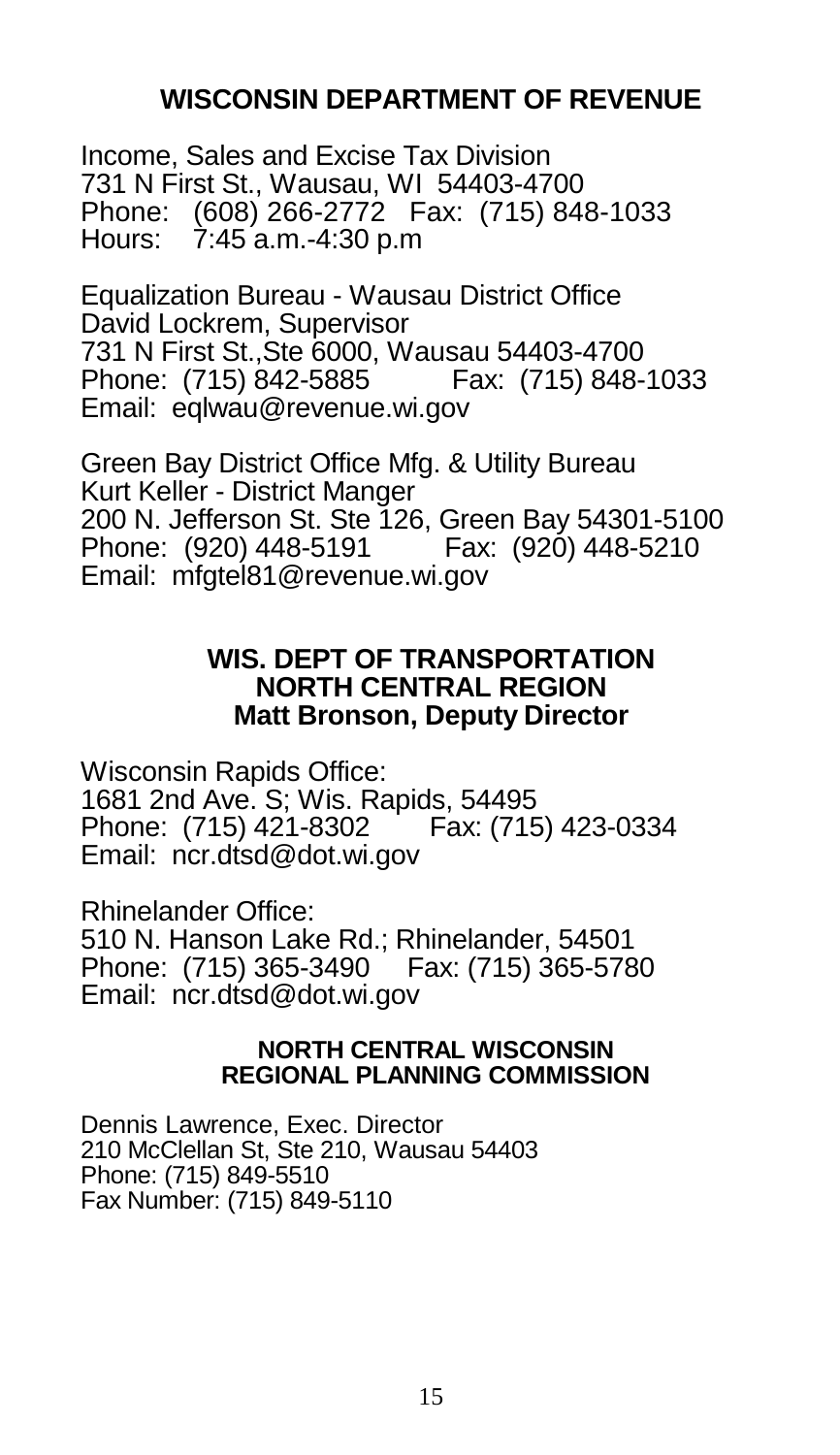## WISCONSIN DEPARTMENT OF REVENUE

Income, Sales and Excise Tax Division
731 N First St., Wausau, WI 54403-4700
Phone: (608) 266-2772 Fax: (715) 848-1033
Hours: 7:45 a.m.-4:30 p.m

Equalization Bureau - Wausau District Office
David Lockrem, Supervisor
731 N First St.,Ste 6000, Wausau 54403-4700
Phone: (715) 842-5885 Fax: (715) 848-1033
Email: eqlwau@revenue.wi.gov

Green Bay District Office Mfg. & Utility Bureau
Kurt Keller - District Manger
200 N. Jefferson St. Ste 126, Green Bay 54301-5100
Phone: (920) 448-5191 Fax: (920) 448-5210
Email: mfgtel81@revenue.wi.gov

### WIS. DEPT OF TRANSPORTATION NORTH CENTRAL REGION Matt Bronson, Deputy Director

Wisconsin Rapids Office:
1681 2nd Ave. S; Wis. Rapids, 54495
Phone: (715) 421-8302 Fax: (715) 423-0334
Email: ncr.dtsd@dot.wi.gov

Rhinelander Office:
510 N. Hanson Lake Rd.; Rhinelander, 54501
Phone: (715) 365-3490 Fax: (715) 365-5780
Email: ncr.dtsd@dot.wi.gov

### NORTH CENTRAL WISCONSIN REGIONAL PLANNING COMMISSION

Dennis Lawrence, Exec. Director
210 McClellan St, Ste 210, Wausau 54403
Phone: (715) 849-5510
Fax Number: (715) 849-5110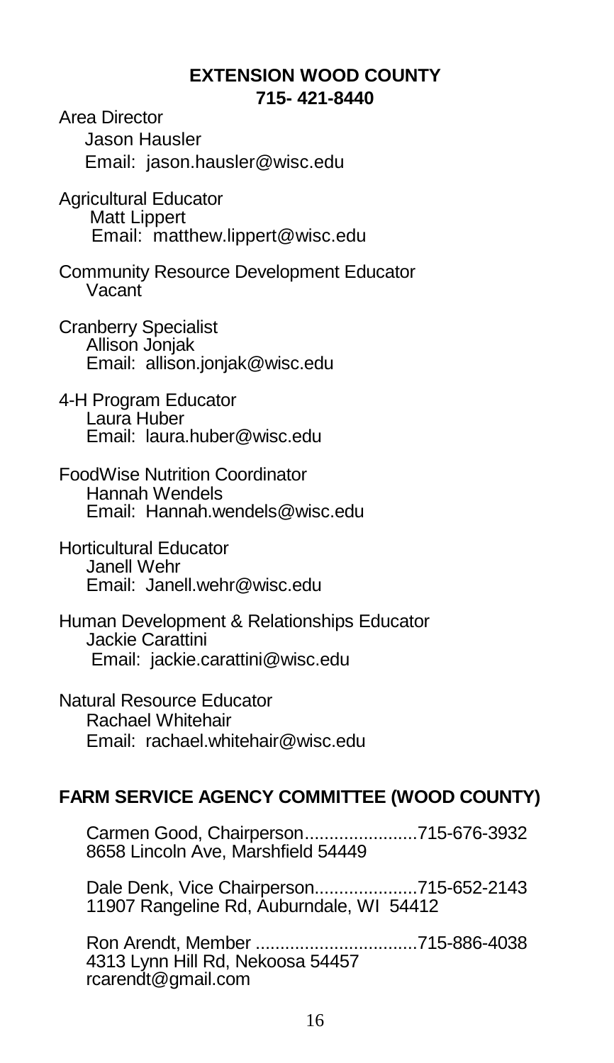## EXTENSION WOOD COUNTY
**715- 421-8440**

Area Director
Jason Hausler
Email: jason.hausler@wisc.edu

Agricultural Educator
Matt Lippert
Email: matthew.lippert@wisc.edu

Community Resource Development Educator
Vacant

Cranberry Specialist
Allison Jonjak
Email: allison.jonjak@wisc.edu

4-H Program Educator
Laura Huber
Email: laura.huber@wisc.edu

FoodWise Nutrition Coordinator
Hannah Wendels
Email: Hannah.wendels@wisc.edu

Horticultural Educator
Janell Wehr
Email: Janell.wehr@wisc.edu

Human Development & Relationships Educator
Jackie Carattini
Email: jackie.carattini@wisc.edu

Natural Resource Educator
Rachael Whitehair
Email: rachael.whitehair@wisc.edu

## FARM SERVICE AGENCY COMMITTEE (WOOD COUNTY)

Carmen Good, Chairperson.......................715-676-3932
8658 Lincoln Ave, Marshfield 54449

Dale Denk, Vice Chairperson.....................715-652-2143
11907 Rangeline Rd, Auburndale, WI 54412

Ron Arendt, Member .................................715-886-4038
4313 Lynn Hill Rd, Nekoosa 54457
rcarendt@gmail.com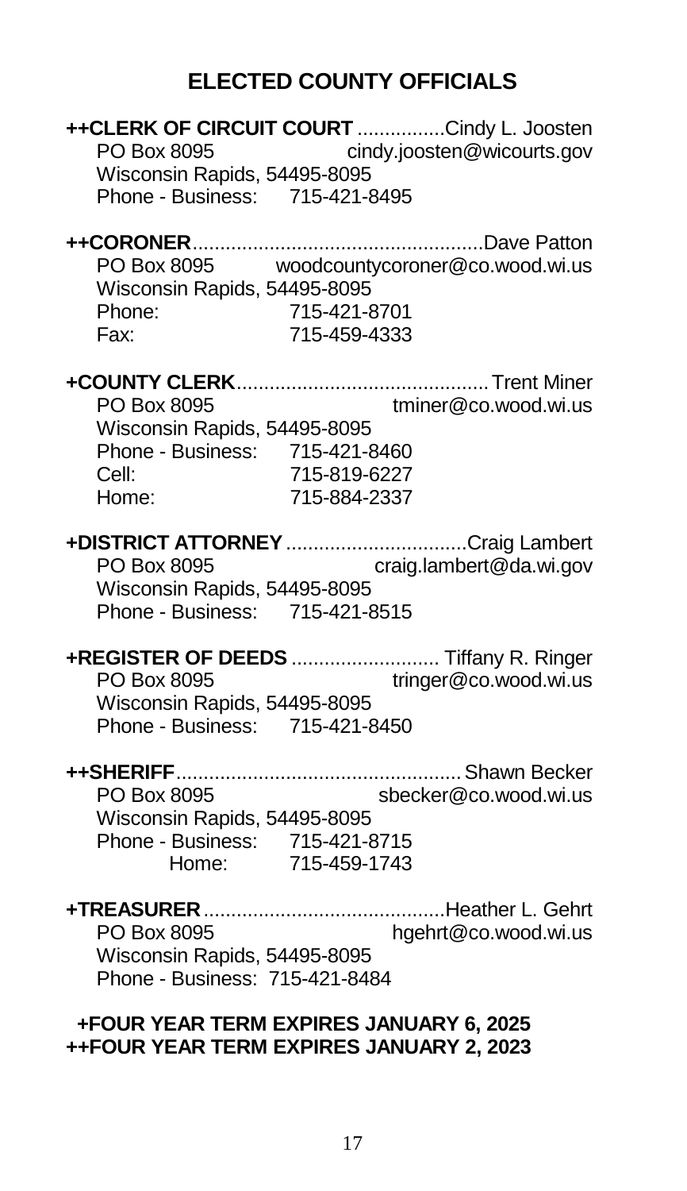# ELECTED COUNTY OFFICIALS

**++CLERK OF CIRCUIT COURT** ................Cindy L. Joosten
PO Box 8095 cindy.joosten@wicourts.gov
Wisconsin Rapids, 54495-8095
Phone - Business: 715-421-8495

**++CORONER**.....................................................Dave Patton
PO Box 8095 woodcountycoroner@co.wood.wi.us
Wisconsin Rapids, 54495-8095
Phone: 715-421-8701
Fax: 715-459-4333

**+COUNTY CLERK**.............................................Trent Miner
PO Box 8095 tminer@co.wood.wi.us
Wisconsin Rapids, 54495-8095
Phone - Business: 715-421-8460
Cell: 715-819-6227
Home: 715-884-2337

**+DISTRICT ATTORNEY** .................................Craig Lambert
PO Box 8095 craig.lambert@da.wi.gov
Wisconsin Rapids, 54495-8095
Phone - Business: 715-421-8515

**+REGISTER OF DEEDS** ........................... Tiffany R. Ringer
PO Box 8095 tringer@co.wood.wi.us
Wisconsin Rapids, 54495-8095
Phone - Business: 715-421-8450

**++SHERIFF**...................................................Shawn Becker
PO Box 8095 sbecker@co.wood.wi.us
Wisconsin Rapids, 54495-8095
Phone - Business: 715-421-8715
Home: 715-459-1743

**+TREASURER**............................................Heather L. Gehrt
PO Box 8095 hgehrt@co.wood.wi.us
Wisconsin Rapids, 54495-8095
Phone - Business: 715-421-8484

**+FOUR YEAR TERM EXPIRES JANUARY 6, 2025**
**++FOUR YEAR TERM EXPIRES JANUARY 2, 2023**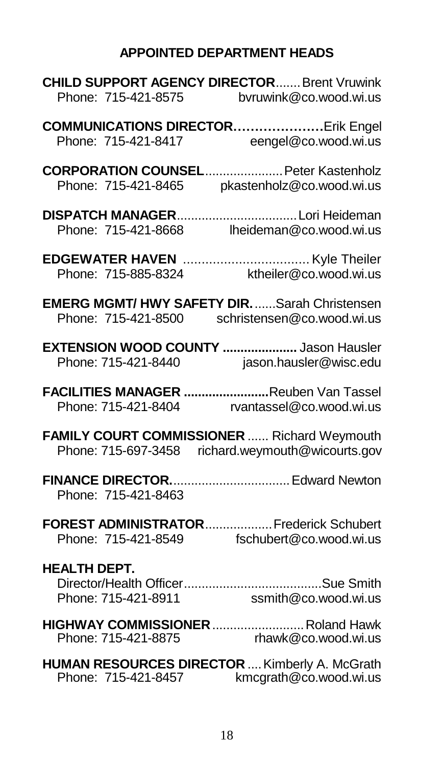## APPOINTED DEPARTMENT HEADS

**CHILD SUPPORT AGENCY DIRECTOR**....... Brent Vruwink
Phone: 715-421-8575 bvruwink@co.wood.wi.us

**COMMUNICATIONS DIRECTOR…………………**Erik Engel
Phone: 715-421-8417 eengel@co.wood.wi.us

**CORPORATION COUNSEL**...................... Peter Kastenholz
Phone: 715-421-8465 pkastenholz@co.wood.wi.us

**DISPATCH MANAGER**.................................. Lori Heideman
Phone: 715-421-8668 lheideman@co.wood.wi.us

**EDGEWATER HAVEN** .................................. Kyle Theiler
Phone: 715-885-8324 ktheiler@co.wood.wi.us

**EMERG MGMT/ HWY SAFETY DIR.** ......Sarah Christensen
Phone: 715-421-8500 schristensen@co.wood.wi.us

**EXTENSION WOOD COUNTY .....................** Jason Hausler
Phone: 715-421-8440 jason.hausler@wisc.edu

**FACILITIES MANAGER ........................**Reuben Van Tassel
Phone: 715-421-8404 rvantassel@co.wood.wi.us

**FAMILY COURT COMMISSIONER** ...... Richard Weymouth
Phone: 715-697-3458 richard.weymouth@wicourts.gov

**FINANCE DIRECTOR.**................................. Edward Newton
Phone: 715-421-8463

**FOREST ADMINISTRATOR**.................. Frederick Schubert
Phone: 715-421-8549 fschubert@co.wood.wi.us

**HEALTH DEPT.**
Director/Health Officer.......................................Sue Smith
Phone: 715-421-8911 ssmith@co.wood.wi.us

**HIGHWAY COMMISSIONER**.......................... Roland Hawk
Phone: 715-421-8875 rhawk@co.wood.wi.us

**HUMAN RESOURCES DIRECTOR** .... Kimberly A. McGrath
Phone: 715-421-8457 kmcgrath@co.wood.wi.us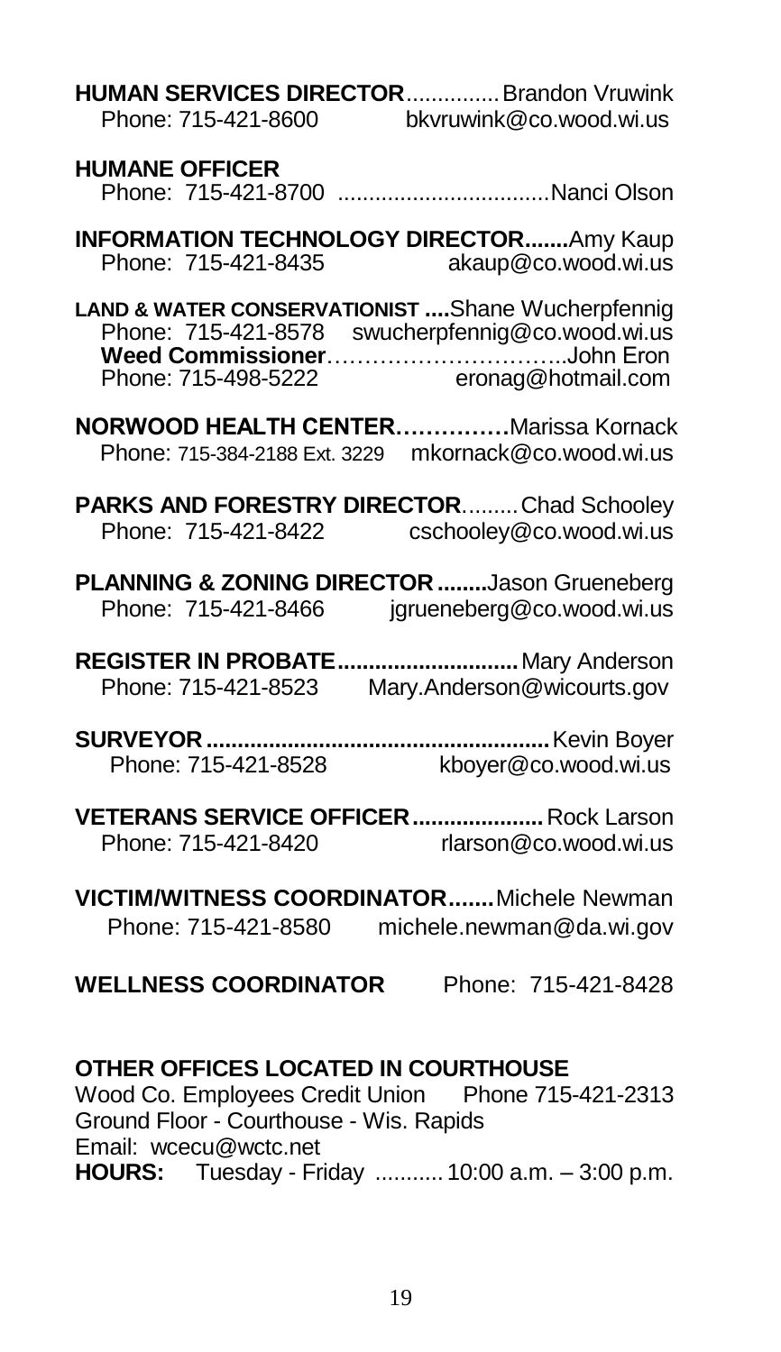**HUMAN SERVICES DIRECTOR**............... Brandon Vruwink
Phone: 715-421-8600 bkvruwink@co.wood.wi.us

**HUMANE OFFICER**
Phone: 715-421-8700 ..................................Nanci Olson

**INFORMATION TECHNOLOGY DIRECTOR.......**Amy Kaup
Phone: 715-421-8435 akaup@co.wood.wi.us

**LAND & WATER CONSERVATIONIST ....**Shane Wucherpfennig
Phone: 715-421-8578 swucherpfennig@co.wood.wi.us
**Weed Commissioner**…………………………..John Eron
Phone: 715-498-5222 eronag@hotmail.com

**NORWOOD HEALTH CENTER……………**Marissa Kornack
Phone: 715-384-2188 Ext. 3229 mkornack@co.wood.wi.us

**PARKS AND FORESTRY DIRECTOR**......... Chad Schooley
Phone: 715-421-8422 cschooley@co.wood.wi.us

**PLANNING & ZONING DIRECTOR ........**Jason Grueneberg
Phone: 715-421-8466 jgrueneberg@co.wood.wi.us

**REGISTER IN PROBATE.............................** Mary Anderson
Phone: 715-421-8523 Mary.Anderson@wicourts.gov

**SURVEYOR.......................................................** Kevin Boyer
Phone: 715-421-8528 kboyer@co.wood.wi.us

**VETERANS SERVICE OFFICER.....................** Rock Larson
Phone: 715-421-8420 rlarson@co.wood.wi.us

**VICTIM/WITNESS COORDINATOR.......**Michele Newman
Phone: 715-421-8580 michele.newman@da.wi.gov

**WELLNESS COORDINATOR** Phone: 715-421-8428

**OTHER OFFICES LOCATED IN COURTHOUSE**
Wood Co. Employees Credit Union Phone 715-421-2313
Ground Floor - Courthouse - Wis. Rapids
Email: wcecu@wctc.net
**HOURS:** Tuesday - Friday ........... 10:00 a.m. – 3:00 p.m.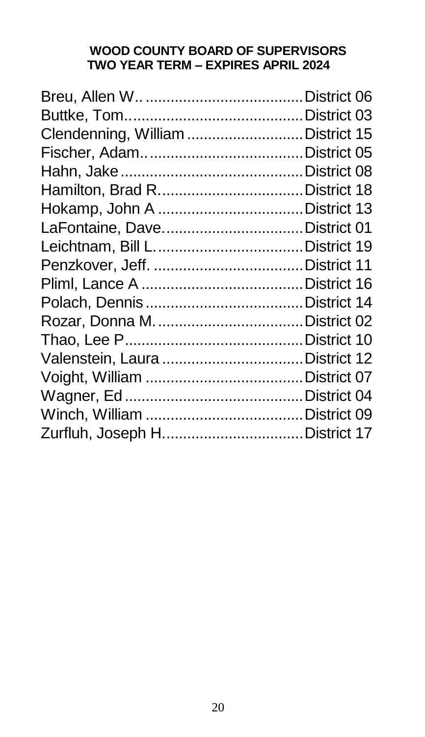**WOOD COUNTY BOARD OF SUPERVISORS**
**TWO YEAR TERM – EXPIRES APRIL 2024**

Breu, Allen W.. ...................................... District 06
Buttke, Tom.......................................... District 03
Clendenning, William ............................ District 15
Fischer, Adam.. ..................................... District 05
Hahn, Jake ............................................ District 08
Hamilton, Brad R................................... District 18
Hokamp, John A ................................... District 13
LaFontaine, Dave.................................. District 01
Leichtnam, Bill L.................................... District 19
Penzkover, Jeff. .................................... District 11
Pliml, Lance A ....................................... District 16
Polach, Dennis...................................... District 14
Rozar, Donna M. ................................... District 02
Thao, Lee P........................................... District 10
Valenstein, Laura .................................. District 12
Voight, William ...................................... District 07
Wagner, Ed ........................................... District 04
Winch, William ...................................... District 09
Zurfluh, Joseph H.................................. District 17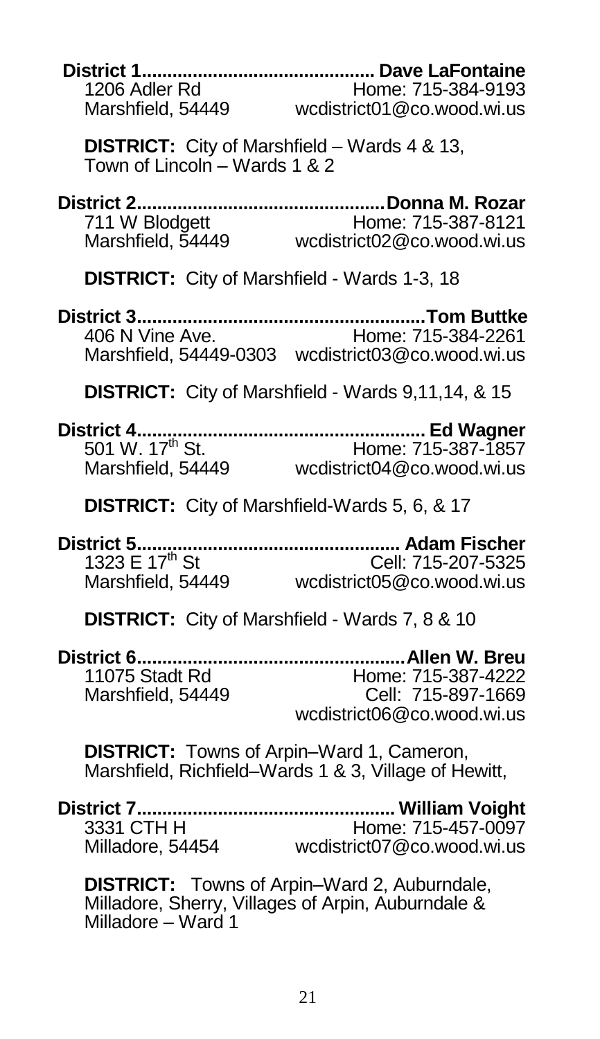**District 1............................................. Dave LaFontaine**

1206 Adler Rd  
Marshfield, 54449

Home: 715-384-9193  
wcdistrict01@co.wood.wi.us

**DISTRICT:** City of Marshfield – Wards 4 & 13, Town of Lincoln – Wards 1 & 2

**District 2................................................Donna M. Rozar**

711 W Blodgett  
Marshfield, 54449

Home: 715-387-8121  
wcdistrict02@co.wood.wi.us

**DISTRICT:** City of Marshfield - Wards 1-3, 18

**District 3........................................................Tom Buttke**

406 N Vine Ave.  
Marshfield, 54449-0303

Home: 715-384-2261  
wcdistrict03@co.wood.wi.us

**DISTRICT:** City of Marshfield - Wards 9,11,14, & 15

**District 4......................................................... Ed Wagner**

501 W. 17th St.  
Marshfield, 54449

Home: 715-387-1857  
wcdistrict04@co.wood.wi.us

**DISTRICT:** City of Marshfield-Wards 5, 6, & 17

**District 5................................................... Adam Fischer**

1323 E 17th St  
Marshfield, 54449

Cell: 715-207-5325  
wcdistrict05@co.wood.wi.us

**DISTRICT:** City of Marshfield - Wards 7, 8 & 10

**District 6.....................................................Allen W. Breu**

11075 Stadt Rd  
Marshfield, 54449

Home: 715-387-4222  
Cell: 715-897-1669  
wcdistrict06@co.wood.wi.us

**DISTRICT:** Towns of Arpin–Ward 1, Cameron, Marshfield, Richfield–Wards 1 & 3, Village of Hewitt,

**District 7.................................................. William Voight**

3331 CTH H  
Milladore, 54454

Home: 715-457-0097  
wcdistrict07@co.wood.wi.us

**DISTRICT:** Towns of Arpin–Ward 2, Auburndale, Milladore, Sherry, Villages of Arpin, Auburndale & Milladore – Ward 1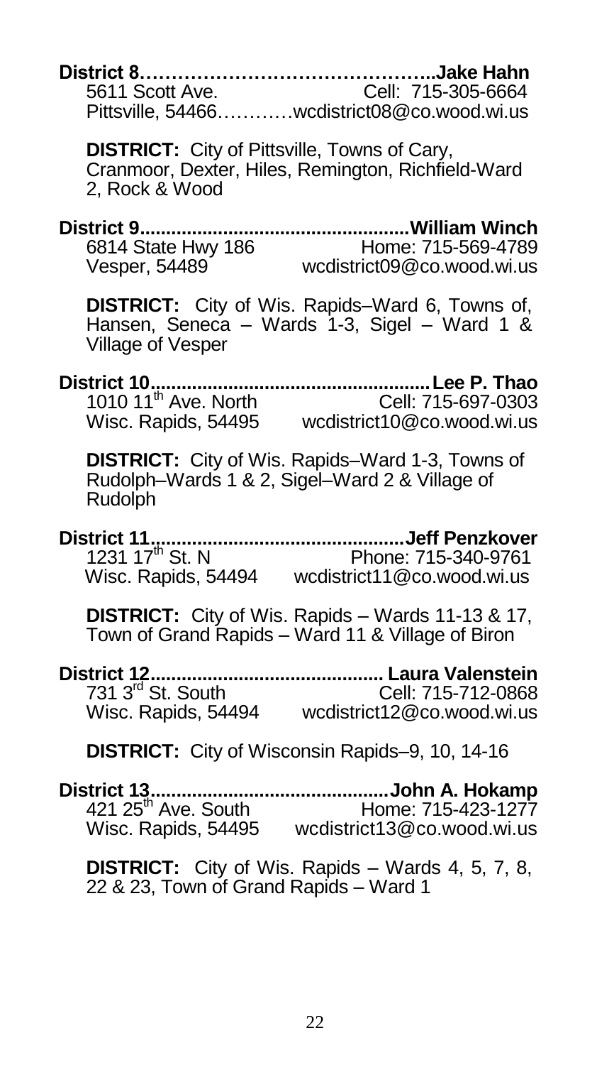**District 8……………………………………..Jake Hahn**
5611 Scott Ave. Cell: 715-305-6664
Pittsville, 54466…………wcdistrict08@co.wood.wi.us

**DISTRICT:** City of Pittsville, Towns of Cary, Cranmoor, Dexter, Hiles, Remington, Richfield-Ward 2, Rock & Wood

**District 9..................................................William Winch**
6814 State Hwy 186 Home: 715-569-4789
Vesper, 54489 wcdistrict09@co.wood.wi.us

**DISTRICT:** City of Wis. Rapids–Ward 6, Towns of, Hansen, Seneca – Wards 1-3, Sigel – Ward 1 & Village of Vesper

**District 10.....................................................Lee P. Thao**
1010 11th Ave. North Cell: 715-697-0303
Wisc. Rapids, 54495 wcdistrict10@co.wood.wi.us

**DISTRICT:** City of Wis. Rapids–Ward 1-3, Towns of Rudolph–Wards 1 & 2, Sigel–Ward 2 & Village of Rudolph

**District 11................................................Jeff Penzkover**
1231 17th St. N Phone: 715-340-9761
Wisc. Rapids, 54494 wcdistrict11@co.wood.wi.us

**DISTRICT:** City of Wis. Rapids – Wards 11-13 & 17, Town of Grand Rapids – Ward 11 & Village of Biron

**District 12............................................ Laura Valenstein**
731 3rd St. South Cell: 715-712-0868
Wisc. Rapids, 54494 wcdistrict12@co.wood.wi.us

**DISTRICT:** City of Wisconsin Rapids–9, 10, 14-16

**District 13.............................................John A. Hokamp**
421 25th Ave. South Home: 715-423-1277
Wisc. Rapids, 54495 wcdistrict13@co.wood.wi.us

**DISTRICT:** City of Wis. Rapids – Wards 4, 5, 7, 8, 22 & 23, Town of Grand Rapids – Ward 1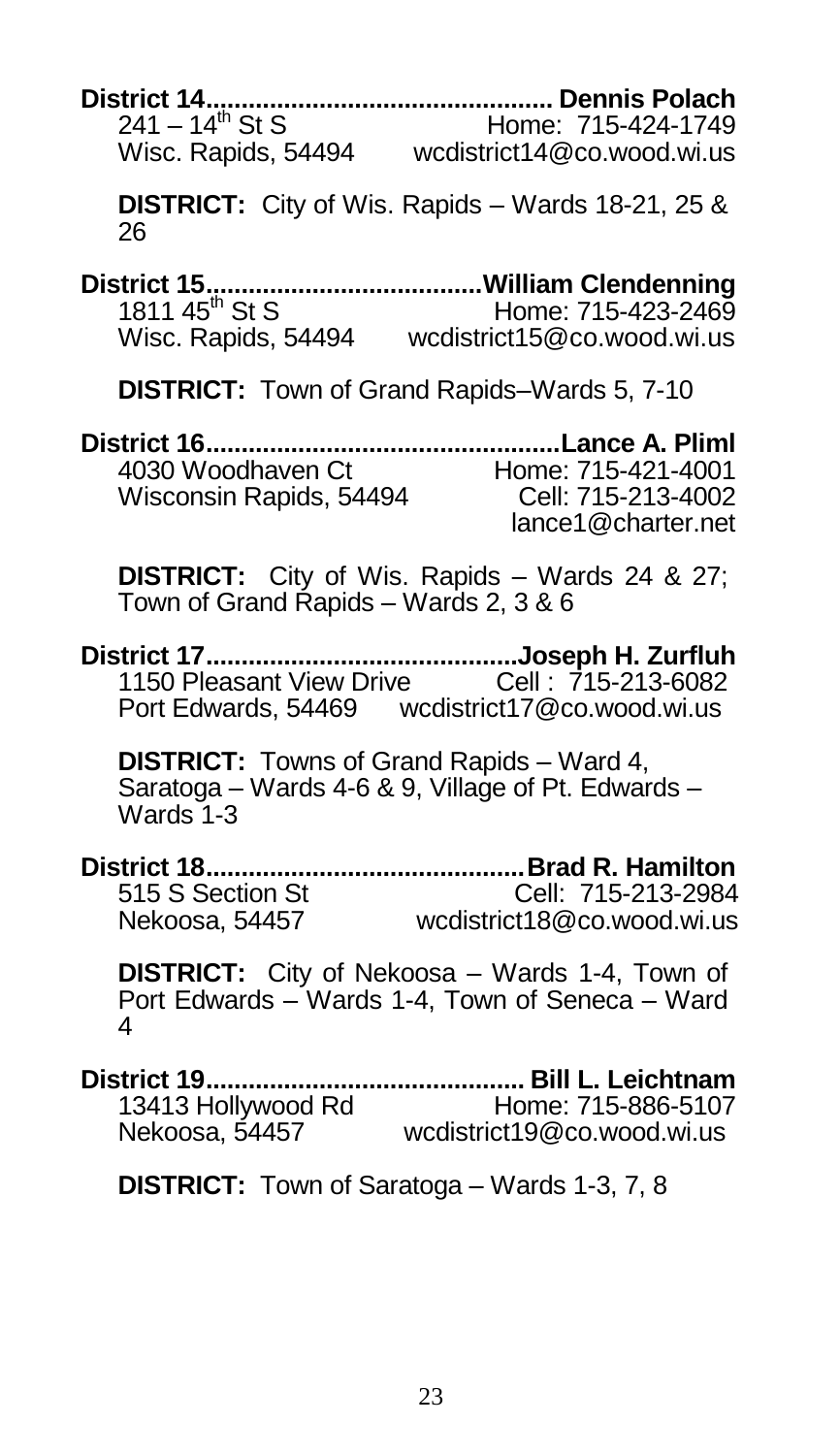**District 14................................................ Dennis Polach**
241 – 14th St S Home: 715-424-1749
Wisc. Rapids, 54494 wcdistrict14@co.wood.wi.us

**DISTRICT:** City of Wis. Rapids – Wards 18-21, 25 & 26

**District 15.......................................William Clendenning**
1811 45th St S Home: 715-423-2469
Wisc. Rapids, 54494 wcdistrict15@co.wood.wi.us

**DISTRICT:** Town of Grand Rapids–Wards 5, 7-10

**District 16.................................................Lance A. Pliml**
4030 Woodhaven Ct Home: 715-421-4001
Wisconsin Rapids, 54494 Cell: 715-213-4002
lance1@charter.net

**DISTRICT:** City of Wis. Rapids – Wards 24 & 27; Town of Grand Rapids – Wards 2, 3 & 6

**District 17............................................Joseph H. Zurfluh**
1150 Pleasant View Drive Cell : 715-213-6082
Port Edwards, 54469 wcdistrict17@co.wood.wi.us

**DISTRICT:** Towns of Grand Rapids – Ward 4, Saratoga – Wards 4-6 & 9, Village of Pt. Edwards – Wards 1-3

**District 18.............................................Brad R. Hamilton**
515 S Section St Cell: 715-213-2984
Nekoosa, 54457 wcdistrict18@co.wood.wi.us

**DISTRICT:** City of Nekoosa – Wards 1-4, Town of Port Edwards – Wards 1-4, Town of Seneca – Ward 4

**District 19............................................. Bill L. Leichtnam**
13413 Hollywood Rd Home: 715-886-5107
Nekoosa, 54457 wcdistrict19@co.wood.wi.us

**DISTRICT:** Town of Saratoga – Wards 1-3, 7, 8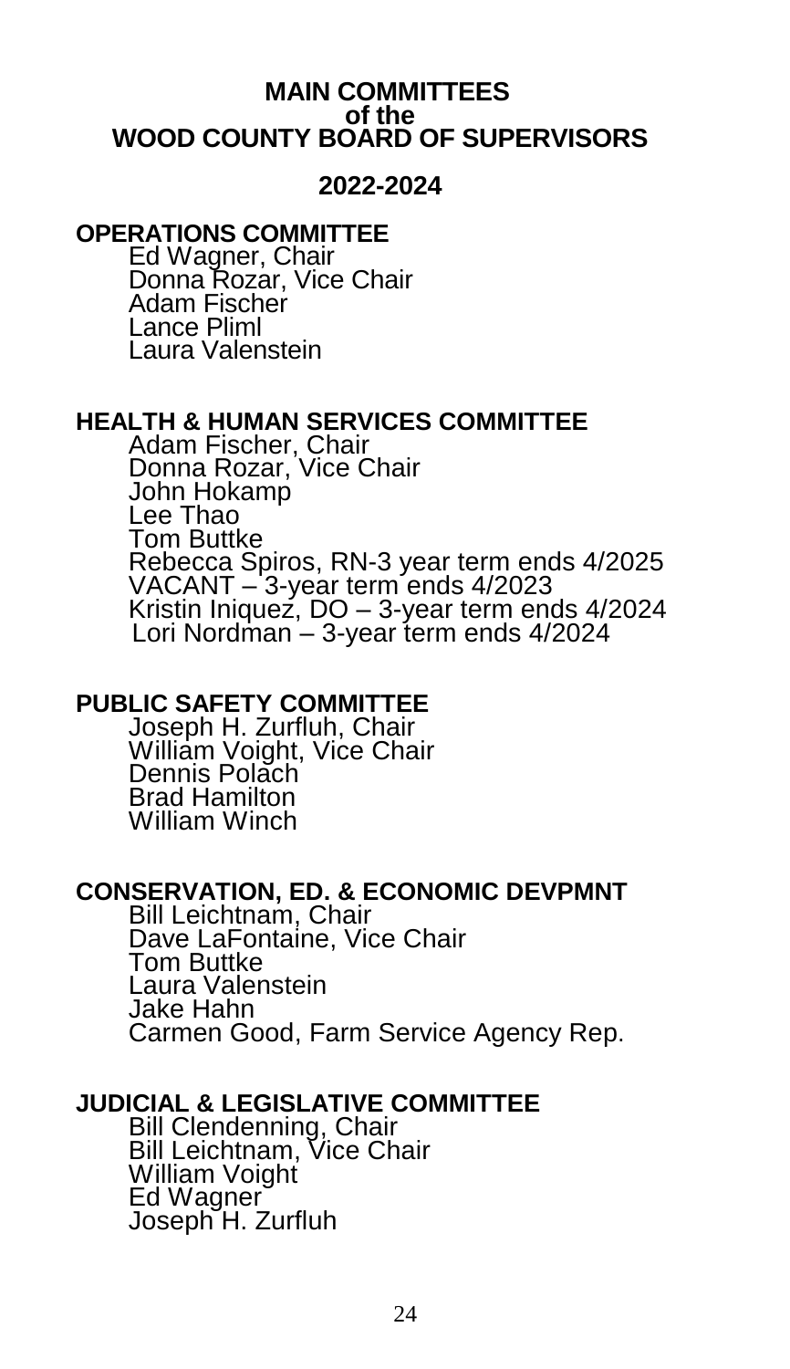# MAIN COMMITTEES
# of the
# WOOD COUNTY BOARD OF SUPERVISORS

## 2022-2024

### OPERATIONS COMMITTEE

Ed Wagner, Chair
Donna Rozar, Vice Chair
Adam Fischer
Lance Pliml
Laura Valenstein

### HEALTH & HUMAN SERVICES COMMITTEE

Adam Fischer, Chair
Donna Rozar, Vice Chair
John Hokamp
Lee Thao
Tom Buttke
Rebecca Spiros, RN-3 year term ends 4/2025
VACANT – 3-year term ends 4/2023
Kristin Iniquez, DO – 3-year term ends 4/2024
Lori Nordman – 3-year term ends 4/2024

### PUBLIC SAFETY COMMITTEE

Joseph H. Zurfluh, Chair
William Voight, Vice Chair
Dennis Polach
Brad Hamilton
William Winch

### CONSERVATION, ED. & ECONOMIC DEVPMNT

Bill Leichtnam, Chair
Dave LaFontaine, Vice Chair
Tom Buttke
Laura Valenstein
Jake Hahn
Carmen Good, Farm Service Agency Rep.

### JUDICIAL & LEGISLATIVE COMMITTEE

Bill Clendenning, Chair
Bill Leichtnam, Vice Chair
William Voight
Ed Wagner
Joseph H. Zurfluh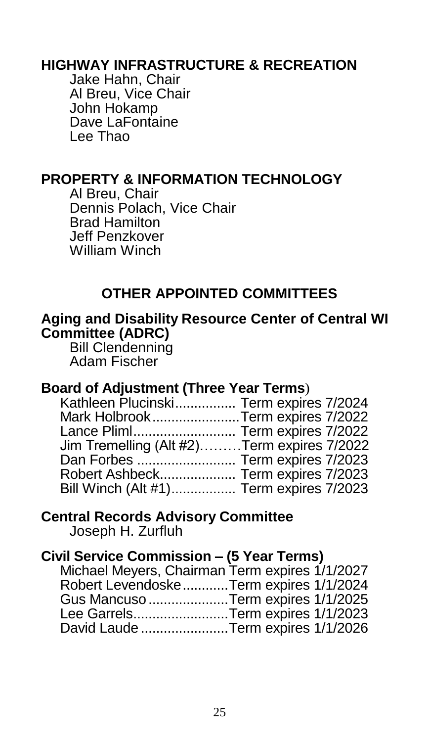**HIGHWAY INFRASTRUCTURE & RECREATION**

Jake Hahn, Chair
Al Breu, Vice Chair
John Hokamp
Dave LaFontaine
Lee Thao

**PROPERTY & INFORMATION TECHNOLOGY**

Al Breu, Chair
Dennis Polach, Vice Chair
Brad Hamilton
Jeff Penzkover
William Winch

## OTHER APPOINTED COMMITTEES

**Aging and Disability Resource Center of Central WI Committee (ADRC)**

Bill Clendenning
Adam Fischer

**Board of Adjustment (Three Year Terms**)

Kathleen Plucinski................ Term expires 7/2024
Mark Holbrook.......................Term expires 7/2022
Lance Pliml........................... Term expires 7/2022
Jim Tremelling (Alt #2).........Term expires 7/2022
Dan Forbes .......................... Term expires 7/2023
Robert Ashbeck.................... Term expires 7/2023
Bill Winch (Alt #1)................. Term expires 7/2023

**Central Records Advisory Committee**

Joseph H. Zurfluh

**Civil Service Commission – (5 Year Terms)**

Michael Meyers, Chairman Term expires 1/1/2027
Robert Levendoske............Term expires 1/1/2024
Gus Mancuso .....................Term expires 1/1/2025
Lee Garrels.........................Term expires 1/1/2023
David Laude .......................Term expires 1/1/2026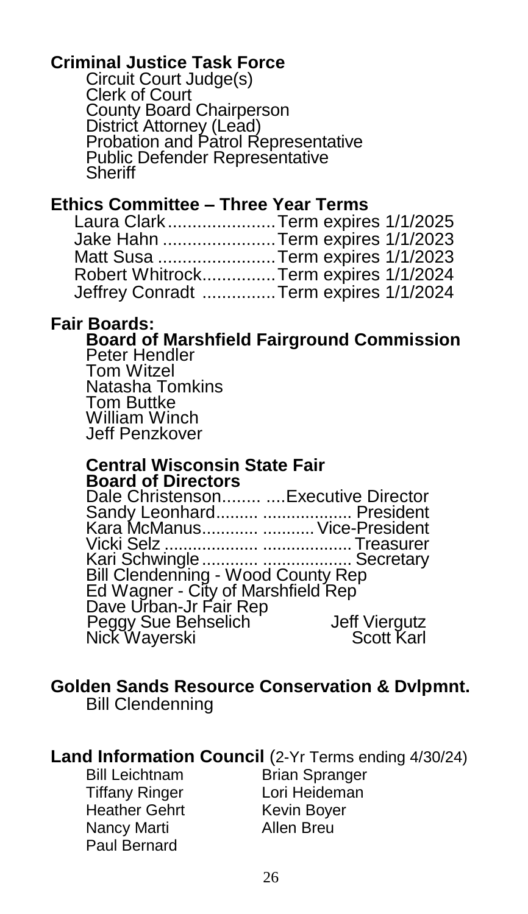## Criminal Justice Task Force

Circuit Court Judge(s)
Clerk of Court
County Board Chairperson
District Attorney (Lead)
Probation and Patrol Representative
Public Defender Representative
Sheriff

## Ethics Committee – Three Year Terms

Laura Clark......................Term expires 1/1/2025
Jake Hahn .......................Term expires 1/1/2023
Matt Susa ........................Term expires 1/1/2023
Robert Whitrock...............Term expires 1/1/2024
Jeffrey Conradt ...............Term expires 1/1/2024

## Fair Boards:

### Board of Marshfield Fairground Commission

Peter Hendler
Tom Witzel
Natasha Tomkins
Tom Buttke
William Winch
Jeff Penzkover

### Central Wisconsin State Fair Board of Directors

Dale Christenson........ ....Executive Director
Sandy Leonhard......... .................. President
Kara McManus............ ...........Vice-President
Vicki Selz .................... ..................Treasurer
Kari Schwingle............ ................... Secretary
Bill Clendenning - Wood County Rep
Ed Wagner - City of Marshfield Rep
Dave Urban-Jr Fair Rep
Peggy Sue Behselich          Jeff Viergutz
Nick Wayerski          Scott Karl

## Golden Sands Resource Conservation & Dvlpmnt.

Bill Clendenning

## Land Information Council (2-Yr Terms ending 4/30/24)

Bill Leichtnam          Brian Spranger
Tiffany Ringer          Lori Heideman
Heather Gehrt          Kevin Boyer
Nancy Marti          Allen Breu
Paul Bernard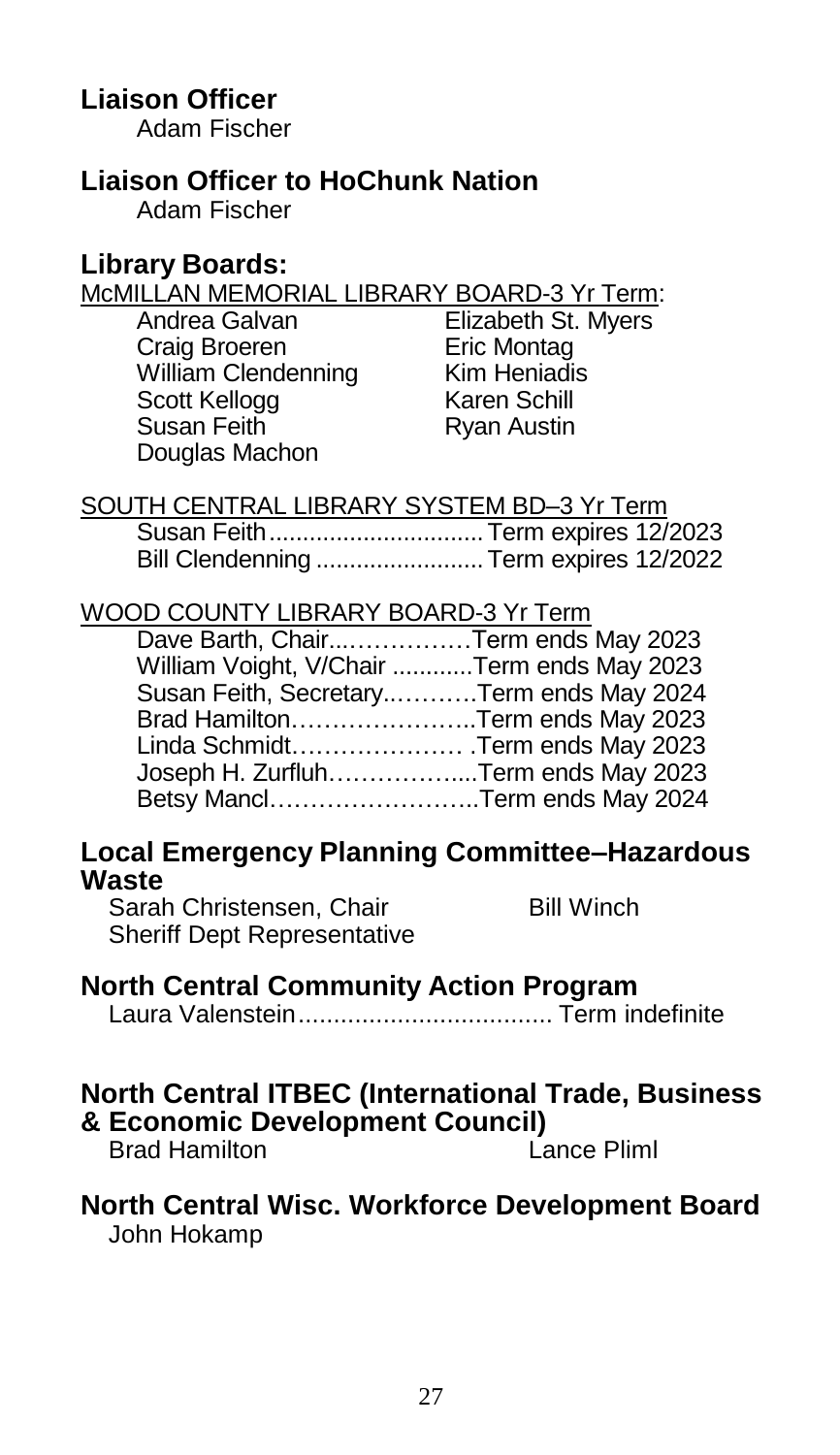## Liaison Officer

Adam Fischer

## Liaison Officer to HoChunk Nation

Adam Fischer

## Library Boards:

McMILLAN MEMORIAL LIBRARY BOARD-3 Yr Term:

Andrea Galvan
Craig Broeren
William Clendenning
Scott Kellogg
Susan Feith
Douglas Machon
Elizabeth St. Myers
Eric Montag
Kim Heniadis
Karen Schill
Ryan Austin

SOUTH CENTRAL LIBRARY SYSTEM BD–3 Yr Term

Susan Feith................................ Term expires 12/2023
Bill Clendenning ......................... Term expires 12/2022

WOOD COUNTY LIBRARY BOARD-3 Yr Term

Dave Barth, Chair...……………Term ends May 2023
William Voight, V/Chair ............Term ends May 2023
Susan Feith, Secretary..……….Term ends May 2024
Brad Hamilton…………………..Term ends May 2023
Linda Schmidt………………… .Term ends May 2023
Joseph H. Zurfluh……………....Term ends May 2023
Betsy Mancl……………………..Term ends May 2024

## Local Emergency Planning Committee–Hazardous Waste

Sarah Christensen, Chair
Sheriff Dept Representative
Bill Winch

## North Central Community Action Program

Laura Valenstein.................................... Term indefinite

## North Central ITBEC (International Trade, Business & Economic Development Council)

Brad Hamilton
Lance Pliml

## North Central Wisc. Workforce Development Board

John Hokamp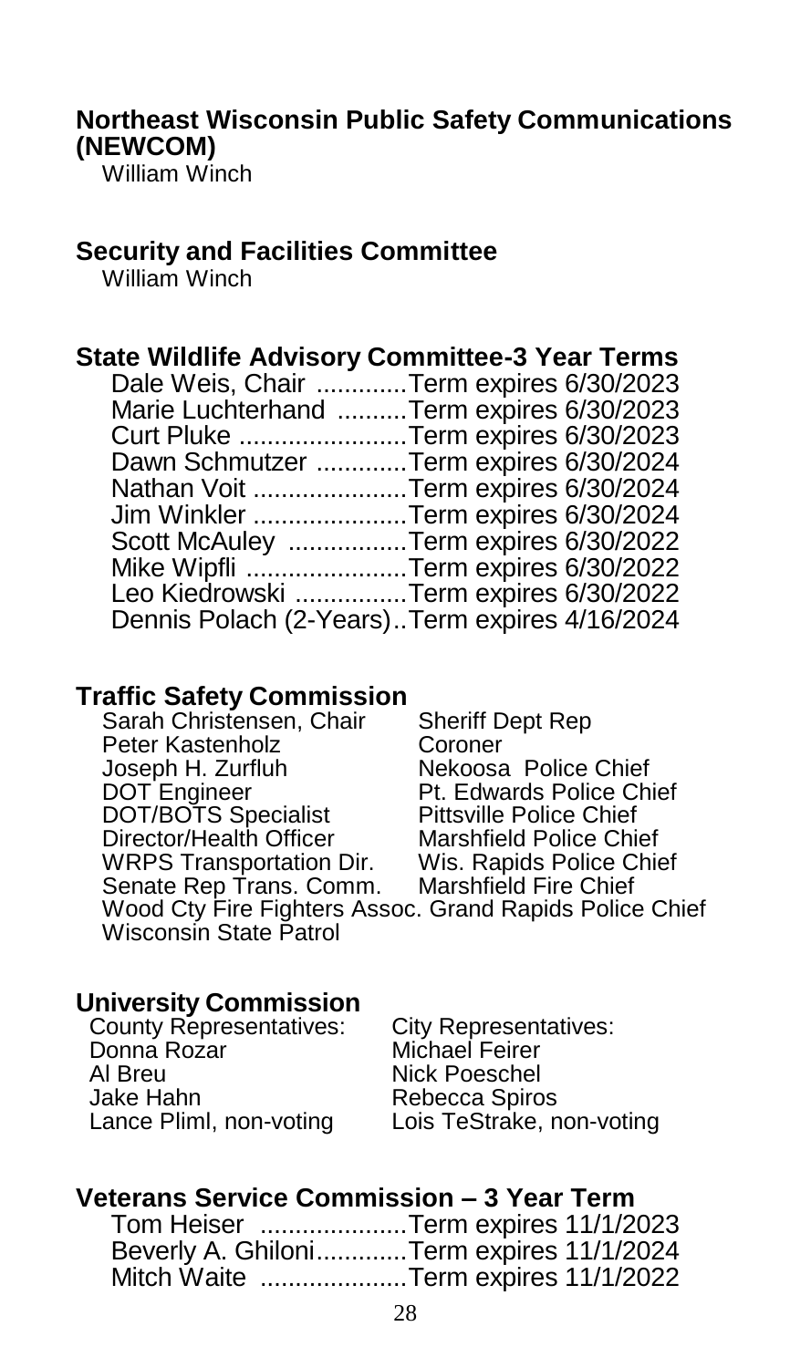## Northeast Wisconsin Public Safety Communications (NEWCOM)

William Winch

## Security and Facilities Committee

William Winch

## State Wildlife Advisory Committee-3 Year Terms

Dale Weis, Chair .............Term expires 6/30/2023
Marie Luchterhand ..........Term expires 6/30/2023
Curt Pluke ........................Term expires 6/30/2023
Dawn Schmutzer .............Term expires 6/30/2024
Nathan Voit ......................Term expires 6/30/2024
Jim Winkler ......................Term expires 6/30/2024
Scott McAuley .................Term expires 6/30/2022
Mike Wipfli .......................Term expires 6/30/2022
Leo Kiedrowski ................Term expires 6/30/2022
Dennis Polach (2-Years)..Term expires 4/16/2024

## Traffic Safety Commission

Sarah Christensen, Chair
Peter Kastenholz
Joseph H. Zurfluh
DOT Engineer
DOT/BOTS Specialist
Director/Health Officer
WRPS Transportation Dir.
Senate Rep Trans. Comm.
Wood Cty Fire Fighters Assoc.
Wisconsin State Patrol
Sheriff Dept Rep
Coroner
Nekoosa Police Chief
Pt. Edwards Police Chief
Pittsville Police Chief
Marshfield Police Chief
Wis. Rapids Police Chief
Marshfield Fire Chief
Grand Rapids Police Chief

## University Commission

County Representatives:
Donna Rozar
Al Breu
Jake Hahn
Lance Pliml, non-voting

City Representatives:
Michael Feirer
Nick Poeschel
Rebecca Spiros
Lois TeStrake, non-voting

## Veterans Service Commission – 3 Year Term

Tom Heiser .....................Term expires 11/1/2023
Beverly A. Ghiloni.............Term expires 11/1/2024
Mitch Waite .....................Term expires 11/1/2022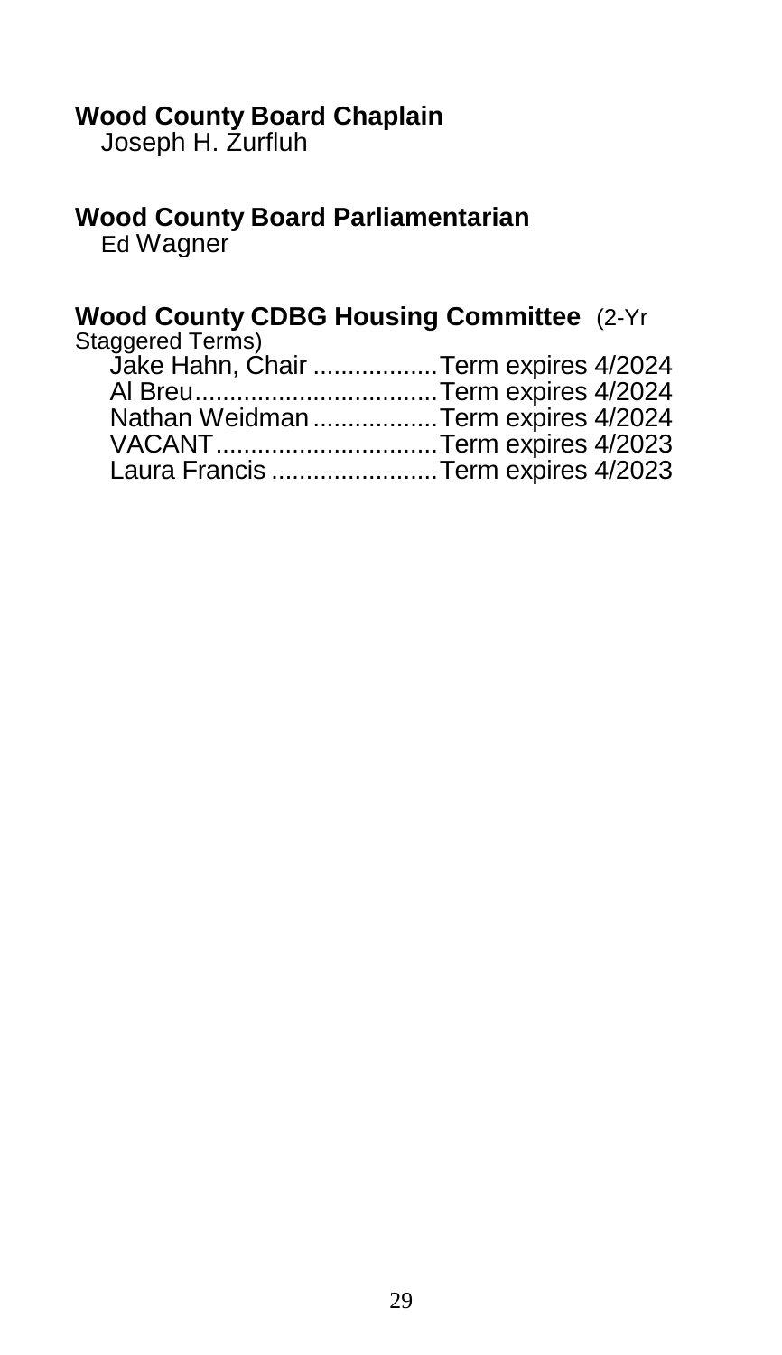**Wood County Board Chaplain**

Joseph H. Zurfluh

**Wood County Board Parliamentarian**

Ed Wagner

**Wood County CDBG Housing Committee** (2-Yr Staggered Terms)

Jake Hahn, Chair ..................Term expires 4/2024
Al Breu...................................Term expires 4/2024
Nathan Weidman ..................Term expires 4/2024
VACANT................................Term expires 4/2023
Laura Francis ........................Term expires 4/2023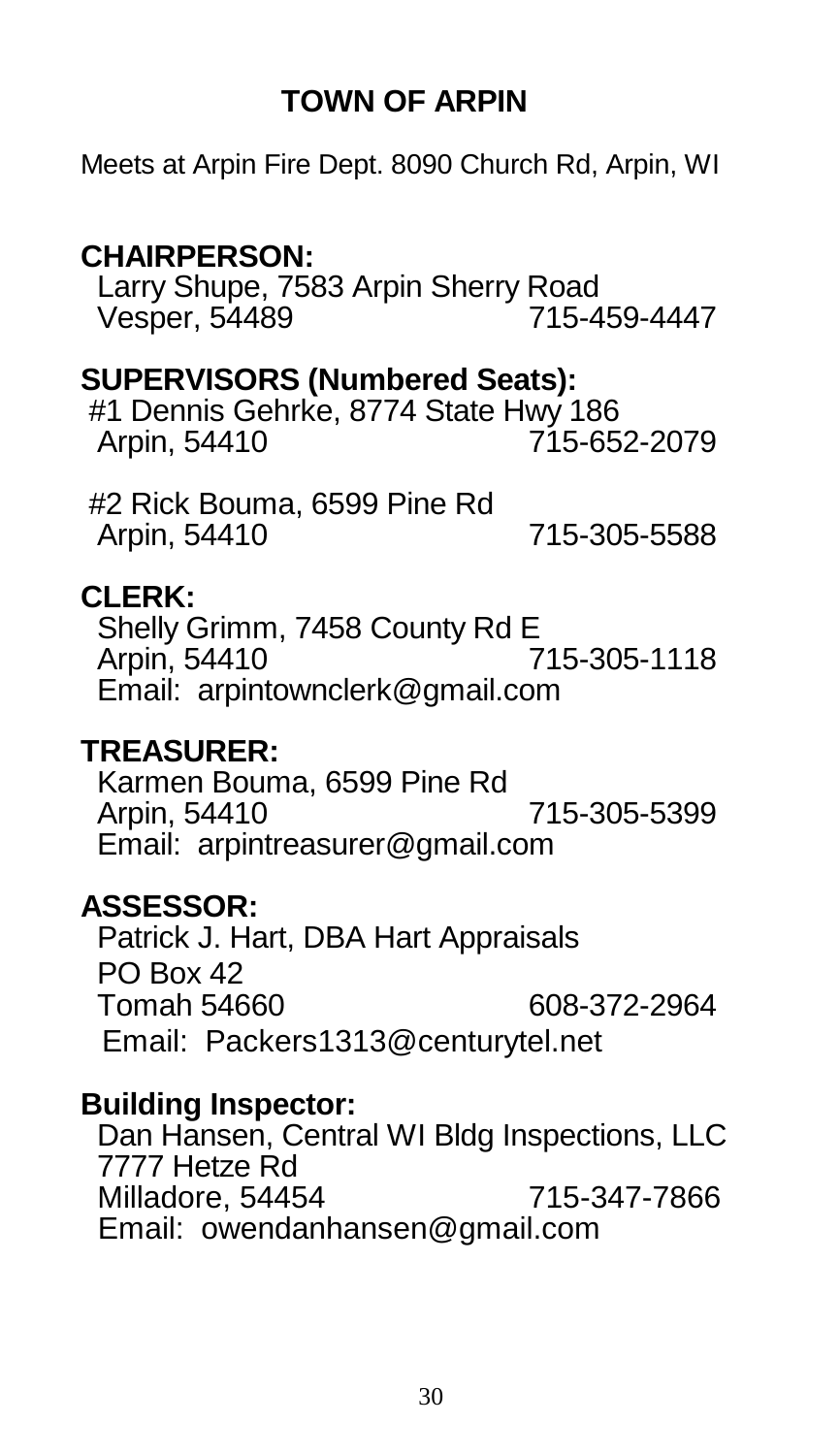# TOWN OF ARPIN

Meets at Arpin Fire Dept. 8090 Church Rd, Arpin, WI

**CHAIRPERSON:**

Larry Shupe, 7583 Arpin Sherry Road
Vesper, 54489 715-459-4447

**SUPERVISORS (Numbered Seats):**

#1 Dennis Gehrke, 8774 State Hwy 186
Arpin, 54410 715-652-2079

#2 Rick Bouma, 6599 Pine Rd
Arpin, 54410 715-305-5588

**CLERK:**

Shelly Grimm, 7458 County Rd E
Arpin, 54410 715-305-1118
Email: arpintownclerk@gmail.com

**TREASURER:**

Karmen Bouma, 6599 Pine Rd
Arpin, 54410 715-305-5399
Email: arpintreasurer@gmail.com

**ASSESSOR:**

Patrick J. Hart, DBA Hart Appraisals
PO Box 42
Tomah 54660 608-372-2964
Email: Packers1313@centurytel.net

**Building Inspector:**

Dan Hansen, Central WI Bldg Inspections, LLC
7777 Hetze Rd
Milladore, 54454 715-347-7866
Email: owendanhansen@gmail.com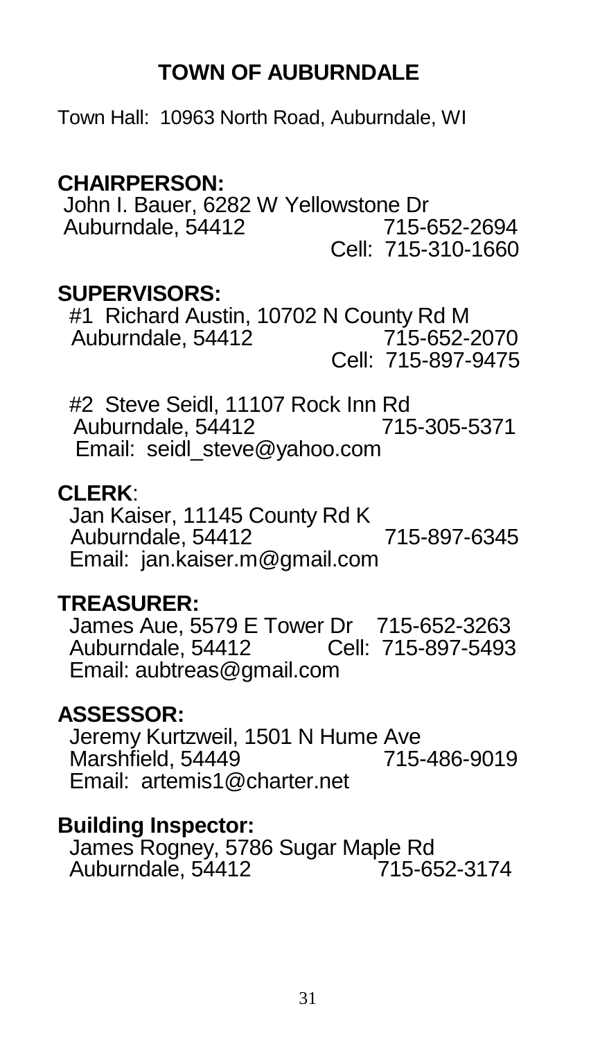# TOWN OF AUBURNDALE

Town Hall: 10963 North Road, Auburndale, WI

**CHAIRPERSON:**

John I. Bauer, 6282 W Yellowstone Dr
Auburndale, 54412 715-652-2694
Cell: 715-310-1660

**SUPERVISORS:**

#1 Richard Austin, 10702 N County Rd M
Auburndale, 54412 715-652-2070
Cell: 715-897-9475

#2 Steve Seidl, 11107 Rock Inn Rd
Auburndale, 54412 715-305-5371
Email: seidl_steve@yahoo.com

**CLERK**:

Jan Kaiser, 11145 County Rd K
Auburndale, 54412 715-897-6345
Email: jan.kaiser.m@gmail.com

**TREASURER:**

James Aue, 5579 E Tower Dr 715-652-3263
Auburndale, 54412 Cell: 715-897-5493
Email: aubtreas@gmail.com

**ASSESSOR:**

Jeremy Kurtzweil, 1501 N Hume Ave
Marshfield, 54449 715-486-9019
Email: artemis1@charter.net

**Building Inspector:**

James Rogney, 5786 Sugar Maple Rd
Auburndale, 54412 715-652-3174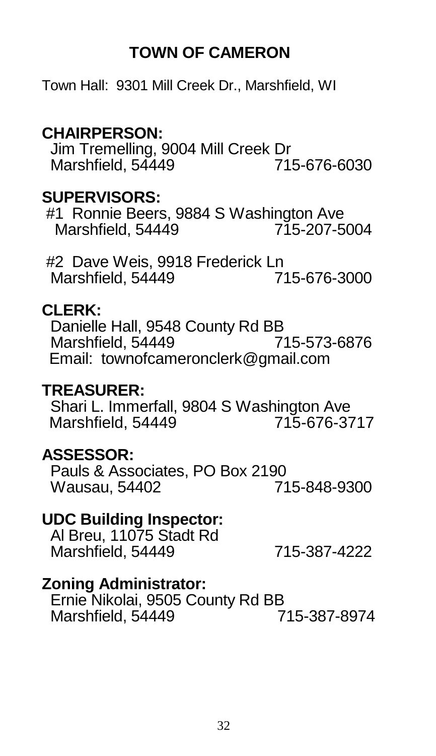# TOWN OF CAMERON

Town Hall: 9301 Mill Creek Dr., Marshfield, WI

**CHAIRPERSON:**
Jim Tremelling, 9004 Mill Creek Dr
Marshfield, 54449 715-676-6030

**SUPERVISORS:**
#1 Ronnie Beers, 9884 S Washington Ave
Marshfield, 54449 715-207-5004

#2 Dave Weis, 9918 Frederick Ln
Marshfield, 54449 715-676-3000

**CLERK:**
Danielle Hall, 9548 County Rd BB
Marshfield, 54449 715-573-6876
Email: townofcameronclerk@gmail.com

**TREASURER:**
Shari L. Immerfall, 9804 S Washington Ave
Marshfield, 54449 715-676-3717

**ASSESSOR:**
Pauls & Associates, PO Box 2190
Wausau, 54402 715-848-9300

**UDC Building Inspector:**
Al Breu, 11075 Stadt Rd
Marshfield, 54449 715-387-4222

**Zoning Administrator:**
Ernie Nikolai, 9505 County Rd BB
Marshfield, 54449 715-387-8974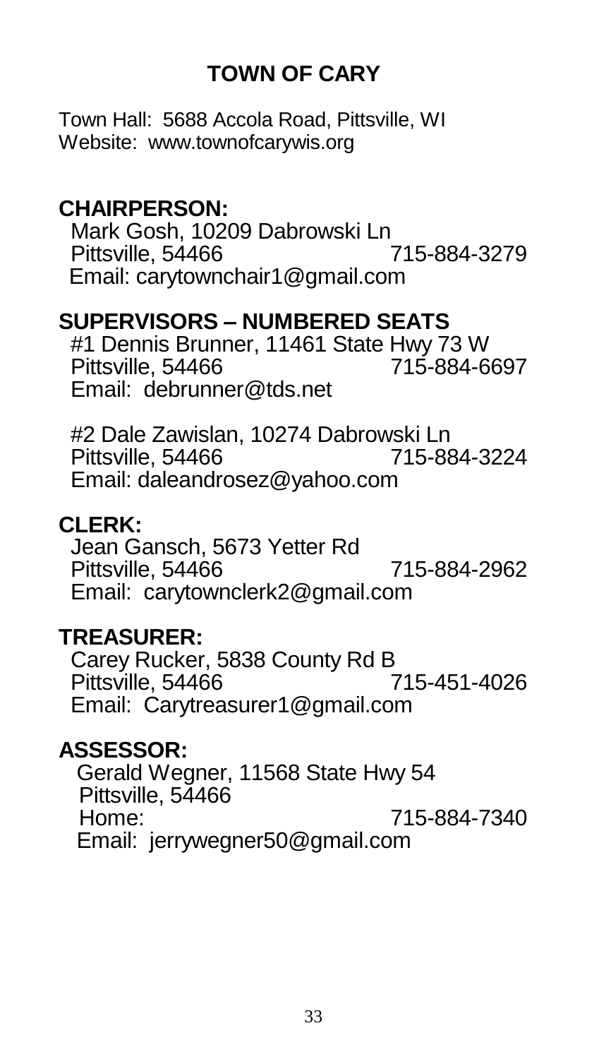# TOWN OF CARY

Town Hall: 5688 Accola Road, Pittsville, WI
Website: www.townofcarywis.org

**CHAIRPERSON:**

Mark Gosh, 10209 Dabrowski Ln
Pittsville, 54466 715-884-3279
Email: carytownchair1@gmail.com

**SUPERVISORS – NUMBERED SEATS**

#1 Dennis Brunner, 11461 State Hwy 73 W
Pittsville, 54466 715-884-6697
Email: debrunner@tds.net

#2 Dale Zawislan, 10274 Dabrowski Ln
Pittsville, 54466 715-884-3224
Email: daleandrosez@yahoo.com

**CLERK:**

Jean Gansch, 5673 Yetter Rd
Pittsville, 54466 715-884-2962
Email: carytownclerk2@gmail.com

**TREASURER:**

Carey Rucker, 5838 County Rd B
Pittsville, 54466 715-451-4026
Email: Carytreasurer1@gmail.com

**ASSESSOR:**

Gerald Wegner, 11568 State Hwy 54
Pittsville, 54466
Home: 715-884-7340
Email: jerrywegner50@gmail.com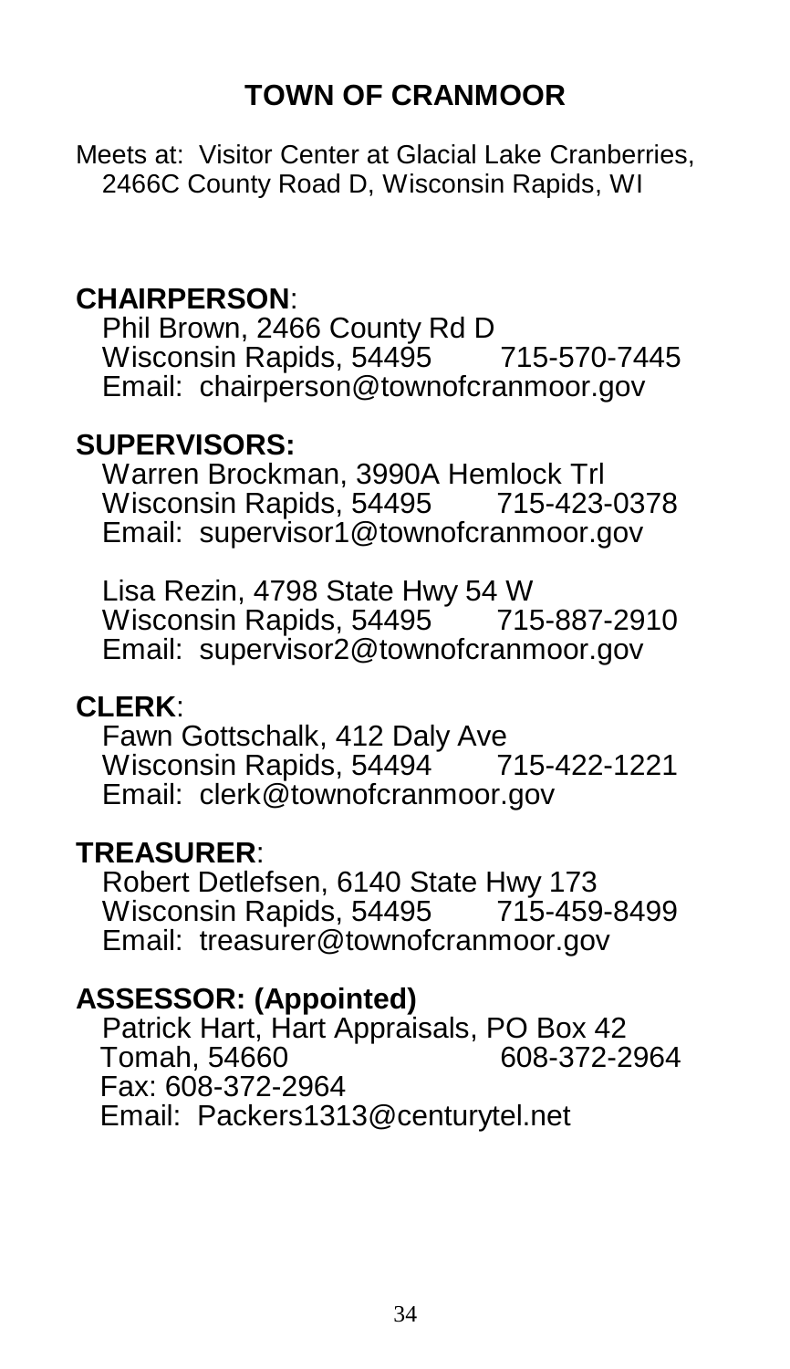# TOWN OF CRANMOOR

Meets at: Visitor Center at Glacial Lake Cranberries, 2466C County Road D, Wisconsin Rapids, WI

**CHAIRPERSON**:

Phil Brown, 2466 County Rd D
Wisconsin Rapids, 54495 715-570-7445
Email: chairperson@townofcranmoor.gov

**SUPERVISORS:**

Warren Brockman, 3990A Hemlock Trl
Wisconsin Rapids, 54495 715-423-0378
Email: supervisor1@townofcranmoor.gov

Lisa Rezin, 4798 State Hwy 54 W
Wisconsin Rapids, 54495 715-887-2910
Email: supervisor2@townofcranmoor.gov

**CLERK**:

Fawn Gottschalk, 412 Daly Ave
Wisconsin Rapids, 54494 715-422-1221
Email: clerk@townofcranmoor.gov

**TREASURER**:

Robert Detlefsen, 6140 State Hwy 173
Wisconsin Rapids, 54495 715-459-8499
Email: treasurer@townofcranmoor.gov

**ASSESSOR: (Appointed)**

Patrick Hart, Hart Appraisals, PO Box 42
Tomah, 54660 608-372-2964
Fax: 608-372-2964
Email: Packers1313@centurytel.net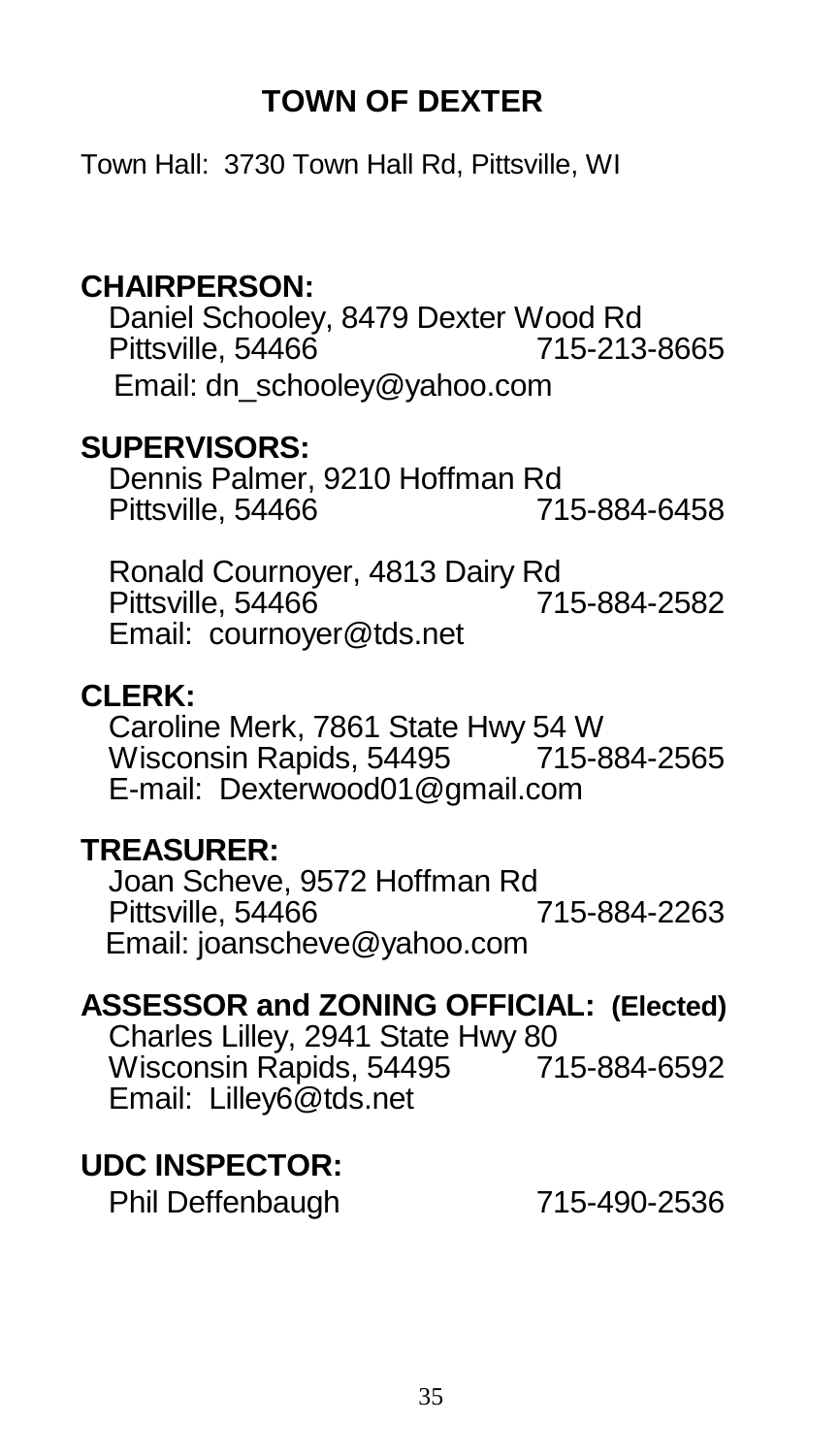# TOWN OF DEXTER

Town Hall: 3730 Town Hall Rd, Pittsville, WI

**CHAIRPERSON:**

Daniel Schooley, 8479 Dexter Wood Rd
Pittsville, 54466 715-213-8665
Email: dn_schooley@yahoo.com

**SUPERVISORS:**

Dennis Palmer, 9210 Hoffman Rd
Pittsville, 54466 715-884-6458

Ronald Cournoyer, 4813 Dairy Rd
Pittsville, 54466 715-884-2582
Email: cournoyer@tds.net

**CLERK:**

Caroline Merk, 7861 State Hwy 54 W
Wisconsin Rapids, 54495 715-884-2565
E-mail: Dexterwood01@gmail.com

**TREASURER:**

Joan Scheve, 9572 Hoffman Rd
Pittsville, 54466 715-884-2263
Email: joanscheve@yahoo.com

**ASSESSOR and ZONING OFFICIAL: (Elected)**

Charles Lilley, 2941 State Hwy 80
Wisconsin Rapids, 54495 715-884-6592
Email: Lilley6@tds.net

**UDC INSPECTOR:**

Phil Deffenbaugh 715-490-2536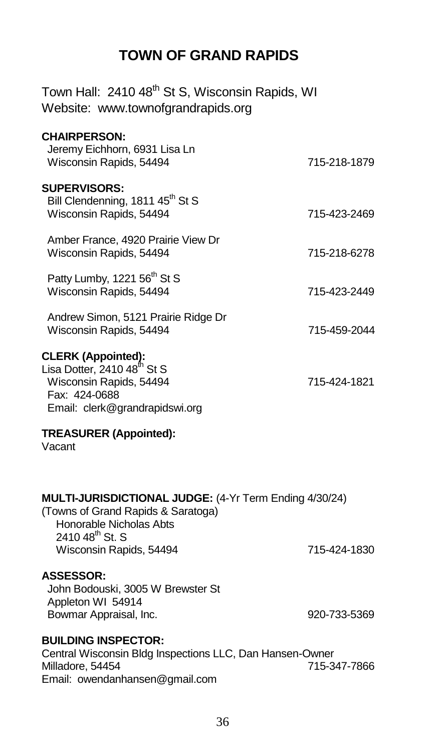# TOWN OF GRAND RAPIDS

Town Hall: 2410 48th St S, Wisconsin Rapids, WI
Website: www.townofgrandrapids.org

**CHAIRPERSON:**
Jeremy Eichhorn, 6931 Lisa Ln
Wisconsin Rapids, 54494 — 715-218-1879

**SUPERVISORS:**
Bill Clendenning, 1811 45th St S
Wisconsin Rapids, 54494 — 715-423-2469

Amber France, 4920 Prairie View Dr
Wisconsin Rapids, 54494 — 715-218-6278

Patty Lumby, 1221 56th St S
Wisconsin Rapids, 54494 — 715-423-2449

Andrew Simon, 5121 Prairie Ridge Dr
Wisconsin Rapids, 54494 — 715-459-2044

**CLERK (Appointed):**
Lisa Dotter, 2410 48th St S
Wisconsin Rapids, 54494 — 715-424-1821
Fax: 424-0688
Email: clerk@grandrapidswi.org

**TREASURER (Appointed):**
Vacant

**MULTI-JURISDICTIONAL JUDGE:** (4-Yr Term Ending 4/30/24)
(Towns of Grand Rapids & Saratoga)
Honorable Nicholas Abts
2410 48th St. S
Wisconsin Rapids, 54494 — 715-424-1830

**ASSESSOR:**
John Bodouski, 3005 W Brewster St
Appleton WI 54914
Bowmar Appraisal, Inc. — 920-733-5369

**BUILDING INSPECTOR:**
Central Wisconsin Bldg Inspections LLC, Dan Hansen-Owner
Milladore, 54454 — 715-347-7866
Email: owendanhansen@gmail.com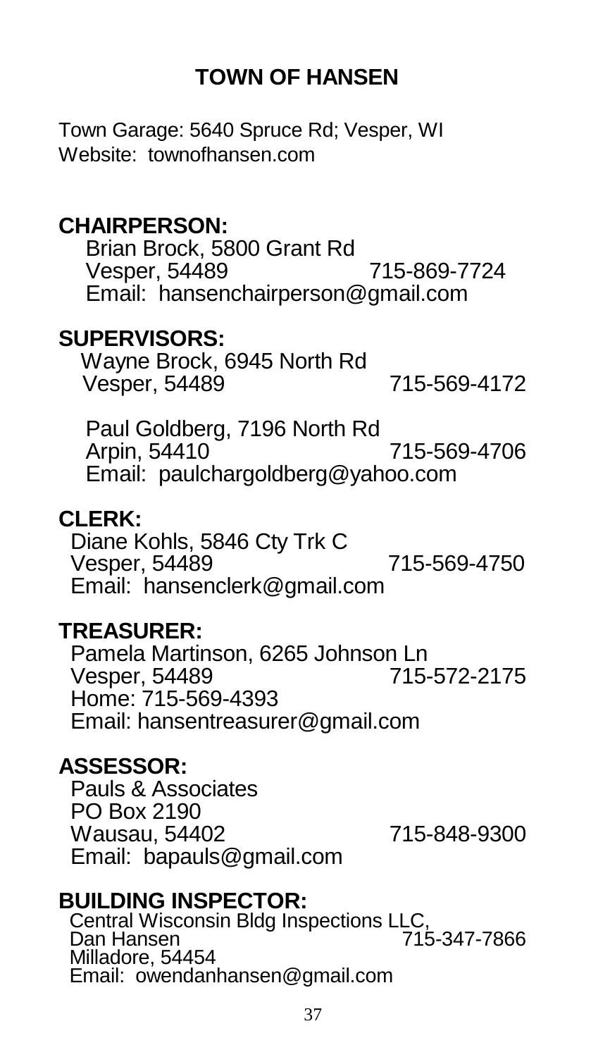# TOWN OF HANSEN

Town Garage: 5640 Spruce Rd; Vesper, WI
Website: townofhansen.com

**CHAIRPERSON:**
Brian Brock, 5800 Grant Rd
Vesper, 54489 715-869-7724
Email: hansenchairperson@gmail.com

**SUPERVISORS:**
Wayne Brock, 6945 North Rd
Vesper, 54489 715-569-4172

Paul Goldberg, 7196 North Rd
Arpin, 54410 715-569-4706
Email: paulchargoldberg@yahoo.com

**CLERK:**
Diane Kohls, 5846 Cty Trk C
Vesper, 54489 715-569-4750
Email: hansenclerk@gmail.com

**TREASURER:**
Pamela Martinson, 6265 Johnson Ln
Vesper, 54489 715-572-2175
Home: 715-569-4393
Email: hansentreasurer@gmail.com

**ASSESSOR:**
Pauls & Associates
PO Box 2190
Wausau, 54402 715-848-9300
Email: bapauls@gmail.com

**BUILDING INSPECTOR:**
Central Wisconsin Bldg Inspections LLC,
Dan Hansen 715-347-7866
Milladore, 54454
Email: owendanhansen@gmail.com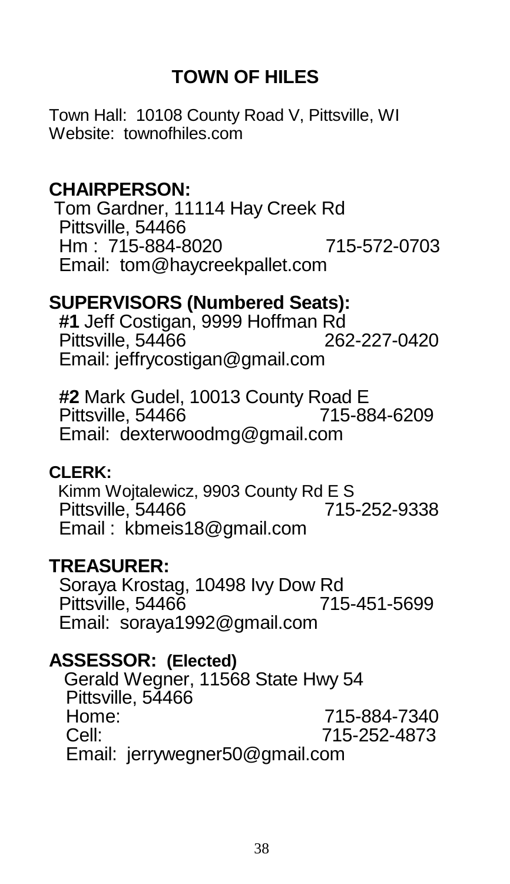# TOWN OF HILES

Town Hall: 10108 County Road V, Pittsville, WI
Website: townofhiles.com

## CHAIRPERSON:

Tom Gardner, 11114 Hay Creek Rd
Pittsville, 54466
Hm : 715-884-8020 715-572-0703
Email: tom@haycreekpallet.com

## SUPERVISORS (Numbered Seats):

**#1** Jeff Costigan, 9999 Hoffman Rd
Pittsville, 54466 262-227-0420
Email: jeffrycostigan@gmail.com

**#2** Mark Gudel, 10013 County Road E
Pittsville, 54466 715-884-6209
Email: dexterwoodmg@gmail.com

### CLERK:

Kimm Wojtalewicz, 9903 County Rd E S
Pittsville, 54466 715-252-9338
Email : kbmeis18@gmail.com

## TREASURER:

Soraya Krostag, 10498 Ivy Dow Rd
Pittsville, 54466 715-451-5699
Email: soraya1992@gmail.com

## ASSESSOR: (Elected)

Gerald Wegner, 11568 State Hwy 54
Pittsville, 54466
Home: 715-884-7340
Cell: 715-252-4873
Email: jerrywegner50@gmail.com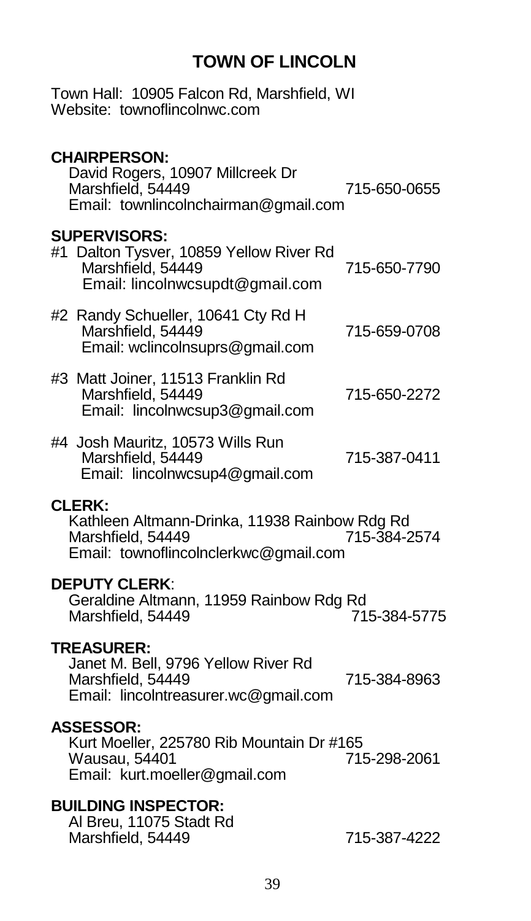# TOWN OF LINCOLN

Town Hall: 10905 Falcon Rd, Marshfield, WI
Website: townoflincolnwc.com

**CHAIRPERSON:**

David Rogers, 10907 Millcreek Dr
Marshfield, 54449 — 715-650-0655
Email: townlincolnchairman@gmail.com

**SUPERVISORS:**

#1 Dalton Tysver, 10859 Yellow River Rd
Marshfield, 54449 — 715-650-7790
Email: lincolnwcsupdt@gmail.com

#2 Randy Schueller, 10641 Cty Rd H
Marshfield, 54449 — 715-659-0708
Email: wclincolnsuprs@gmail.com

#3 Matt Joiner, 11513 Franklin Rd
Marshfield, 54449 — 715-650-2272
Email: lincolnwcsup3@gmail.com

#4 Josh Mauritz, 10573 Wills Run
Marshfield, 54449 — 715-387-0411
Email: lincolnwcsup4@gmail.com

**CLERK:**

Kathleen Altmann-Drinka, 11938 Rainbow Rdg Rd
Marshfield, 54449 — 715-384-2574
Email: townoflincolnclerkwc@gmail.com

**DEPUTY CLERK**:

Geraldine Altmann, 11959 Rainbow Rdg Rd
Marshfield, 54449 — 715-384-5775

**TREASURER:**

Janet M. Bell, 9796 Yellow River Rd
Marshfield, 54449 — 715-384-8963
Email: lincolntreasurer.wc@gmail.com

**ASSESSOR:**

Kurt Moeller, 225780 Rib Mountain Dr #165
Wausau, 54401 — 715-298-2061
Email: kurt.moeller@gmail.com

**BUILDING INSPECTOR:**

Al Breu, 11075 Stadt Rd
Marshfield, 54449 — 715-387-4222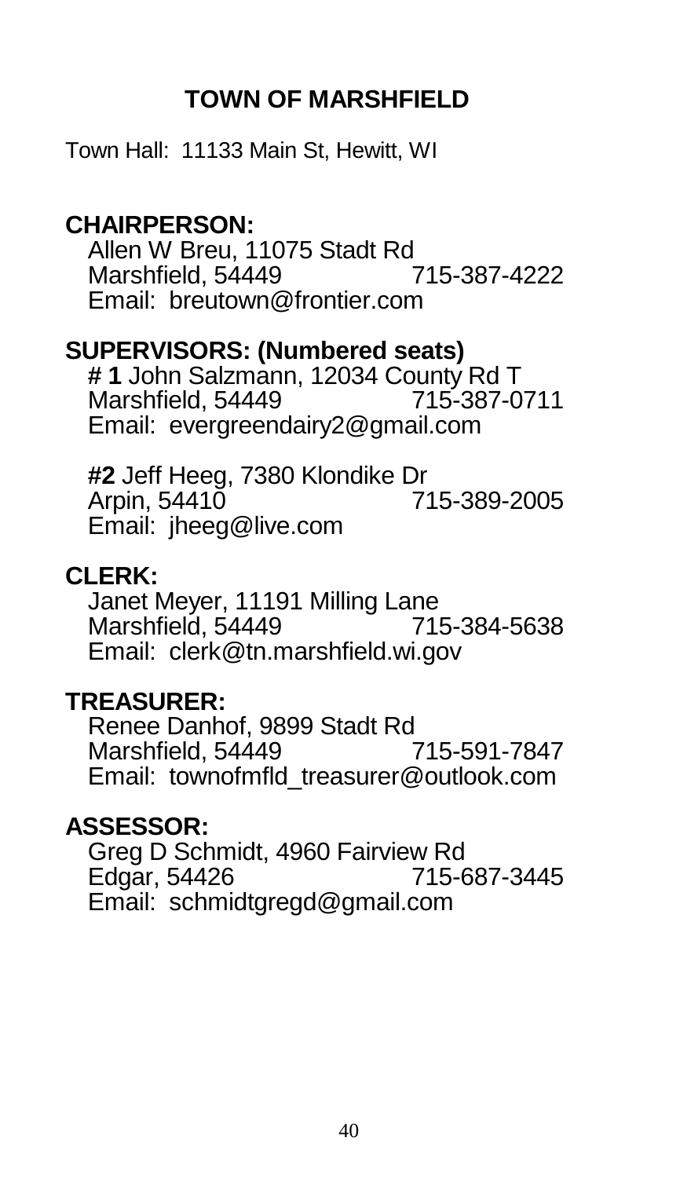# TOWN OF MARSHFIELD

Town Hall: 11133 Main St, Hewitt, WI

**CHAIRPERSON:**

Allen W Breu, 11075 Stadt Rd
Marshfield, 54449 715-387-4222
Email: breutown@frontier.com

**SUPERVISORS: (Numbered seats)**

**# 1** John Salzmann, 12034 County Rd T
Marshfield, 54449 715-387-0711
Email: evergreendairy2@gmail.com

**#2** Jeff Heeg, 7380 Klondike Dr
Arpin, 54410 715-389-2005
Email: jheeg@live.com

**CLERK:**

Janet Meyer, 11191 Milling Lane
Marshfield, 54449 715-384-5638
Email: clerk@tn.marshfield.wi.gov

**TREASURER:**

Renee Danhof, 9899 Stadt Rd
Marshfield, 54449 715-591-7847
Email: townofmfld_treasurer@outlook.com

**ASSESSOR:**

Greg D Schmidt, 4960 Fairview Rd
Edgar, 54426 715-687-3445
Email: schmidtgregd@gmail.com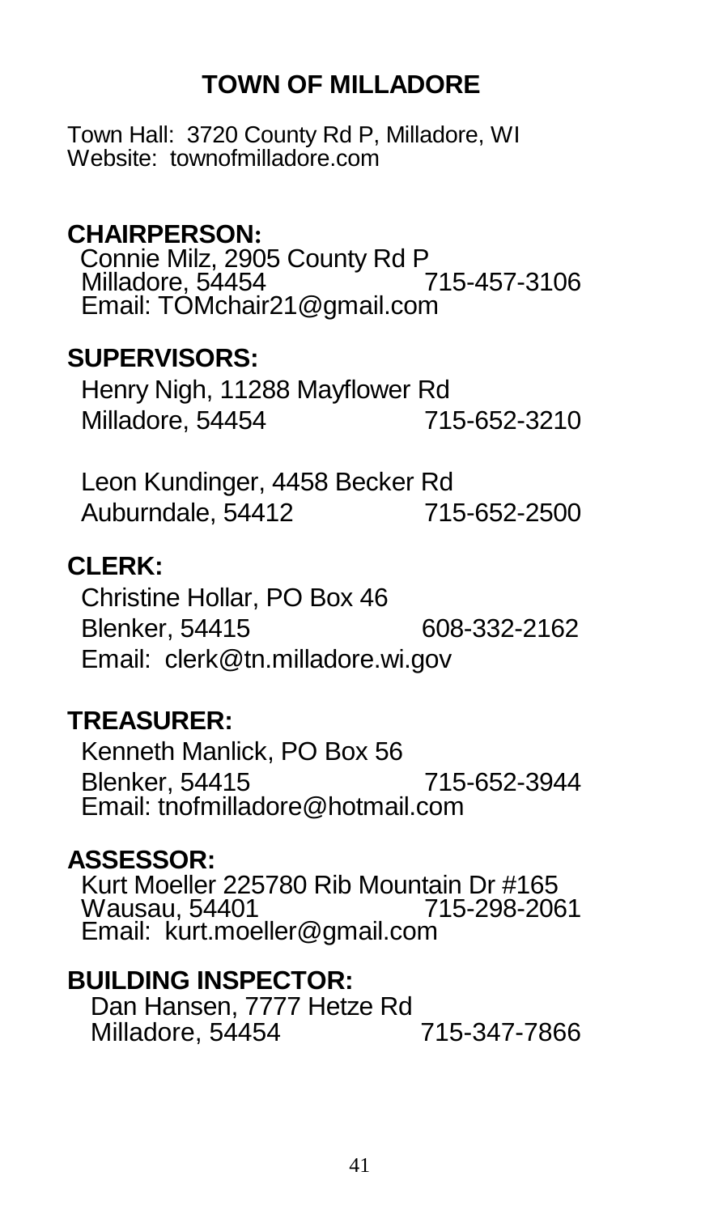# TOWN OF MILLADORE

Town Hall: 3720 County Rd P, Milladore, WI
Website: townofmilladore.com

## CHAIRPERSON:

Connie Milz, 2905 County Rd P
Milladore, 54454 715-457-3106
Email: TOMchair21@gmail.com

## SUPERVISORS:

Henry Nigh, 11288 Mayflower Rd
Milladore, 54454 715-652-3210

Leon Kundinger, 4458 Becker Rd
Auburndale, 54412 715-652-2500

## CLERK:

Christine Hollar, PO Box 46
Blenker, 54415 608-332-2162
Email: clerk@tn.milladore.wi.gov

## TREASURER:

Kenneth Manlick, PO Box 56
Blenker, 54415 715-652-3944
Email: tnofmilladore@hotmail.com

## ASSESSOR:

Kurt Moeller 225780 Rib Mountain Dr #165
Wausau, 54401 715-298-2061
Email: kurt.moeller@gmail.com

## BUILDING INSPECTOR:

Dan Hansen, 7777 Hetze Rd
Milladore, 54454 715-347-7866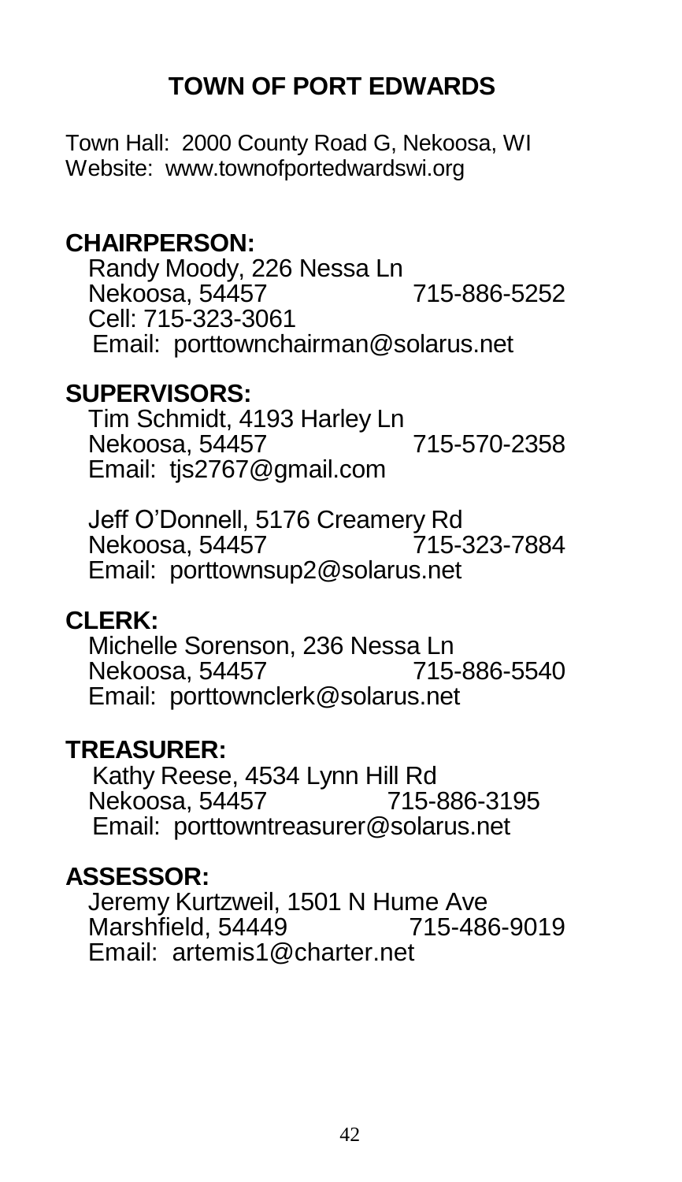# TOWN OF PORT EDWARDS

Town Hall: 2000 County Road G, Nekoosa, WI
Website: www.townofportedwardswi.org

## CHAIRPERSON:

Randy Moody, 226 Nessa Ln
Nekoosa, 54457 715-886-5252
Cell: 715-323-3061
Email: porttownchairman@solarus.net

## SUPERVISORS:

Tim Schmidt, 4193 Harley Ln
Nekoosa, 54457 715-570-2358
Email: tjs2767@gmail.com

Jeff O'Donnell, 5176 Creamery Rd
Nekoosa, 54457 715-323-7884
Email: porttownsup2@solarus.net

## CLERK:

Michelle Sorenson, 236 Nessa Ln
Nekoosa, 54457 715-886-5540
Email: porttownclerk@solarus.net

## TREASURER:

Kathy Reese, 4534 Lynn Hill Rd
Nekoosa, 54457 715-886-3195
Email: porttowntreasurer@solarus.net

## ASSESSOR:

Jeremy Kurtzweil, 1501 N Hume Ave
Marshfield, 54449 715-486-9019
Email: artemis1@charter.net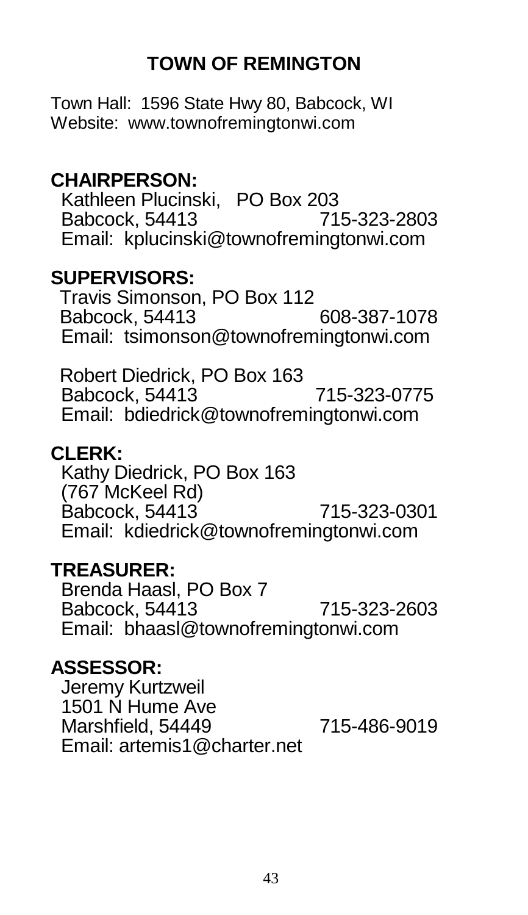# TOWN OF REMINGTON

Town Hall: 1596 State Hwy 80, Babcock, WI
Website: www.townofremingtonwi.com

**CHAIRPERSON:**
Kathleen Plucinski, PO Box 203
Babcock, 54413 715-323-2803
Email: kplucinski@townofremingtonwi.com

**SUPERVISORS:**
Travis Simonson, PO Box 112
Babcock, 54413 608-387-1078
Email: tsimonson@townofremingtonwi.com

Robert Diedrick, PO Box 163
Babcock, 54413 715-323-0775
Email: bdiedrick@townofremingtonwi.com

**CLERK:**
Kathy Diedrick, PO Box 163
(767 McKeel Rd)
Babcock, 54413 715-323-0301
Email: kdiedrick@townofremingtonwi.com

**TREASURER:**
Brenda Haasl, PO Box 7
Babcock, 54413 715-323-2603
Email: bhaasl@townofremingtonwi.com

**ASSESSOR:**
Jeremy Kurtzweil
1501 N Hume Ave
Marshfield, 54449 715-486-9019
Email: artemis1@charter.net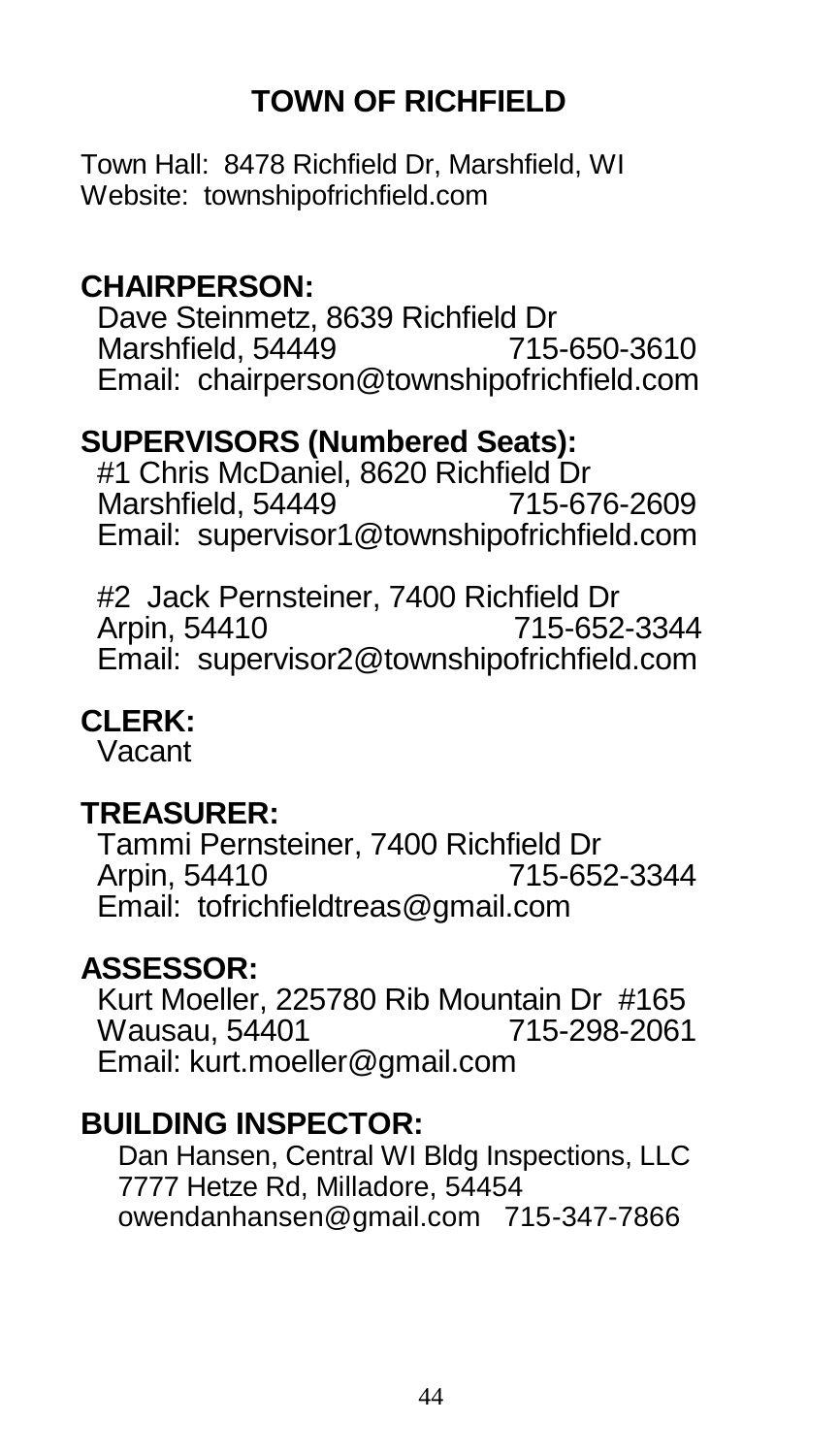# TOWN OF RICHFIELD

Town Hall: 8478 Richfield Dr, Marshfield, WI
Website: townshipofrichfield.com

## CHAIRPERSON:

Dave Steinmetz, 8639 Richfield Dr
Marshfield, 54449 715-650-3610
Email: chairperson@townshipofrichfield.com

## SUPERVISORS (Numbered Seats):

#1 Chris McDaniel, 8620 Richfield Dr
Marshfield, 54449 715-676-2609
Email: supervisor1@townshipofrichfield.com

#2 Jack Pernsteiner, 7400 Richfield Dr
Arpin, 54410 715-652-3344
Email: supervisor2@townshipofrichfield.com

## CLERK:

Vacant

## TREASURER:

Tammi Pernsteiner, 7400 Richfield Dr
Arpin, 54410 715-652-3344
Email: tofrichfieldtreas@gmail.com

## ASSESSOR:

Kurt Moeller, 225780 Rib Mountain Dr #165
Wausau, 54401 715-298-2061
Email: kurt.moeller@gmail.com

## BUILDING INSPECTOR:

Dan Hansen, Central WI Bldg Inspections, LLC
7777 Hetze Rd, Milladore, 54454
owendanhansen@gmail.com 715-347-7866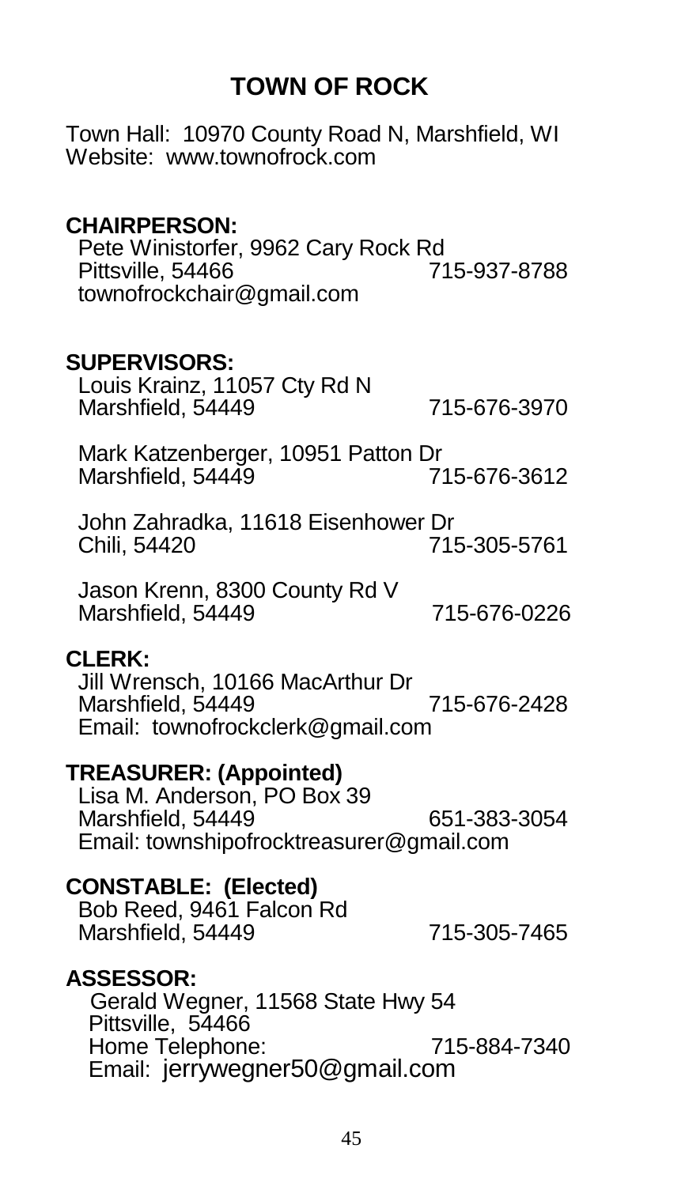# TOWN OF ROCK

Town Hall: 10970 County Road N, Marshfield, WI
Website: www.townofrock.com

**CHAIRPERSON:**
Pete Winistorfer, 9962 Cary Rock Rd
Pittsville, 54466 715-937-8788
townofrockchair@gmail.com

**SUPERVISORS:**
Louis Krainz, 11057 Cty Rd N
Marshfield, 54449 715-676-3970

Mark Katzenberger, 10951 Patton Dr
Marshfield, 54449 715-676-3612

John Zahradka, 11618 Eisenhower Dr
Chili, 54420 715-305-5761

Jason Krenn, 8300 County Rd V
Marshfield, 54449 715-676-0226

**CLERK:**
Jill Wrensch, 10166 MacArthur Dr
Marshfield, 54449 715-676-2428
Email: townofrockclerk@gmail.com

**TREASURER: (Appointed)**
Lisa M. Anderson, PO Box 39
Marshfield, 54449 651-383-3054
Email: townshipofrocktreasurer@gmail.com

**CONSTABLE: (Elected)**
Bob Reed, 9461 Falcon Rd
Marshfield, 54449 715-305-7465

**ASSESSOR:**
Gerald Wegner, 11568 State Hwy 54
Pittsville, 54466
Home Telephone: 715-884-7340
Email: jerrywegner50@gmail.com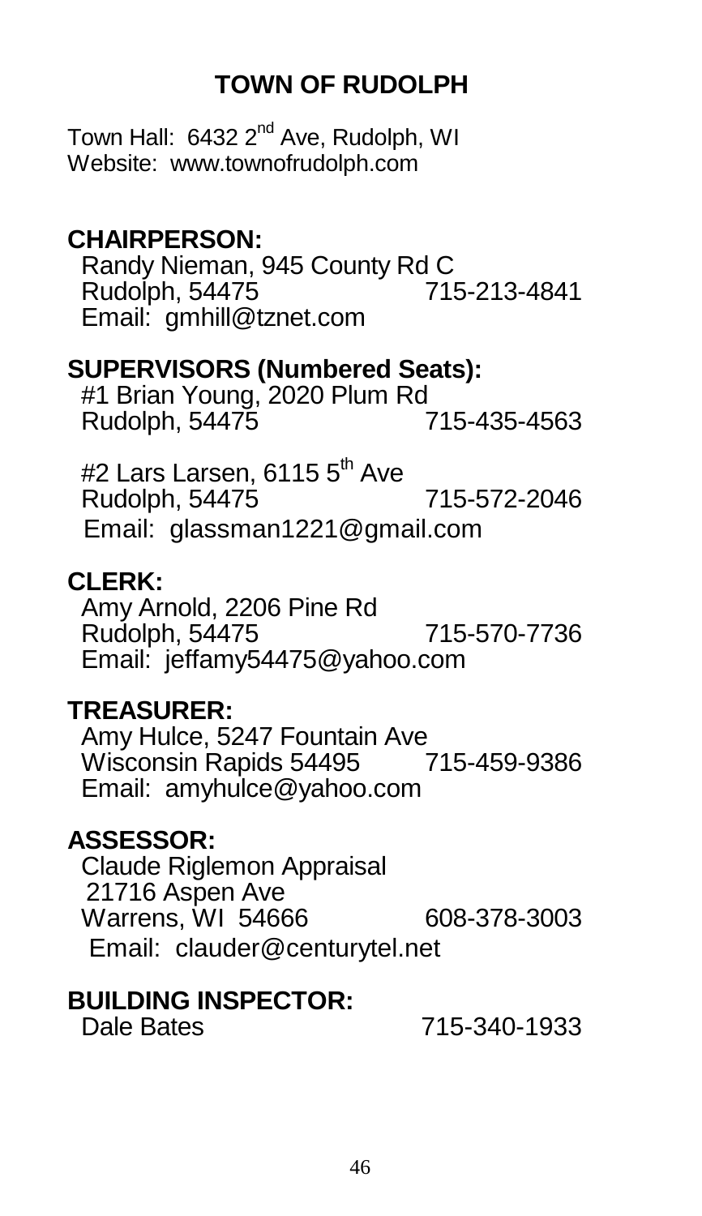# TOWN OF RUDOLPH

Town Hall: 6432 2nd Ave, Rudolph, WI
Website: www.townofrudolph.com

## CHAIRPERSON:

Randy Nieman, 945 County Rd C
Rudolph, 54475 715-213-4841
Email: gmhill@tznet.com

## SUPERVISORS (Numbered Seats):

#1 Brian Young, 2020 Plum Rd
Rudolph, 54475 715-435-4563

#2 Lars Larsen, 6115 5th Ave
Rudolph, 54475 715-572-2046
Email: glassman1221@gmail.com

## CLERK:

Amy Arnold, 2206 Pine Rd
Rudolph, 54475 715-570-7736
Email: jeffamy54475@yahoo.com

## TREASURER:

Amy Hulce, 5247 Fountain Ave
Wisconsin Rapids 54495 715-459-9386
Email: amyhulce@yahoo.com

## ASSESSOR:

Claude Riglemon Appraisal
21716 Aspen Ave
Warrens, WI 54666 608-378-3003
Email: clauder@centurytel.net

## BUILDING INSPECTOR:

Dale Bates 715-340-1933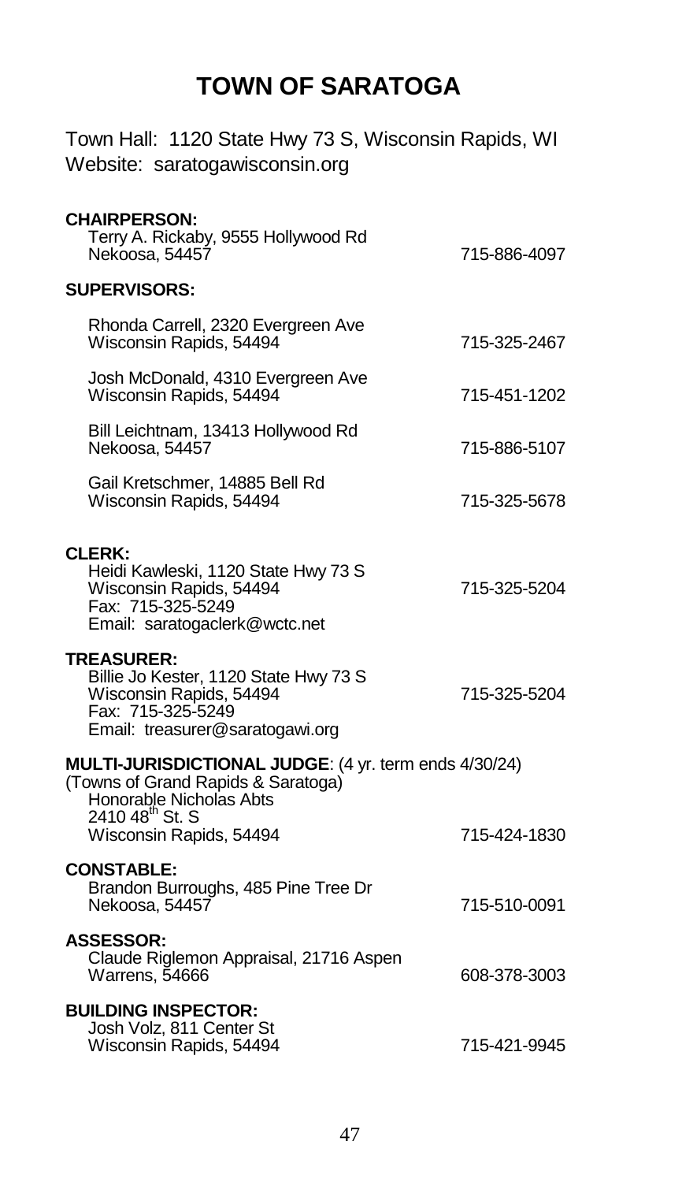# TOWN OF SARATOGA

Town Hall: 1120 State Hwy 73 S, Wisconsin Rapids, WI
Website: saratogawisconsin.org

**CHAIRPERSON:**
Terry A. Rickaby, 9555 Hollywood Rd
Nekoosa, 54457 — 715-886-4097

**SUPERVISORS:**

Rhonda Carrell, 2320 Evergreen Ave
Wisconsin Rapids, 54494 — 715-325-2467

Josh McDonald, 4310 Evergreen Ave
Wisconsin Rapids, 54494 — 715-451-1202

Bill Leichtnam, 13413 Hollywood Rd
Nekoosa, 54457 — 715-886-5107

Gail Kretschmer, 14885 Bell Rd
Wisconsin Rapids, 54494 — 715-325-5678

**CLERK:**
Heidi Kawleski, 1120 State Hwy 73 S
Wisconsin Rapids, 54494 — 715-325-5204
Fax: 715-325-5249
Email: saratogaclerk@wctc.net

**TREASURER:**
Billie Jo Kester, 1120 State Hwy 73 S
Wisconsin Rapids, 54494 — 715-325-5204
Fax: 715-325-5249
Email: treasurer@saratogawi.org

**MULTI-JURISDICTIONAL JUDGE**: (4 yr. term ends 4/30/24)
(Towns of Grand Rapids & Saratoga)
Honorable Nicholas Abts
2410 48th St. S
Wisconsin Rapids, 54494 — 715-424-1830

**CONSTABLE:**
Brandon Burroughs, 485 Pine Tree Dr
Nekoosa, 54457 — 715-510-0091

**ASSESSOR:**
Claude Riglemon Appraisal, 21716 Aspen
Warrens, 54666 — 608-378-3003

**BUILDING INSPECTOR:**
Josh Volz, 811 Center St
Wisconsin Rapids, 54494 — 715-421-9945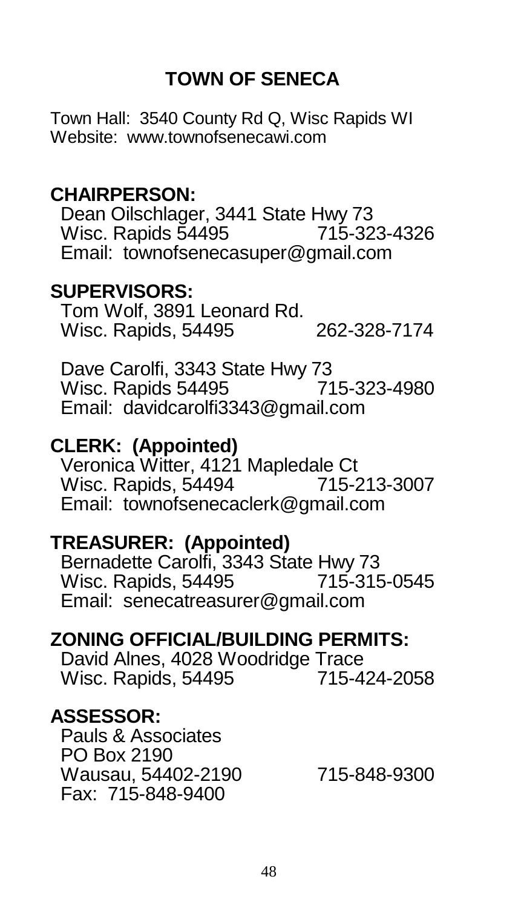# TOWN OF SENECA

Town Hall: 3540 County Rd Q, Wisc Rapids WI
Website: www.townofsenecawi.com

## CHAIRPERSON:

Dean Oilschlager, 3441 State Hwy 73
Wisc. Rapids 54495 715-323-4326
Email: townofsenecasuper@gmail.com

## SUPERVISORS:

Tom Wolf, 3891 Leonard Rd.
Wisc. Rapids, 54495 262-328-7174

Dave Carolfi, 3343 State Hwy 73
Wisc. Rapids 54495 715-323-4980
Email: davidcarolfi3343@gmail.com

## CLERK: (Appointed)

Veronica Witter, 4121 Mapledale Ct
Wisc. Rapids, 54494 715-213-3007
Email: townofsenecaclerk@gmail.com

## TREASURER: (Appointed)

Bernadette Carolfi, 3343 State Hwy 73
Wisc. Rapids, 54495 715-315-0545
Email: senecatreasurer@gmail.com

## ZONING OFFICIAL/BUILDING PERMITS:

David Alnes, 4028 Woodridge Trace
Wisc. Rapids, 54495 715-424-2058

## ASSESSOR:

Pauls & Associates
PO Box 2190
Wausau, 54402-2190 715-848-9300
Fax: 715-848-9400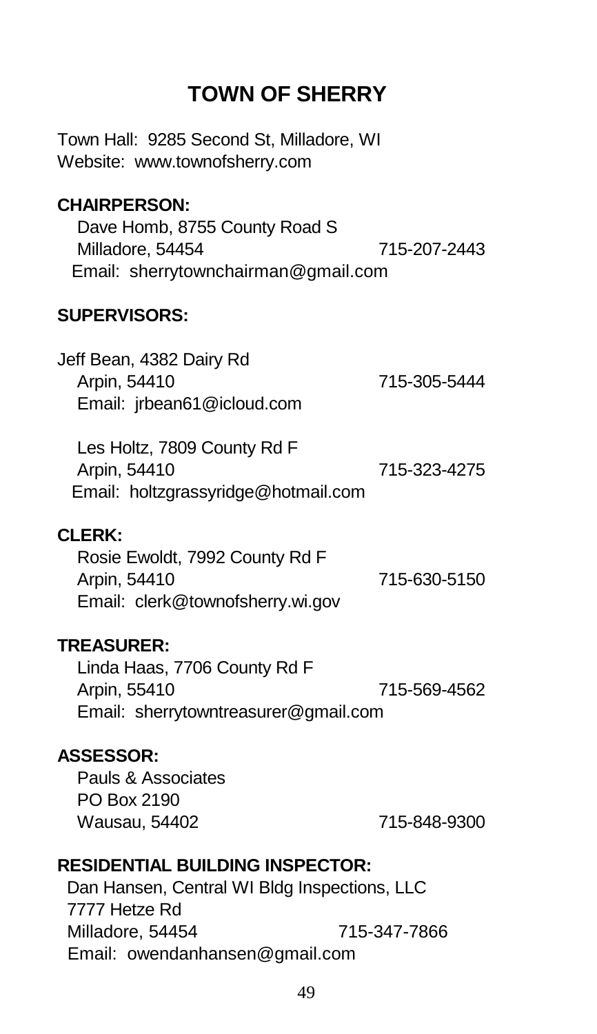# TOWN OF SHERRY

Town Hall: 9285 Second St, Milladore, WI
Website: www.townofsherry.com

**CHAIRPERSON:**

Dave Homb, 8755 County Road S
Milladore, 54454 — 715-207-2443
Email: sherrytownchairman@gmail.com

**SUPERVISORS:**

Jeff Bean, 4382 Dairy Rd
Arpin, 54410 — 715-305-5444
Email: jrbean61@icloud.com

Les Holtz, 7809 County Rd F
Arpin, 54410 — 715-323-4275
Email: holtzgrassyridge@hotmail.com

**CLERK:**

Rosie Ewoldt, 7992 County Rd F
Arpin, 54410 — 715-630-5150
Email: clerk@townofsherry.wi.gov

**TREASURER:**

Linda Haas, 7706 County Rd F
Arpin, 55410 — 715-569-4562
Email: sherrytowntreasurer@gmail.com

**ASSESSOR:**

Pauls & Associates
PO Box 2190
Wausau, 54402 — 715-848-9300

**RESIDENTIAL BUILDING INSPECTOR:**

Dan Hansen, Central WI Bldg Inspections, LLC
7777 Hetze Rd
Milladore, 54454 — 715-347-7866
Email: owendanhansen@gmail.com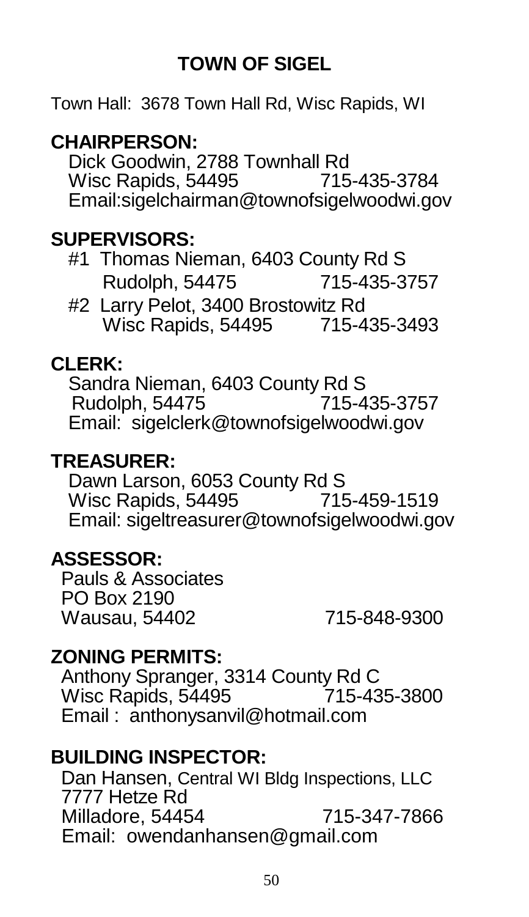# TOWN OF SIGEL

Town Hall: 3678 Town Hall Rd, Wisc Rapids, WI

**CHAIRPERSON:**

Dick Goodwin, 2788 Townhall Rd
Wisc Rapids, 54495 715-435-3784
Email:sigelchairman@townofsigelwoodwi.gov

**SUPERVISORS:**

#1 Thomas Nieman, 6403 County Rd S
Rudolph, 54475 715-435-3757

#2 Larry Pelot, 3400 Brostowitz Rd
Wisc Rapids, 54495 715-435-3493

**CLERK:**

Sandra Nieman, 6403 County Rd S
Rudolph, 54475 715-435-3757
Email: sigelclerk@townofsigelwoodwi.gov

**TREASURER:**

Dawn Larson, 6053 County Rd S
Wisc Rapids, 54495 715-459-1519
Email: sigeltreasurer@townofsigelwoodwi.gov

**ASSESSOR:**

Pauls & Associates
PO Box 2190
Wausau, 54402 715-848-9300

**ZONING PERMITS:**

Anthony Spranger, 3314 County Rd C
Wisc Rapids, 54495 715-435-3800
Email : anthonysanvil@hotmail.com

**BUILDING INSPECTOR:**

Dan Hansen, Central WI Bldg Inspections, LLC
7777 Hetze Rd
Milladore, 54454 715-347-7866
Email: owendanhansen@gmail.com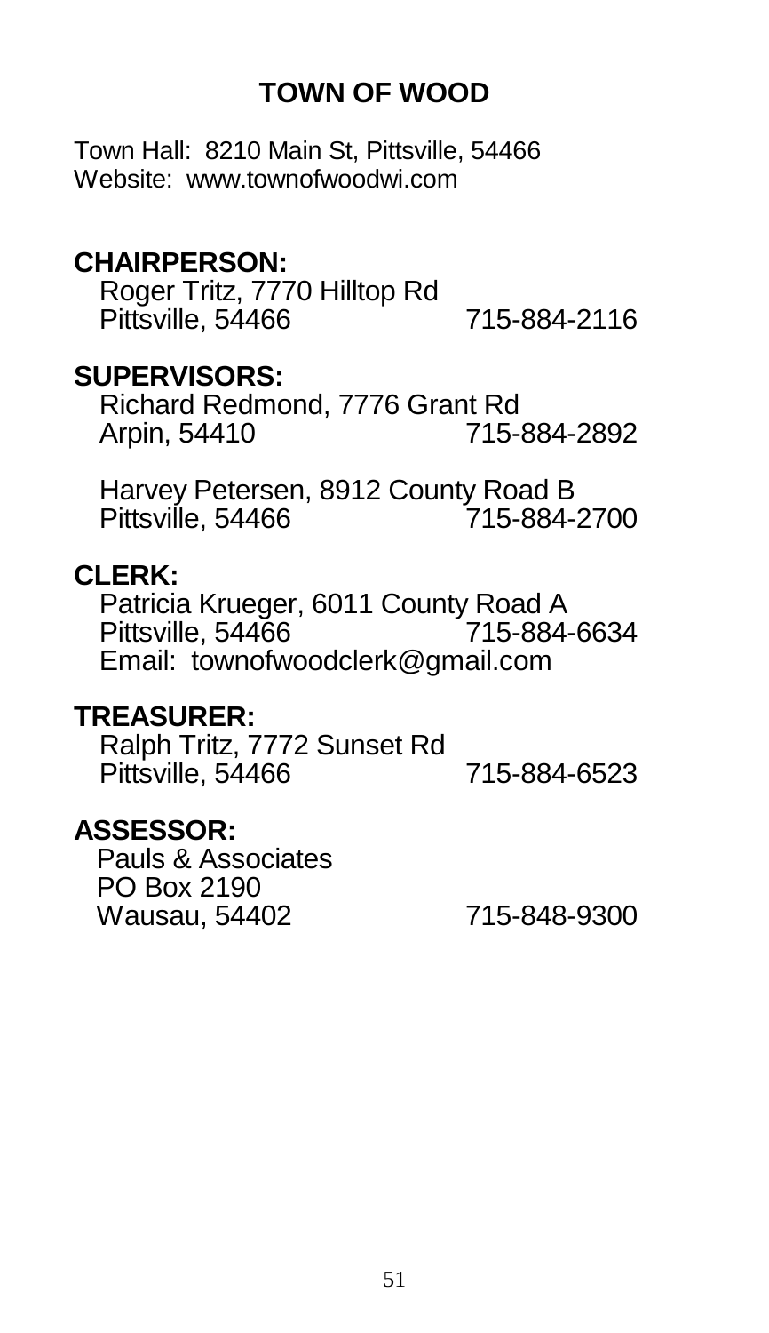# TOWN OF WOOD

Town Hall: 8210 Main St, Pittsville, 54466
Website: www.townofwoodwi.com

**CHAIRPERSON:**

Roger Tritz, 7770 Hilltop Rd
Pittsville, 54466 715-884-2116

**SUPERVISORS:**

Richard Redmond, 7776 Grant Rd
Arpin, 54410 715-884-2892

Harvey Petersen, 8912 County Road B
Pittsville, 54466 715-884-2700

**CLERK:**

Patricia Krueger, 6011 County Road A
Pittsville, 54466 715-884-6634
Email: townofwoodclerk@gmail.com

**TREASURER:**

Ralph Tritz, 7772 Sunset Rd
Pittsville, 54466 715-884-6523

**ASSESSOR:**

Pauls & Associates
PO Box 2190
Wausau, 54402 715-848-9300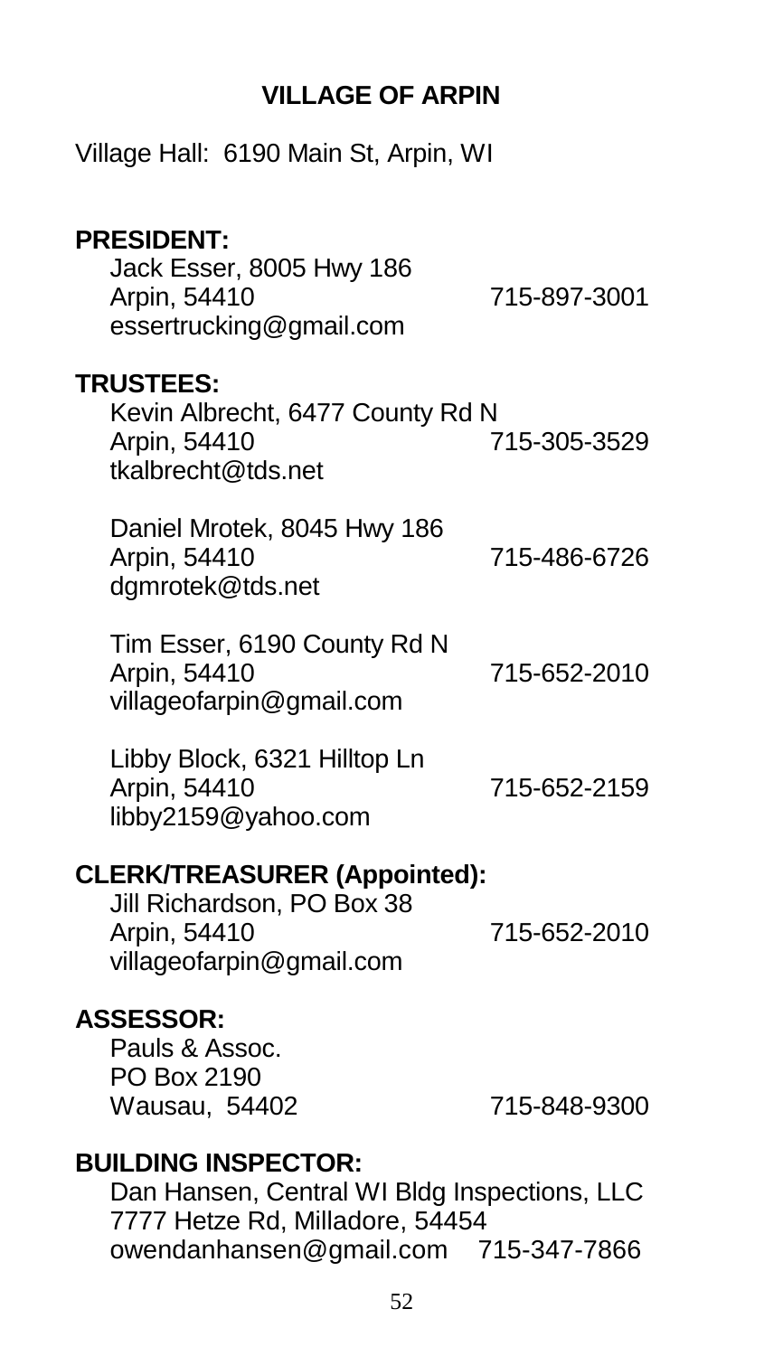## VILLAGE OF ARPIN

Village Hall: 6190 Main St, Arpin, WI

**PRESIDENT:**

Jack Esser, 8005 Hwy 186
Arpin, 54410 715-897-3001
essertrucking@gmail.com

**TRUSTEES:**

Kevin Albrecht, 6477 County Rd N
Arpin, 54410 715-305-3529
tkalbrecht@tds.net

Daniel Mrotek, 8045 Hwy 186
Arpin, 54410 715-486-6726
dgmrotek@tds.net

Tim Esser, 6190 County Rd N
Arpin, 54410 715-652-2010
villageofarpin@gmail.com

Libby Block, 6321 Hilltop Ln
Arpin, 54410 715-652-2159
libby2159@yahoo.com

**CLERK/TREASURER (Appointed):**

Jill Richardson, PO Box 38
Arpin, 54410 715-652-2010
villageofarpin@gmail.com

**ASSESSOR:**

Pauls & Assoc.
PO Box 2190
Wausau, 54402 715-848-9300

**BUILDING INSPECTOR:**

Dan Hansen, Central WI Bldg Inspections, LLC
7777 Hetze Rd, Milladore, 54454
owendanhansen@gmail.com 715-347-7866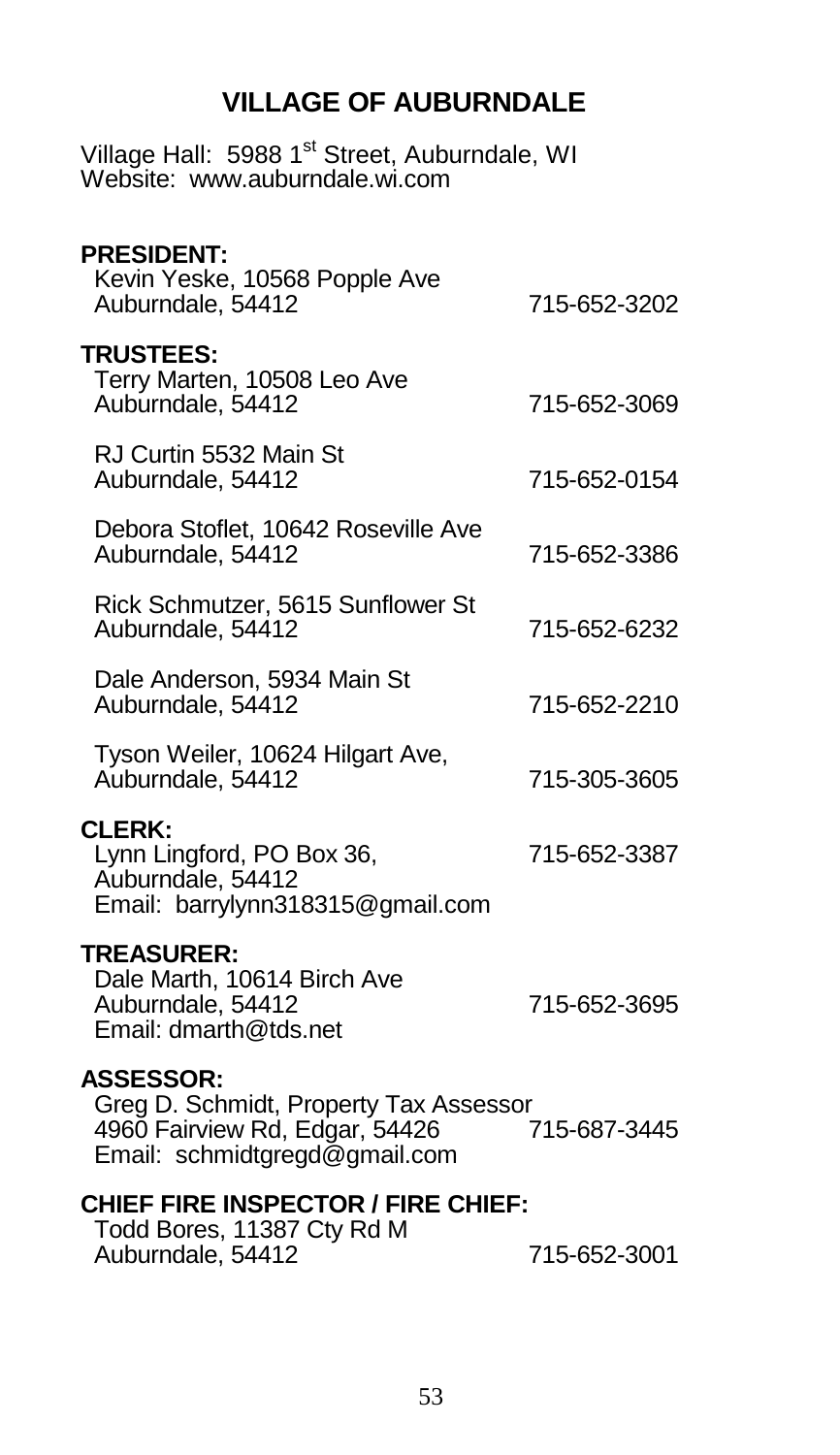# VILLAGE OF AUBURNDALE

Village Hall: 5988 1st Street, Auburndale, WI
Website: www.auburndale.wi.com

**PRESIDENT:**

Kevin Yeske, 10568 Popple Ave
Auburndale, 54412 — 715-652-3202

**TRUSTEES:**

Terry Marten, 10508 Leo Ave
Auburndale, 54412 — 715-652-3069

RJ Curtin 5532 Main St
Auburndale, 54412 — 715-652-0154

Debora Stoflet, 10642 Roseville Ave
Auburndale, 54412 — 715-652-3386

Rick Schmutzer, 5615 Sunflower St
Auburndale, 54412 — 715-652-6232

Dale Anderson, 5934 Main St
Auburndale, 54412 — 715-652-2210

Tyson Weiler, 10624 Hilgart Ave,
Auburndale, 54412 — 715-305-3605

**CLERK:**

Lynn Lingford, PO Box 36, — 715-652-3387
Auburndale, 54412
Email: barrylynn318315@gmail.com

**TREASURER:**

Dale Marth, 10614 Birch Ave
Auburndale, 54412 — 715-652-3695
Email: dmarth@tds.net

**ASSESSOR:**

Greg D. Schmidt, Property Tax Assessor
4960 Fairview Rd, Edgar, 54426 — 715-687-3445
Email: schmidtgregd@gmail.com

**CHIEF FIRE INSPECTOR / FIRE CHIEF:**

Todd Bores, 11387 Cty Rd M
Auburndale, 54412 — 715-652-3001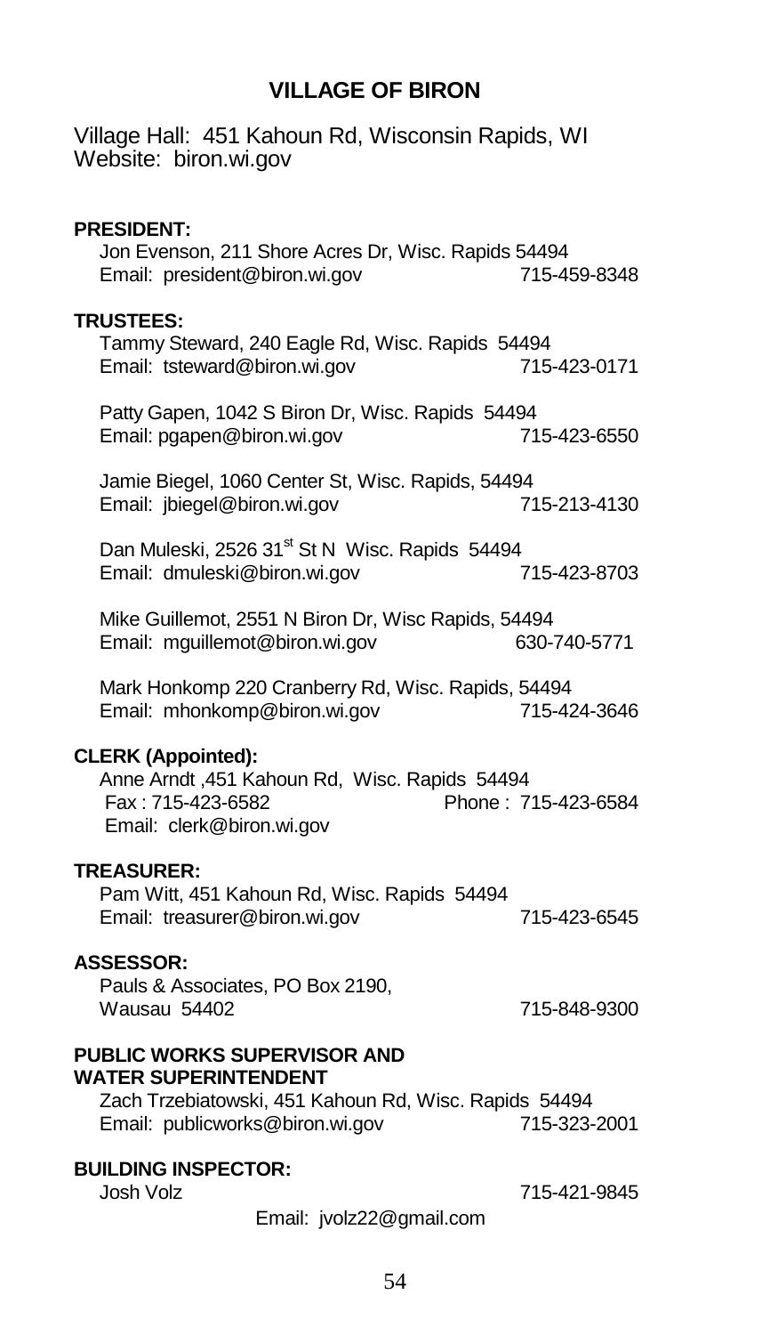# VILLAGE OF BIRON

Village Hall: 451 Kahoun Rd, Wisconsin Rapids, WI
Website: biron.wi.gov

**PRESIDENT:**
Jon Evenson, 211 Shore Acres Dr, Wisc. Rapids 54494
Email: president@biron.wi.gov 715-459-8348

**TRUSTEES:**
Tammy Steward, 240 Eagle Rd, Wisc. Rapids 54494
Email: tsteward@biron.wi.gov 715-423-0171

Patty Gapen, 1042 S Biron Dr, Wisc. Rapids 54494
Email: pgapen@biron.wi.gov 715-423-6550

Jamie Biegel, 1060 Center St, Wisc. Rapids, 54494
Email: jbiegel@biron.wi.gov 715-213-4130

Dan Muleski, 2526 31st St N Wisc. Rapids 54494
Email: dmuleski@biron.wi.gov 715-423-8703

Mike Guillemot, 2551 N Biron Dr, Wisc Rapids, 54494
Email: mguillemot@biron.wi.gov 630-740-5771

Mark Honkomp 220 Cranberry Rd, Wisc. Rapids, 54494
Email: mhonkomp@biron.wi.gov 715-424-3646

**CLERK (Appointed):**
Anne Arndt ,451 Kahoun Rd, Wisc. Rapids 54494
Fax : 715-423-6582 Phone : 715-423-6584
Email: clerk@biron.wi.gov

**TREASURER:**
Pam Witt, 451 Kahoun Rd, Wisc. Rapids 54494
Email: treasurer@biron.wi.gov 715-423-6545

**ASSESSOR:**
Pauls & Associates, PO Box 2190,
Wausau 54402 715-848-9300

**PUBLIC WORKS SUPERVISOR AND WATER SUPERINTENDENT**
Zach Trzebiatowski, 451 Kahoun Rd, Wisc. Rapids 54494
Email: publicworks@biron.wi.gov 715-323-2001

**BUILDING INSPECTOR:**
Josh Volz 715-421-9845
Email: jvolz22@gmail.com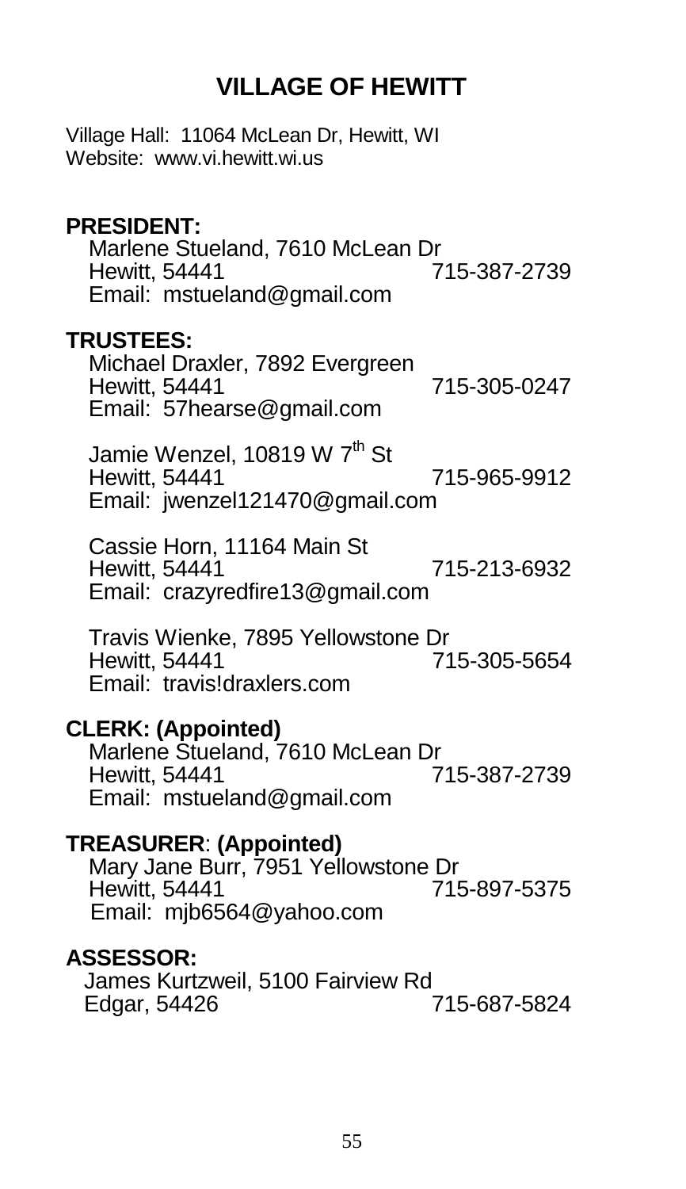# VILLAGE OF HEWITT

Village Hall: 11064 McLean Dr, Hewitt, WI
Website: www.vi.hewitt.wi.us

**PRESIDENT:**
Marlene Stueland, 7610 McLean Dr
Hewitt, 54441 715-387-2739
Email: mstueland@gmail.com

**TRUSTEES:**
Michael Draxler, 7892 Evergreen
Hewitt, 54441 715-305-0247
Email: 57hearse@gmail.com

Jamie Wenzel, 10819 W 7th St
Hewitt, 54441 715-965-9912
Email: jwenzel121470@gmail.com

Cassie Horn, 11164 Main St
Hewitt, 54441 715-213-6932
Email: crazyredfire13@gmail.com

Travis Wienke, 7895 Yellowstone Dr
Hewitt, 54441 715-305-5654
Email: travis!draxlers.com

**CLERK: (Appointed)**
Marlene Stueland, 7610 McLean Dr
Hewitt, 54441 715-387-2739
Email: mstueland@gmail.com

**TREASURER: (Appointed)**
Mary Jane Burr, 7951 Yellowstone Dr
Hewitt, 54441 715-897-5375
Email: mjb6564@yahoo.com

**ASSESSOR:**
James Kurtzweil, 5100 Fairview Rd
Edgar, 54426 715-687-5824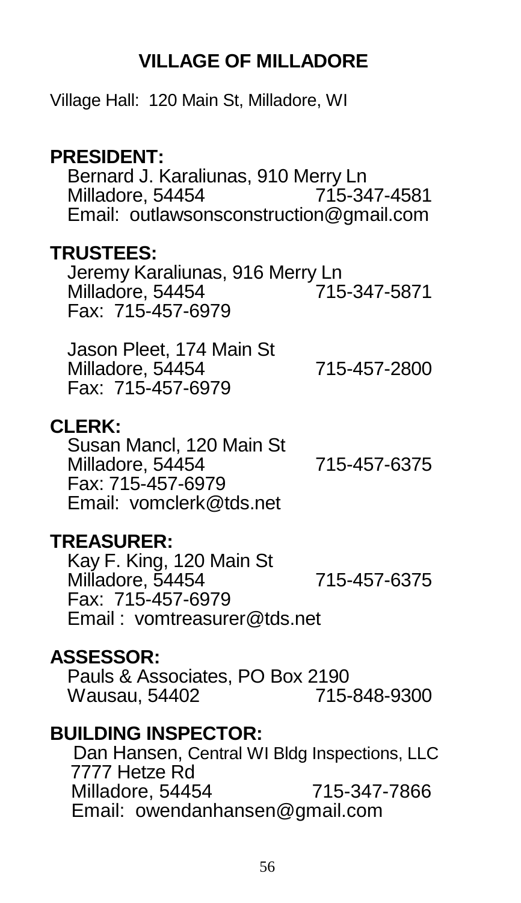# VILLAGE OF MILLADORE

Village Hall: 120 Main St, Milladore, WI

**PRESIDENT:**

Bernard J. Karaliunas, 910 Merry Ln
Milladore, 54454 715-347-4581
Email: outlawsonsconstruction@gmail.com

**TRUSTEES:**

Jeremy Karaliunas, 916 Merry Ln
Milladore, 54454 715-347-5871
Fax: 715-457-6979

Jason Pleet, 174 Main St
Milladore, 54454 715-457-2800
Fax: 715-457-6979

**CLERK:**

Susan Mancl, 120 Main St
Milladore, 54454 715-457-6375
Fax: 715-457-6979
Email: vomclerk@tds.net

**TREASURER:**

Kay F. King, 120 Main St
Milladore, 54454 715-457-6375
Fax: 715-457-6979
Email : vomtreasurer@tds.net

**ASSESSOR:**

Pauls & Associates, PO Box 2190
Wausau, 54402 715-848-9300

**BUILDING INSPECTOR:**

Dan Hansen, Central WI Bldg Inspections, LLC
7777 Hetze Rd
Milladore, 54454 715-347-7866
Email: owendanhansen@gmail.com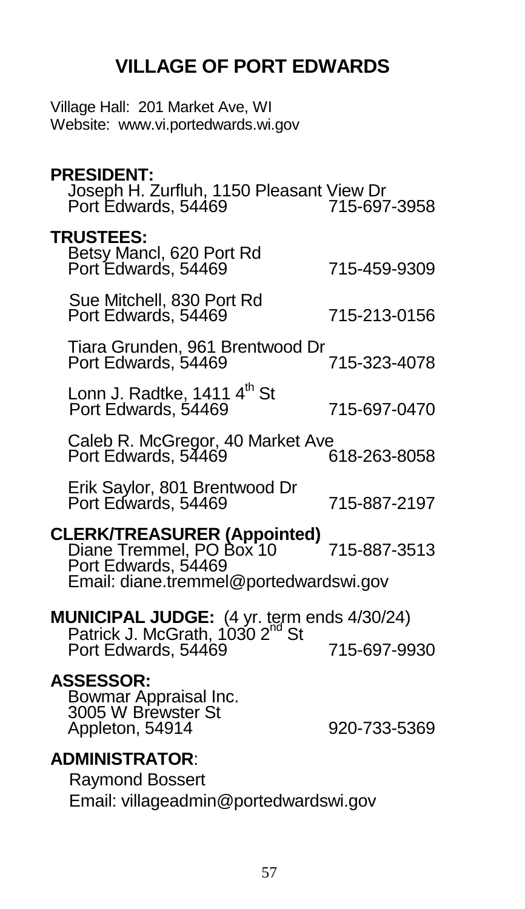# VILLAGE OF PORT EDWARDS

Village Hall: 201 Market Ave, WI
Website: www.vi.portedwards.wi.gov

**PRESIDENT:**
Joseph H. Zurfluh, 1150 Pleasant View Dr
Port Edwards, 54469 715-697-3958

**TRUSTEES:**
Betsy Mancl, 620 Port Rd
Port Edwards, 54469 715-459-9309

Sue Mitchell, 830 Port Rd
Port Edwards, 54469 715-213-0156

Tiara Grunden, 961 Brentwood Dr
Port Edwards, 54469 715-323-4078

Lonn J. Radtke, 1411 4th St
Port Edwards, 54469 715-697-0470

Caleb R. McGregor, 40 Market Ave
Port Edwards, 54469 618-263-8058

Erik Saylor, 801 Brentwood Dr
Port Edwards, 54469 715-887-2197

**CLERK/TREASURER (Appointed)**
Diane Tremmel, PO Box 10 715-887-3513
Port Edwards, 54469
Email: diane.tremmel@portedwardswi.gov

**MUNICIPAL JUDGE:** (4 yr. term ends 4/30/24)
Patrick J. McGrath, 1030 2nd St
Port Edwards, 54469 715-697-9930

**ASSESSOR:**
Bowmar Appraisal Inc.
3005 W Brewster St
Appleton, 54914 920-733-5369

**ADMINISTRATOR**:
Raymond Bossert
Email: villageadmin@portedwardswi.gov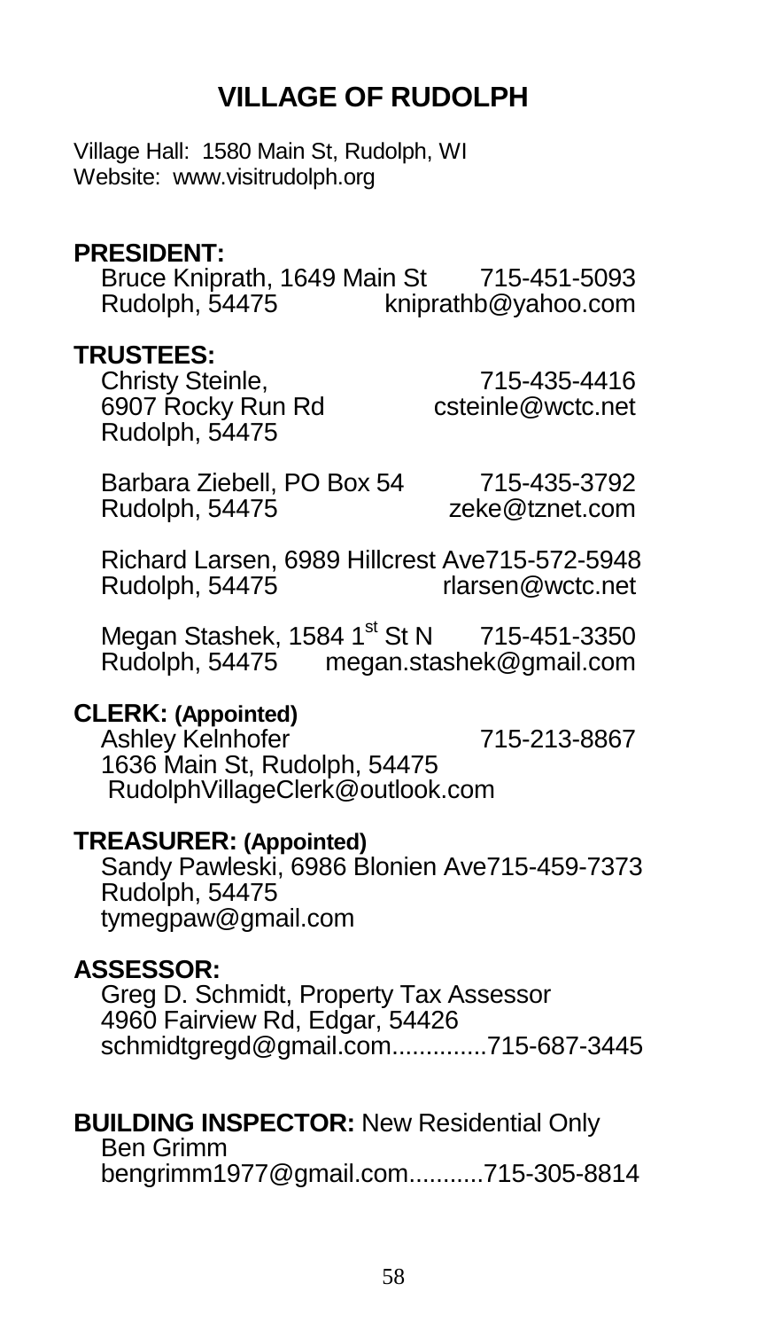# VILLAGE OF RUDOLPH

Village Hall: 1580 Main St, Rudolph, WI
Website: www.visitrudolph.org

**PRESIDENT:**

Bruce Kniprath, 1649 Main St 715-451-5093
Rudolph, 54475 kniprathb@yahoo.com

**TRUSTEES:**

Christy Steinle, 715-435-4416
6907 Rocky Run Rd csteinle@wctc.net
Rudolph, 54475

Barbara Ziebell, PO Box 54 715-435-3792
Rudolph, 54475 zeke@tznet.com

Richard Larsen, 6989 Hillcrest Ave715-572-5948
Rudolph, 54475 rlarsen@wctc.net

Megan Stashek, 1584 1st St N 715-451-3350
Rudolph, 54475 megan.stashek@gmail.com

**CLERK: (Appointed)**

Ashley Kelnhofer 715-213-8867
1636 Main St, Rudolph, 54475
RudolphVillageClerk@outlook.com

**TREASURER: (Appointed)**

Sandy Pawleski, 6986 Blonien Ave715-459-7373
Rudolph, 54475
tymegpaw@gmail.com

**ASSESSOR:**

Greg D. Schmidt, Property Tax Assessor
4960 Fairview Rd, Edgar, 54426
schmidtgregd@gmail.com..............715-687-3445

**BUILDING INSPECTOR:** New Residential Only

Ben Grimm
bengrimm1977@gmail.com...........715-305-8814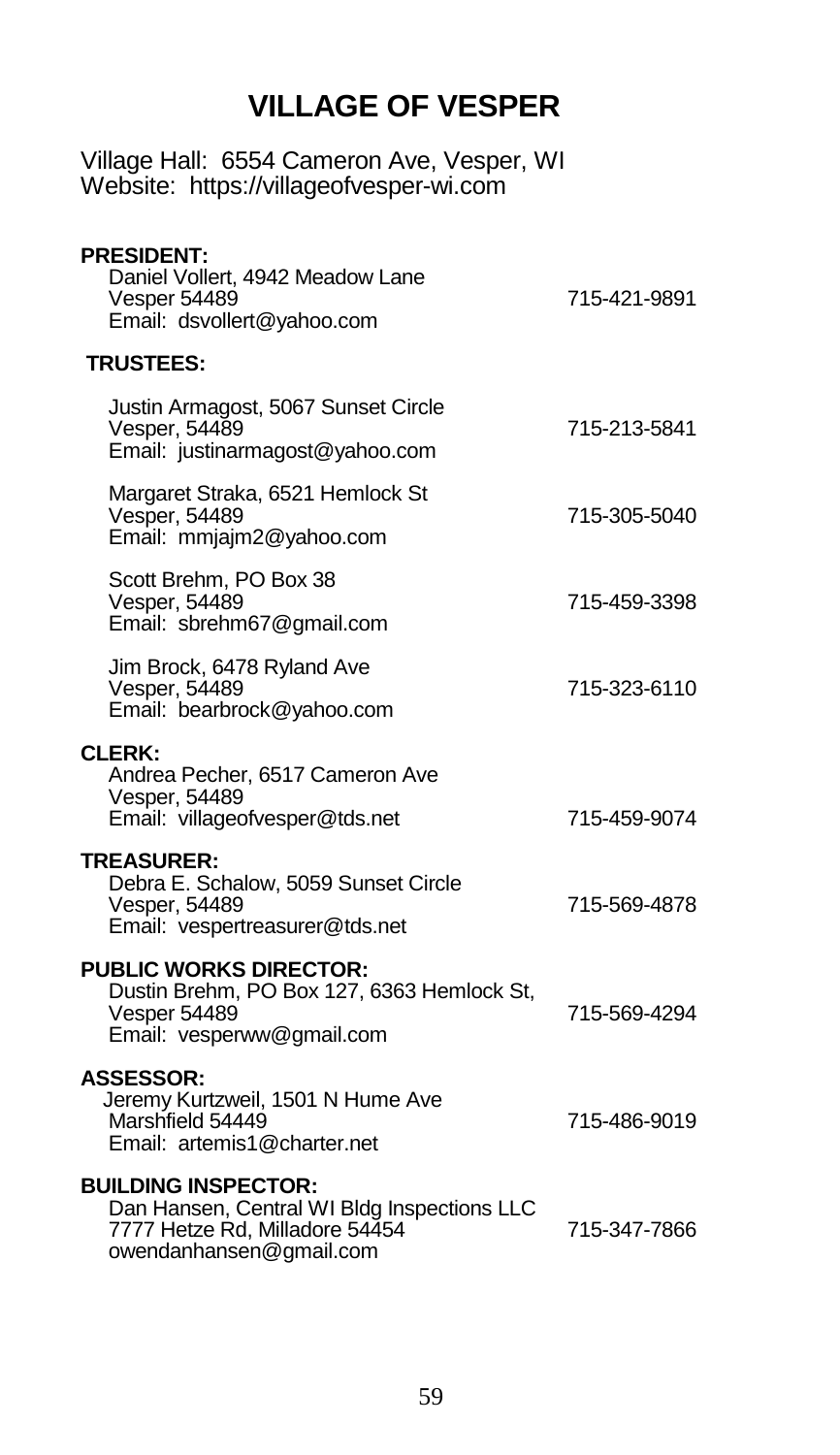# VILLAGE OF VESPER

Village Hall: 6554 Cameron Ave, Vesper, WI
Website: https://villageofvesper-wi.com

**PRESIDENT:**
Daniel Vollert, 4942 Meadow Lane
Vesper 54489 — 715-421-9891
Email: dsvollert@yahoo.com

**TRUSTEES:**

Justin Armagost, 5067 Sunset Circle
Vesper, 54489 — 715-213-5841
Email: justinarmagost@yahoo.com

Margaret Straka, 6521 Hemlock St
Vesper, 54489 — 715-305-5040
Email: mmjajm2@yahoo.com

Scott Brehm, PO Box 38
Vesper, 54489 — 715-459-3398
Email: sbrehm67@gmail.com

Jim Brock, 6478 Ryland Ave
Vesper, 54489 — 715-323-6110
Email: bearbrock@yahoo.com

**CLERK:**
Andrea Pecher, 6517 Cameron Ave
Vesper, 54489
Email: villageofvesper@tds.net — 715-459-9074

**TREASURER:**
Debra E. Schalow, 5059 Sunset Circle
Vesper, 54489 — 715-569-4878
Email: vespertreasurer@tds.net

**PUBLIC WORKS DIRECTOR:**
Dustin Brehm, PO Box 127, 6363 Hemlock St,
Vesper 54489 — 715-569-4294
Email: vesperww@gmail.com

**ASSESSOR:**
Jeremy Kurtzweil, 1501 N Hume Ave
Marshfield 54449 — 715-486-9019
Email: artemis1@charter.net

**BUILDING INSPECTOR:**
Dan Hansen, Central WI Bldg Inspections LLC
7777 Hetze Rd, Milladore 54454 — 715-347-7866
owendanhansen@gmail.com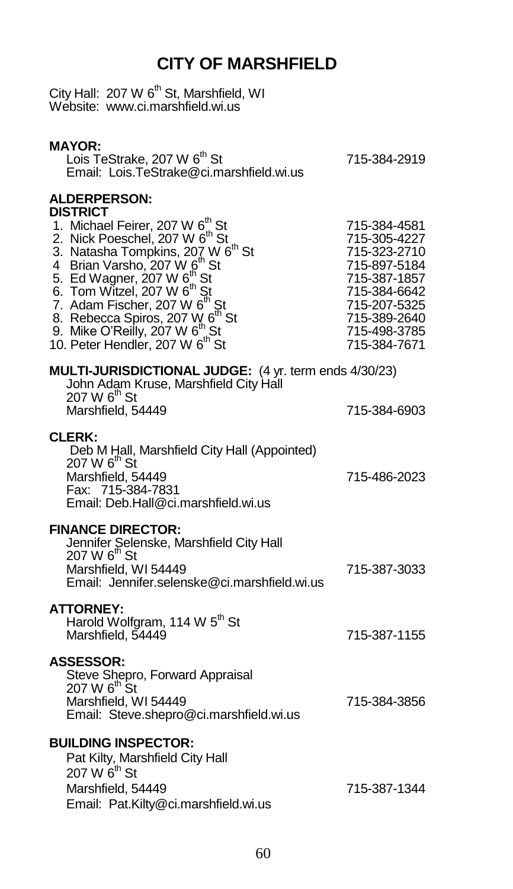# CITY OF MARSHFIELD

City Hall: 207 W 6th St, Marshfield, WI
Website: www.ci.marshfield.wi.us

**MAYOR:**

Lois TeStrake, 207 W 6th St — 715-384-2919
Email: Lois.TeStrake@ci.marshfield.wi.us

**ALDERPERSON:**
**DISTRICT**

1. Michael Feirer, 207 W 6th St — 715-384-4581
2. Nick Poeschel, 207 W 6th St — 715-305-4227
3. Natasha Tompkins, 207 W 6th St — 715-323-2710
4. Brian Varsho, 207 W 6th St — 715-897-5184
5. Ed Wagner, 207 W 6th St — 715-387-1857
6. Tom Witzel, 207 W 6th St — 715-384-6642
7. Adam Fischer, 207 W 6th St — 715-207-5325
8. Rebecca Spiros, 207 W 6th St — 715-389-2640
9. Mike O'Reilly, 207 W 6th St — 715-498-3785
10. Peter Hendler, 207 W 6th St — 715-384-7671

**MULTI-JURISDICTIONAL JUDGE:** (4 yr. term ends 4/30/23)

John Adam Kruse, Marshfield City Hall
207 W 6th St
Marshfield, 54449 — 715-384-6903

**CLERK:**

Deb M Hall, Marshfield City Hall (Appointed)
207 W 6th St
Marshfield, 54449 — 715-486-2023
Fax: 715-384-7831
Email: Deb.Hall@ci.marshfield.wi.us

**FINANCE DIRECTOR:**

Jennifer Selenske, Marshfield City Hall
207 W 6th St
Marshfield, WI 54449 — 715-387-3033
Email: Jennifer.selenske@ci.marshfield.wi.us

**ATTORNEY:**

Harold Wolfgram, 114 W 5th St
Marshfield, 54449 — 715-387-1155

**ASSESSOR:**

Steve Shepro, Forward Appraisal
207 W 6th St
Marshfield, WI 54449 — 715-384-3856
Email: Steve.shepro@ci.marshfield.wi.us

**BUILDING INSPECTOR:**

Pat Kilty, Marshfield City Hall
207 W 6th St
Marshfield, 54449 — 715-387-1344
Email: Pat.Kilty@ci.marshfield.wi.us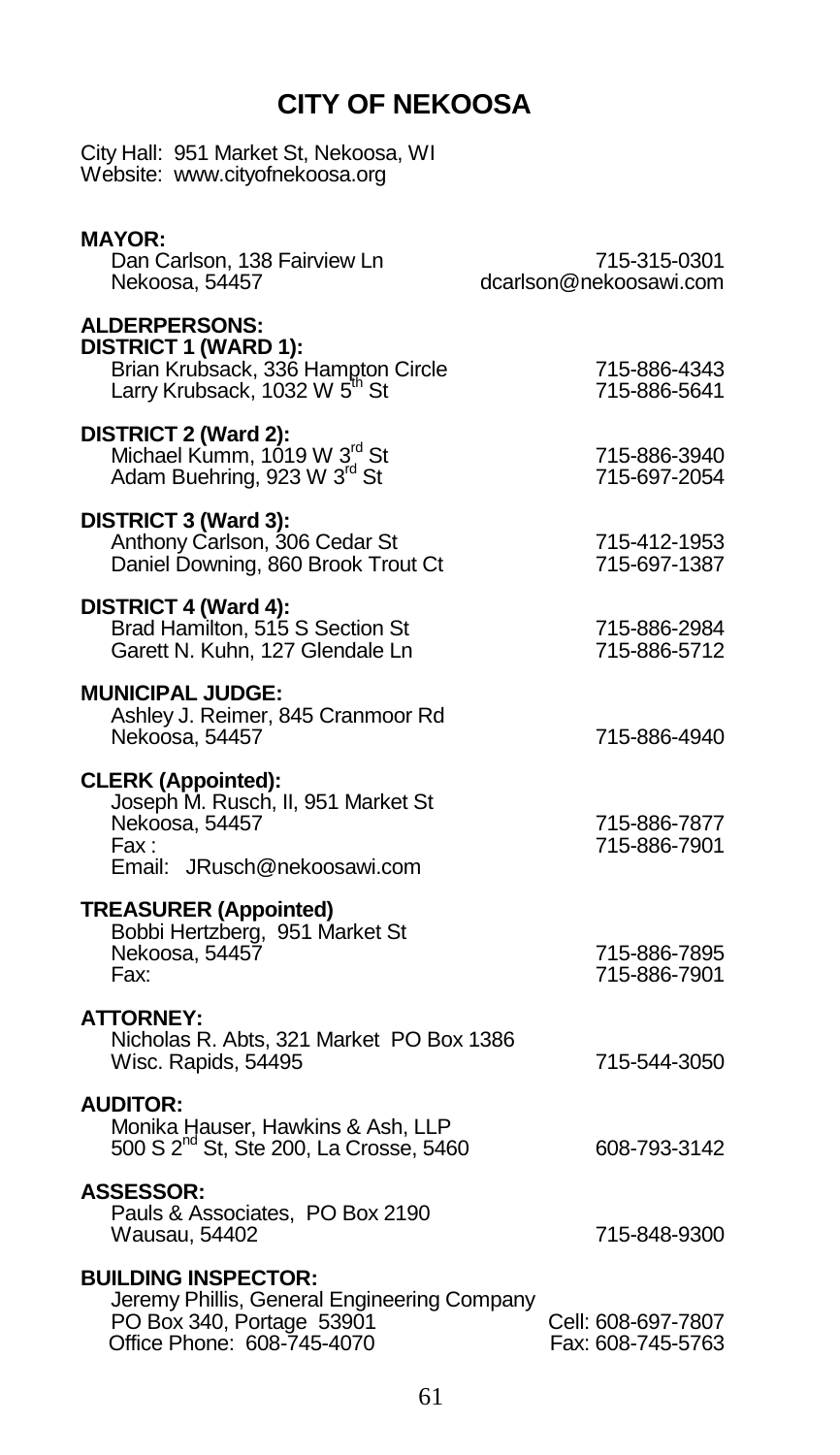# CITY OF NEKOOSA

City Hall: 951 Market St, Nekoosa, WI
Website: www.cityofnekoosa.org

**MAYOR:**
Dan Carlson, 138 Fairview Ln — 715-315-0301
Nekoosa, 54457 — dcarlson@nekoosawi.com

**ALDERPERSONS:**

**DISTRICT 1 (WARD 1):**
Brian Krubsack, 336 Hampton Circle — 715-886-4343
Larry Krubsack, 1032 W 5th St — 715-886-5641

**DISTRICT 2 (Ward 2):**
Michael Kumm, 1019 W 3rd St — 715-886-3940
Adam Buehring, 923 W 3rd St — 715-697-2054

**DISTRICT 3 (Ward 3):**
Anthony Carlson, 306 Cedar St — 715-412-1953
Daniel Downing, 860 Brook Trout Ct — 715-697-1387

**DISTRICT 4 (Ward 4):**
Brad Hamilton, 515 S Section St — 715-886-2984
Garett N. Kuhn, 127 Glendale Ln — 715-886-5712

**MUNICIPAL JUDGE:**
Ashley J. Reimer, 845 Cranmoor Rd
Nekoosa, 54457 — 715-886-4940

**CLERK (Appointed):**
Joseph M. Rusch, II, 951 Market St
Nekoosa, 54457 — 715-886-7877
Fax : — 715-886-7901
Email: JRusch@nekoosawi.com

**TREASURER (Appointed)**
Bobbi Hertzberg, 951 Market St
Nekoosa, 54457 — 715-886-7895
Fax: — 715-886-7901

**ATTORNEY:**
Nicholas R. Abts, 321 Market PO Box 1386
Wisc. Rapids, 54495 — 715-544-3050

**AUDITOR:**
Monika Hauser, Hawkins & Ash, LLP
500 S 2nd St, Ste 200, La Crosse, 5460 — 608-793-3142

**ASSESSOR:**
Pauls & Associates, PO Box 2190
Wausau, 54402 — 715-848-9300

**BUILDING INSPECTOR:**
Jeremy Phillis, General Engineering Company
PO Box 340, Portage 53901 — Cell: 608-697-7807
Office Phone: 608-745-4070 — Fax: 608-745-5763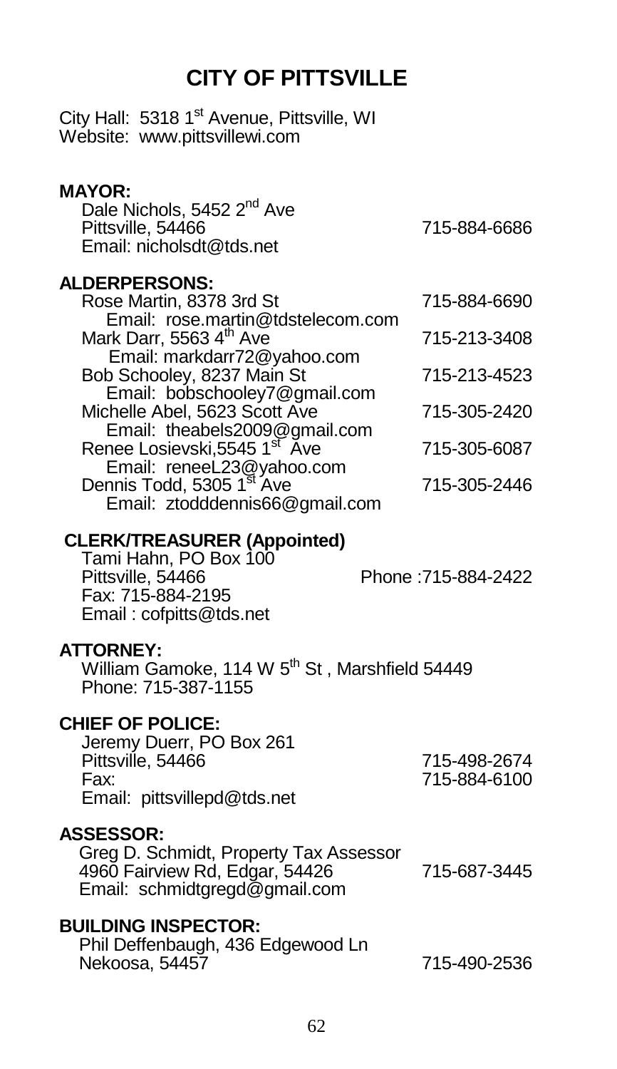# CITY OF PITTSVILLE

City Hall: 5318 1st Avenue, Pittsville, WI
Website: www.pittsvillewi.com

**MAYOR:**

Dale Nichols, 5452 2nd Ave
Pittsville, 54466 — 715-884-6686
Email: nicholsdt@tds.net

**ALDERPERSONS:**

Rose Martin, 8378 3rd St — 715-884-6690
Email: rose.martin@tdstelecom.com

Mark Darr, 5563 4th Ave — 715-213-3408
Email: markdarr72@yahoo.com

Bob Schooley, 8237 Main St — 715-213-4523
Email: bobschooley7@gmail.com

Michelle Abel, 5623 Scott Ave — 715-305-2420
Email: theabels2009@gmail.com

Renee Losievski,5545 1st Ave — 715-305-6087
Email: reneeL23@yahoo.com

Dennis Todd, 5305 1st Ave — 715-305-2446
Email: ztodddennis66@gmail.com

**CLERK/TREASURER (Appointed)**

Tami Hahn, PO Box 100
Pittsville, 54466 — Phone :715-884-2422
Fax: 715-884-2195
Email : cofpitts@tds.net

**ATTORNEY:**

William Gamoke, 114 W 5th St , Marshfield 54449
Phone: 715-387-1155

**CHIEF OF POLICE:**

Jeremy Duerr, PO Box 261
Pittsville, 54466 — 715-498-2674
Fax: 715-884-6100
Email: pittsvillepd@tds.net

**ASSESSOR:**

Greg D. Schmidt, Property Tax Assessor
4960 Fairview Rd, Edgar, 54426 — 715-687-3445
Email: schmidtgregd@gmail.com

**BUILDING INSPECTOR:**

Phil Deffenbaugh, 436 Edgewood Ln
Nekoosa, 54457 — 715-490-2536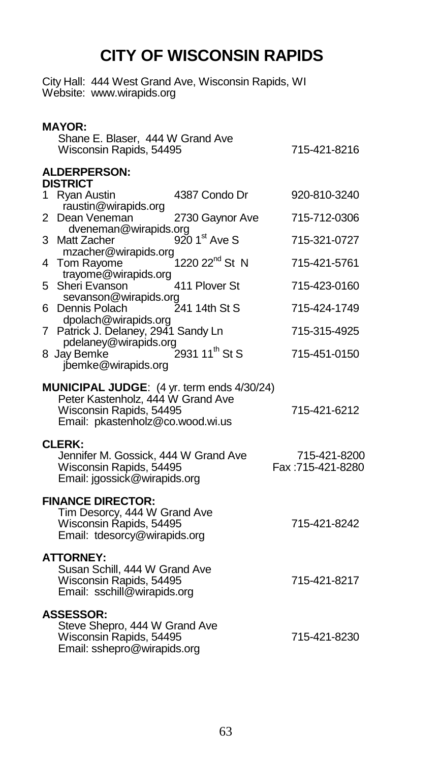# CITY OF WISCONSIN RAPIDS

City Hall: 444 West Grand Ave, Wisconsin Rapids, WI
Website: www.wirapids.org

**MAYOR:**

Shane E. Blaser, 444 W Grand Ave
Wisconsin Rapids, 54495 — 715-421-8216

**ALDERPERSON:**

| DISTRICT | Name | Address | Phone |
|---|---|---|---|
| 1 | Ryan Austin<br>raustin@wirapids.org | 4387 Condo Dr | 920-810-3240 |
| 2 | Dean Veneman<br>dveneman@wirapids.org | 2730 Gaynor Ave | 715-712-0306 |
| 3 | Matt Zacher<br>mzacher@wirapids.org | 920 1st Ave S | 715-321-0727 |
| 4 | Tom Rayome<br>trayome@wirapids.org | 1220 22nd St N | 715-421-5761 |
| 5 | Sheri Evanson<br>sevanson@wirapids.org | 411 Plover St | 715-423-0160 |
| 6 | Dennis Polach<br>dpolach@wirapids.org | 241 14th St S | 715-424-1749 |
| 7 | Patrick J. Delaney<br>pdelaney@wirapids.org | 2941 Sandy Ln | 715-315-4925 |
| 8 | Jay Bemke<br>jbemke@wirapids.org | 2931 11th St S | 715-451-0150 |

**MUNICIPAL JUDGE**: (4 yr. term ends 4/30/24)

Peter Kastenholz, 444 W Grand Ave
Wisconsin Rapids, 54495 — 715-421-6212
Email: pkastenholz@co.wood.wi.us

**CLERK:**

Jennifer M. Gossick, 444 W Grand Ave — 715-421-8200
Wisconsin Rapids, 54495 — Fax :715-421-8280
Email: jgossick@wirapids.org

**FINANCE DIRECTOR:**

Tim Desorcy, 444 W Grand Ave
Wisconsin Rapids, 54495 — 715-421-8242
Email: tdesorcy@wirapids.org

**ATTORNEY:**

Susan Schill, 444 W Grand Ave
Wisconsin Rapids, 54495 — 715-421-8217
Email: sschill@wirapids.org

**ASSESSOR:**

Steve Shepro, 444 W Grand Ave
Wisconsin Rapids, 54495 — 715-421-8230
Email: sshepro@wirapids.org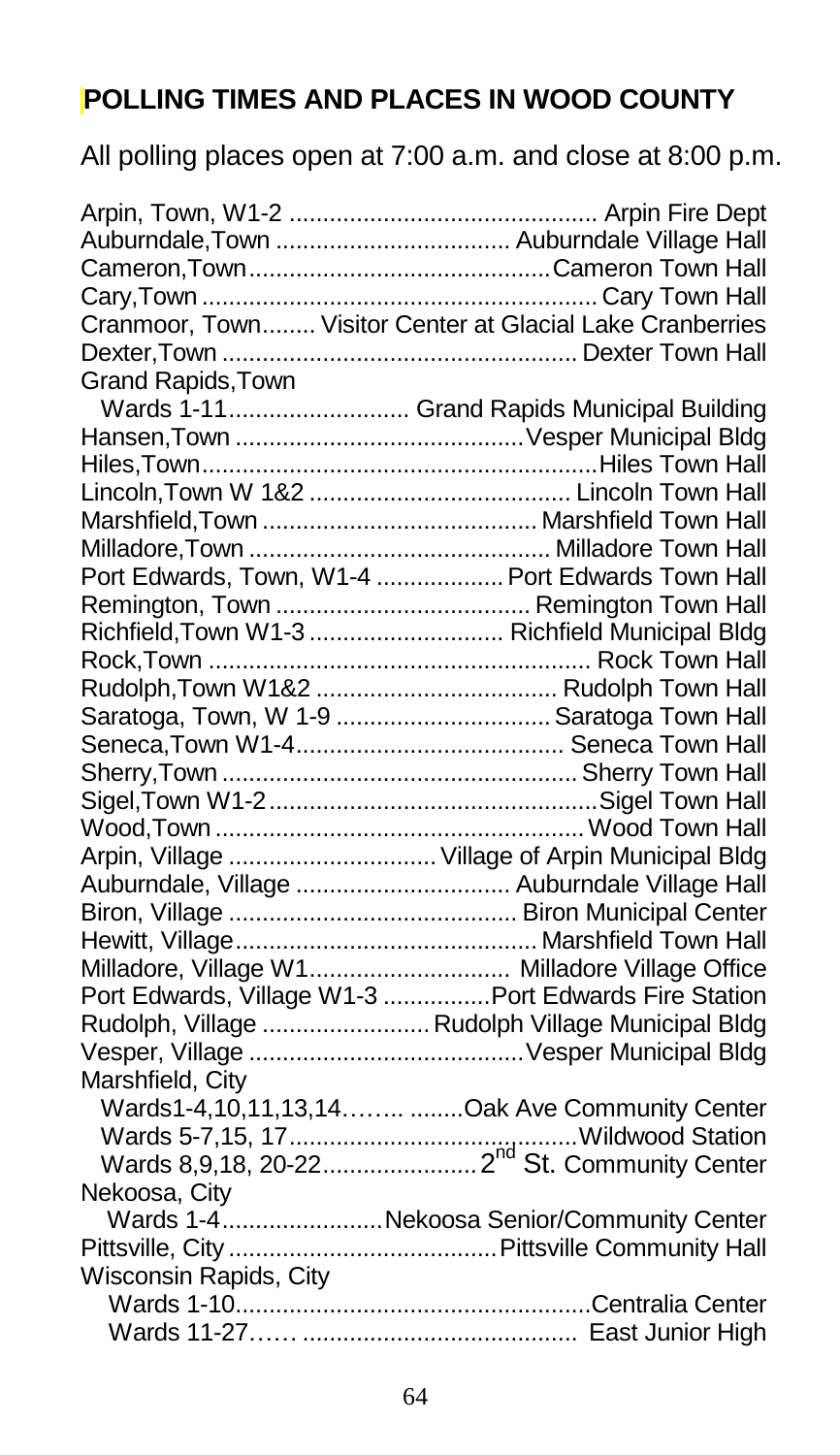## POLLING TIMES AND PLACES IN WOOD COUNTY

All polling places open at 7:00 a.m. and close at 8:00 p.m.

| Municipality | Polling Place |
|---|---|
| Arpin, Town, W1-2 | Arpin Fire Dept |
| Auburndale,Town | Auburndale Village Hall |
| Cameron,Town | Cameron Town Hall |
| Cary,Town | Cary Town Hall |
| Cranmoor, Town | Visitor Center at Glacial Lake Cranberries |
| Dexter,Town | Dexter Town Hall |
| Grand Rapids,Town | |
| Wards 1-11 | Grand Rapids Municipal Building |
| Hansen,Town | Vesper Municipal Bldg |
| Hiles,Town | Hiles Town Hall |
| Lincoln,Town W 1&2 | Lincoln Town Hall |
| Marshfield,Town | Marshfield Town Hall |
| Milladore,Town | Milladore Town Hall |
| Port Edwards, Town, W1-4 | Port Edwards Town Hall |
| Remington, Town | Remington Town Hall |
| Richfield,Town W1-3 | Richfield Municipal Bldg |
| Rock,Town | Rock Town Hall |
| Rudolph,Town W1&2 | Rudolph Town Hall |
| Saratoga, Town, W 1-9 | Saratoga Town Hall |
| Seneca,Town W1-4 | Seneca Town Hall |
| Sherry,Town | Sherry Town Hall |
| Sigel,Town W1-2 | Sigel Town Hall |
| Wood,Town | Wood Town Hall |
| Arpin, Village | Village of Arpin Municipal Bldg |
| Auburndale, Village | Auburndale Village Hall |
| Biron, Village | Biron Municipal Center |
| Hewitt, Village | Marshfield Town Hall |
| Milladore, Village W1 | Milladore Village Office |
| Port Edwards, Village W1-3 | Port Edwards Fire Station |
| Rudolph, Village | Rudolph Village Municipal Bldg |
| Vesper, Village | Vesper Municipal Bldg |
| Marshfield, City | |
| Wards1-4,10,11,13,14 | Oak Ave Community Center |
| Wards 5-7,15, 17 | Wildwood Station |
| Wards 8,9,18, 20-22 | 2nd St. Community Center |
| Nekoosa, City | |
| Wards 1-4 | Nekoosa Senior/Community Center |
| Pittsville, City | Pittsville Community Hall |
| Wisconsin Rapids, City | |
| Wards 1-10 | Centralia Center |
| Wards 11-27 | East Junior High |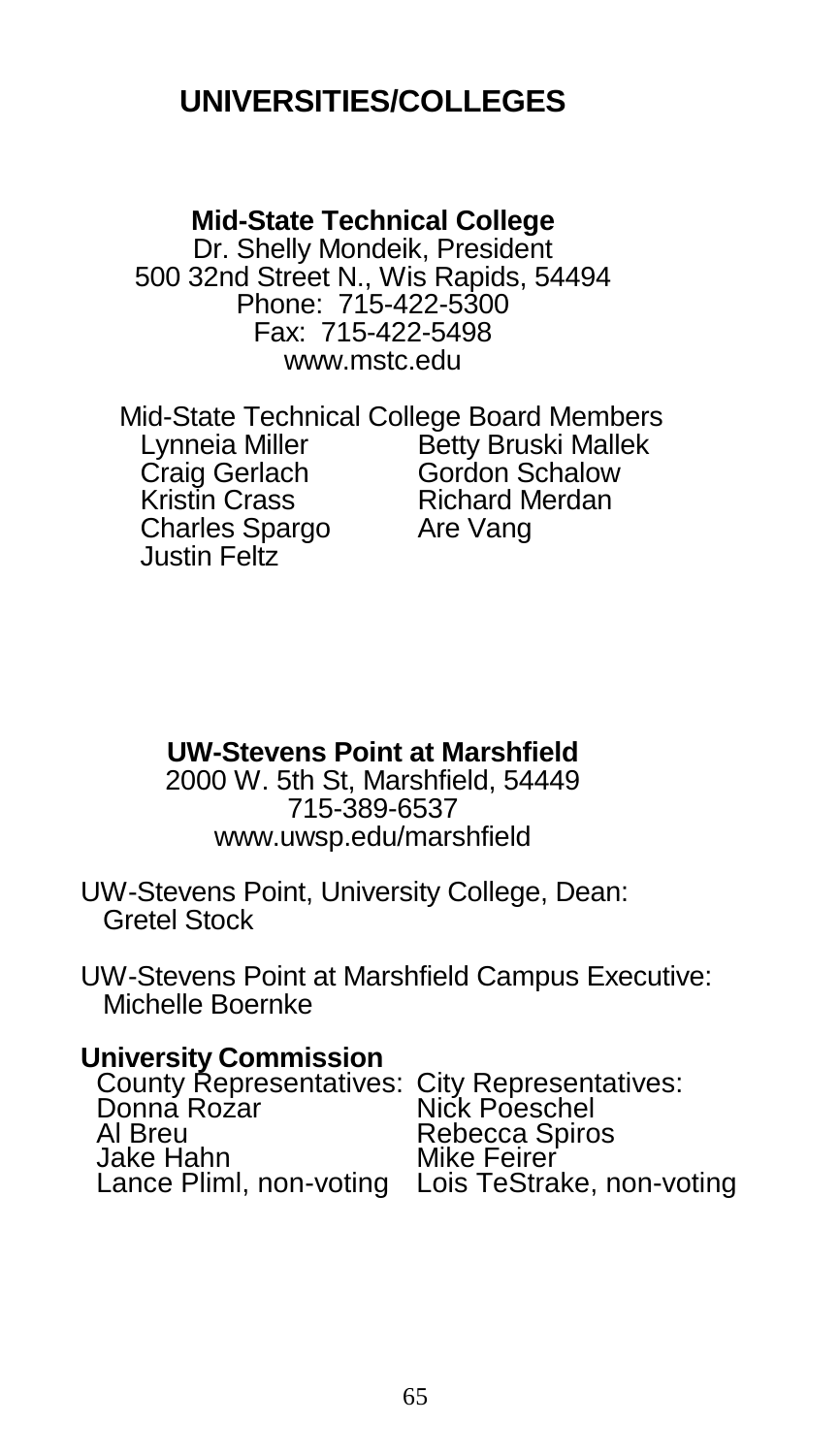# UNIVERSITIES/COLLEGES

**Mid-State Technical College**
Dr. Shelly Mondeik, President
500 32nd Street N., Wis Rapids, 54494
Phone: 715-422-5300
Fax: 715-422-5498
www.mstc.edu

Mid-State Technical College Board Members

| | |
|---|---|
| Lynneia Miller | Betty Bruski Mallek |
| Craig Gerlach | Gordon Schalow |
| Kristin Crass | Richard Merdan |
| Charles Spargo | Are Vang |
| Justin Feltz | |

**UW-Stevens Point at Marshfield**
2000 W. 5th St, Marshfield, 54449
715-389-6537
www.uwsp.edu/marshfield

UW-Stevens Point, University College, Dean:
Gretel Stock

UW-Stevens Point at Marshfield Campus Executive:
Michelle Boernke

**University Commission**

| County Representatives: | City Representatives: |
|---|---|
| Donna Rozar | Nick Poeschel |
| Al Breu | Rebecca Spiros |
| Jake Hahn | Mike Feirer |
| Lance Pliml, non-voting | Lois TeStrake, non-voting |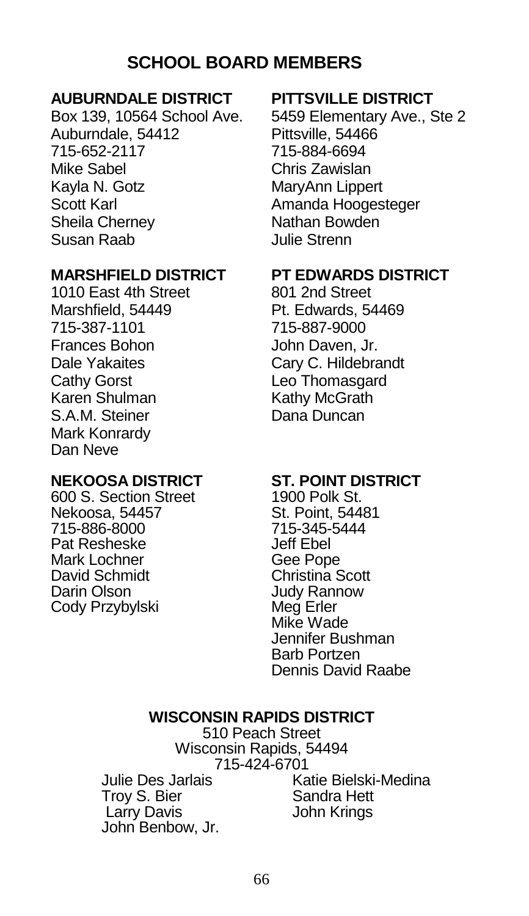# SCHOOL BOARD MEMBERS

## AUBURNDALE DISTRICT

Box 139, 10564 School Ave.
Auburndale, 54412
715-652-2117
Mike Sabel
Kayla N. Gotz
Scott Karl
Sheila Cherney
Susan Raab

## PITTSVILLE DISTRICT

5459 Elementary Ave., Ste 2
Pittsville, 54466
715-884-6694
Chris Zawislan
MaryAnn Lippert
Amanda Hoogesteger
Nathan Bowden
Julie Strenn

## MARSHFIELD DISTRICT

1010 East 4th Street
Marshfield, 54449
715-387-1101
Frances Bohon
Dale Yakaites
Cathy Gorst
Karen Shulman
S.A.M. Steiner
Mark Konrardy
Dan Neve

## PT EDWARDS DISTRICT

801 2nd Street
Pt. Edwards, 54469
715-887-9000
John Daven, Jr.
Cary C. Hildebrandt
Leo Thomasgard
Kathy McGrath
Dana Duncan

## NEKOOSA DISTRICT

600 S. Section Street
Nekoosa, 54457
715-886-8000
Pat Resheske
Mark Lochner
David Schmidt
Darin Olson
Cody Przybylski

## ST. POINT DISTRICT

1900 Polk St.
St. Point, 54481
715-345-5444
Jeff Ebel
Gee Pope
Christina Scott
Judy Rannow
Meg Erler
Mike Wade
Jennifer Bushman
Barb Portzen
Dennis David Raabe

## WISCONSIN RAPIDS DISTRICT

510 Peach Street
Wisconsin Rapids, 54494
715-424-6701
Julie Des Jarlais
Troy S. Bier
Larry Davis
John Benbow, Jr.
Katie Bielski-Medina
Sandra Hett
John Krings